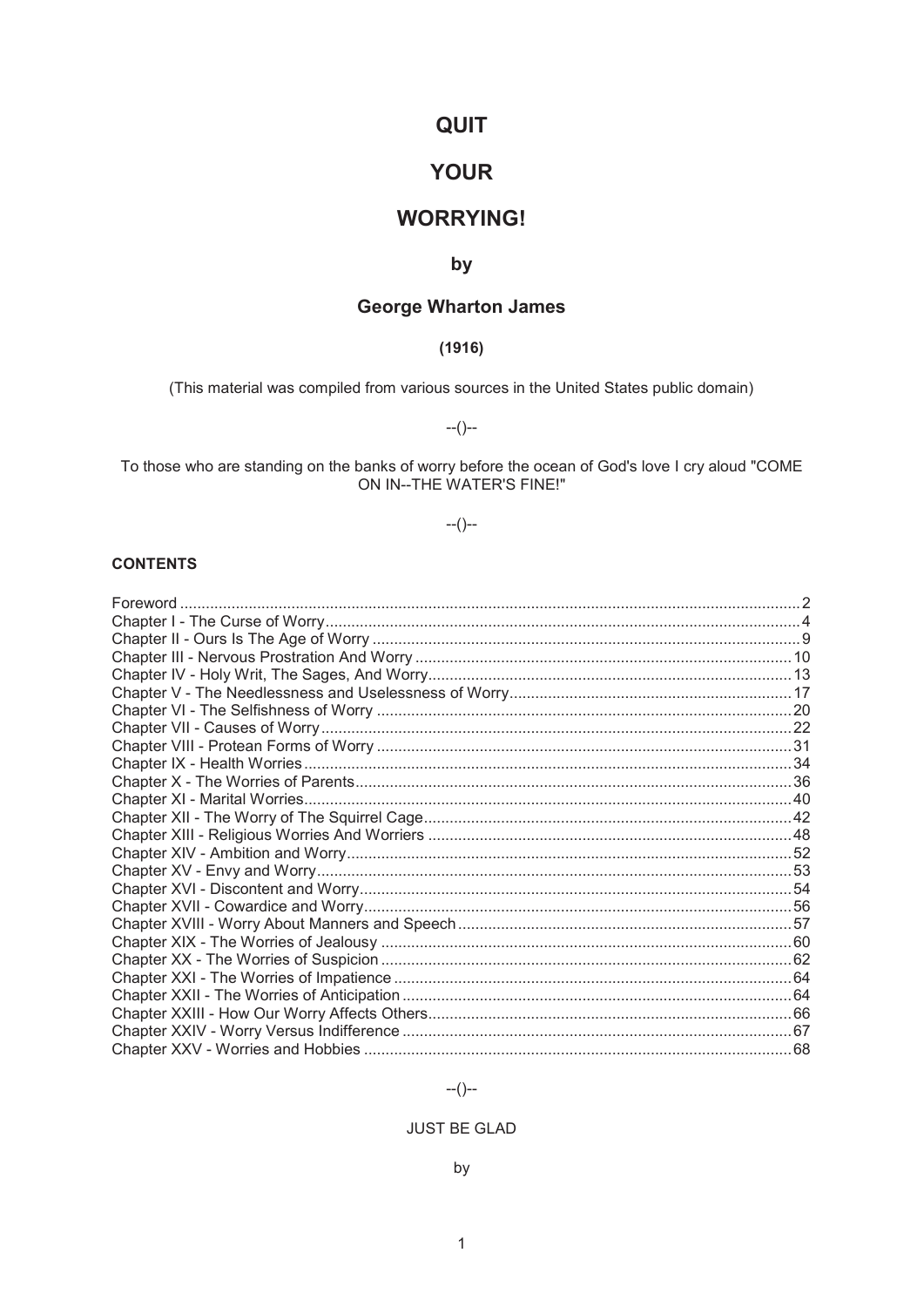# QUIT

# YOUR

# WORRYING!

## by

## George Wharton James

### (1916)

(This material was compiled from various sources in the United States public domain)

--()--

To those who are standing on the banks of worry before the ocean of God's love I cry aloud "COME ON IN--THE WATER'S FINE!"

--()--

**CONTENTS**

| | |
|---|---|
| Foreword | 2 |
| Chapter I - The Curse of Worry | 4 |
| Chapter II - Ours Is The Age of Worry | 9 |
| Chapter III - Nervous Prostration And Worry | 10 |
| Chapter IV - Holy Writ, The Sages, And Worry | 13 |
| Chapter V - The Needlessness and Uselessness of Worry | 17 |
| Chapter VI - The Selfishness of Worry | 20 |
| Chapter VII - Causes of Worry | 22 |
| Chapter VIII - Protean Forms of Worry | 31 |
| Chapter IX - Health Worries | 34 |
| Chapter X - The Worries of Parents | 36 |
| Chapter XI - Marital Worries | 40 |
| Chapter XII - The Worry of The Squirrel Cage | 42 |
| Chapter XIII - Religious Worries And Worriers | 48 |
| Chapter XIV - Ambition and Worry | 52 |
| Chapter XV - Envy and Worry | 53 |
| Chapter XVI - Discontent and Worry | 54 |
| Chapter XVII - Cowardice and Worry | 56 |
| Chapter XVIII - Worry About Manners and Speech | 57 |
| Chapter XIX - The Worries of Jealousy | 60 |
| Chapter XX - The Worries of Suspicion | 62 |
| Chapter XXI - The Worries of Impatience | 64 |
| Chapter XXII - The Worries of Anticipation | 64 |
| Chapter XXIII - How Our Worry Affects Others | 66 |
| Chapter XXIV - Worry Versus Indifference | 67 |
| Chapter XXV - Worries and Hobbies | 68 |

--()--

JUST BE GLAD

by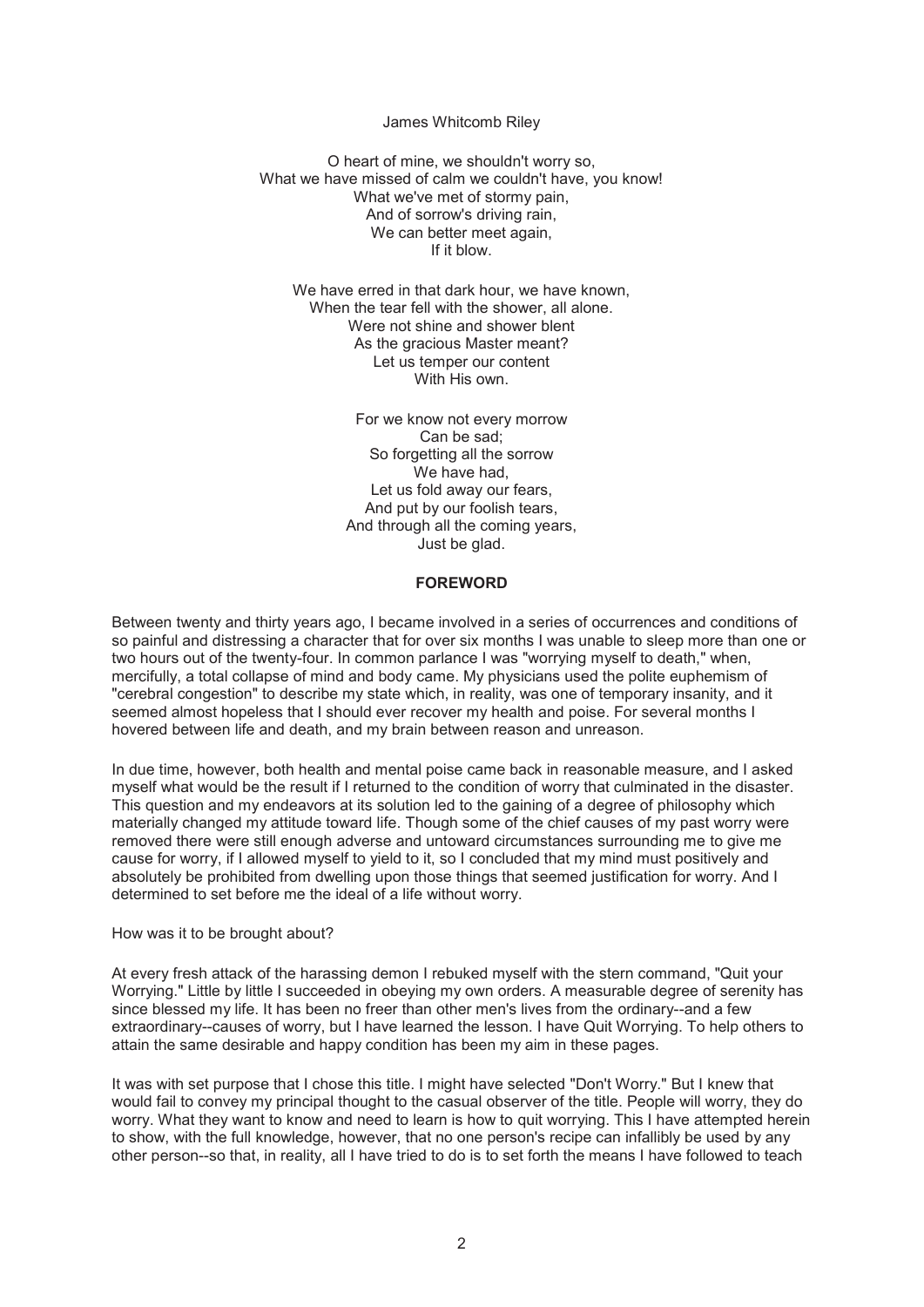James Whitcomb Riley

O heart of mine, we shouldn't worry so,  
What we have missed of calm we couldn't have, you know!  
What we've met of stormy pain,  
And of sorrow's driving rain,  
We can better meet again,  
If it blow.

We have erred in that dark hour, we have known,  
When the tear fell with the shower, all alone.  
Were not shine and shower blent  
As the gracious Master meant?  
Let us temper our content  
With His own.

For we know not every morrow  
Can be sad;  
So forgetting all the sorrow  
We have had,  
Let us fold away our fears,  
And put by our foolish tears,  
And through all the coming years,  
Just be glad.

## FOREWORD

Between twenty and thirty years ago, I became involved in a series of occurrences and conditions of so painful and distressing a character that for over six months I was unable to sleep more than one or two hours out of the twenty-four. In common parlance I was "worrying myself to death," when, mercifully, a total collapse of mind and body came. My physicians used the polite euphemism of "cerebral congestion" to describe my state which, in reality, was one of temporary insanity, and it seemed almost hopeless that I should ever recover my health and poise. For several months I hovered between life and death, and my brain between reason and unreason.

In due time, however, both health and mental poise came back in reasonable measure, and I asked myself what would be the result if I returned to the condition of worry that culminated in the disaster. This question and my endeavors at its solution led to the gaining of a degree of philosophy which materially changed my attitude toward life. Though some of the chief causes of my past worry were removed there were still enough adverse and untoward circumstances surrounding me to give me cause for worry, if I allowed myself to yield to it, so I concluded that my mind must positively and absolutely be prohibited from dwelling upon those things that seemed justification for worry. And I determined to set before me the ideal of a life without worry.

How was it to be brought about?

At every fresh attack of the harassing demon I rebuked myself with the stern command, "Quit your Worrying." Little by little I succeeded in obeying my own orders. A measurable degree of serenity has since blessed my life. It has been no freer than other men's lives from the ordinary--and a few extraordinary--causes of worry, but I have learned the lesson. I have Quit Worrying. To help others to attain the same desirable and happy condition has been my aim in these pages.

It was with set purpose that I chose this title. I might have selected "Don't Worry." But I knew that would fail to convey my principal thought to the casual observer of the title. People will worry, they do worry. What they want to know and need to learn is how to quit worrying. This I have attempted herein to show, with the full knowledge, however, that no one person's recipe can infallibly be used by any other person--so that, in reality, all I have tried to do is to set forth the means I have followed to teach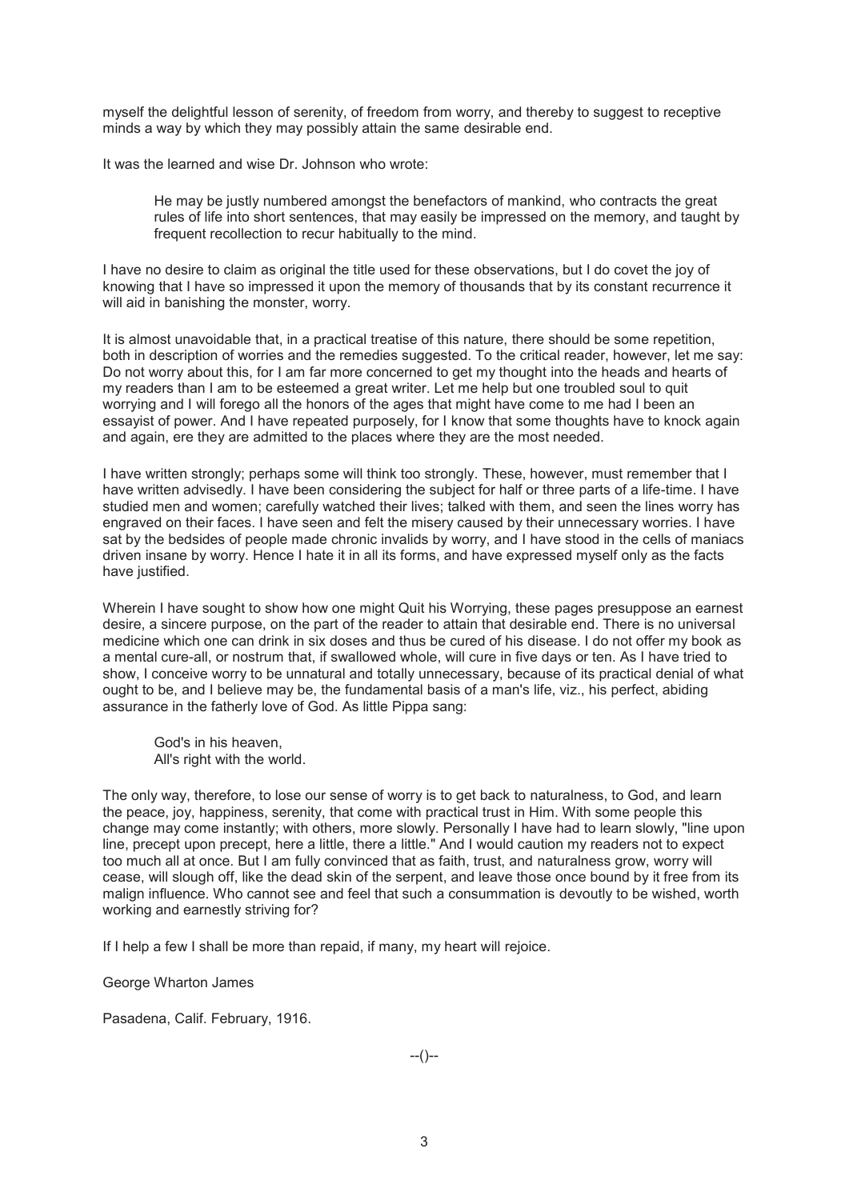myself the delightful lesson of serenity, of freedom from worry, and thereby to suggest to receptive minds a way by which they may possibly attain the same desirable end.

It was the learned and wise Dr. Johnson who wrote:

> He may be justly numbered amongst the benefactors of mankind, who contracts the great rules of life into short sentences, that may easily be impressed on the memory, and taught by frequent recollection to recur habitually to the mind.

I have no desire to claim as original the title used for these observations, but I do covet the joy of knowing that I have so impressed it upon the memory of thousands that by its constant recurrence it will aid in banishing the monster, worry.

It is almost unavoidable that, in a practical treatise of this nature, there should be some repetition, both in description of worries and the remedies suggested. To the critical reader, however, let me say: Do not worry about this, for I am far more concerned to get my thought into the heads and hearts of my readers than I am to be esteemed a great writer. Let me help but one troubled soul to quit worrying and I will forego all the honors of the ages that might have come to me had I been an essayist of power. And I have repeated purposely, for I know that some thoughts have to knock again and again, ere they are admitted to the places where they are the most needed.

I have written strongly; perhaps some will think too strongly. These, however, must remember that I have written advisedly. I have been considering the subject for half or three parts of a life-time. I have studied men and women; carefully watched their lives; talked with them, and seen the lines worry has engraved on their faces. I have seen and felt the misery caused by their unnecessary worries. I have sat by the bedsides of people made chronic invalids by worry, and I have stood in the cells of maniacs driven insane by worry. Hence I hate it in all its forms, and have expressed myself only as the facts have justified.

Wherein I have sought to show how one might Quit his Worrying, these pages presuppose an earnest desire, a sincere purpose, on the part of the reader to attain that desirable end. There is no universal medicine which one can drink in six doses and thus be cured of his disease. I do not offer my book as a mental cure-all, or nostrum that, if swallowed whole, will cure in five days or ten. As I have tried to show, I conceive worry to be unnatural and totally unnecessary, because of its practical denial of what ought to be, and I believe may be, the fundamental basis of a man's life, viz., his perfect, abiding assurance in the fatherly love of God. As little Pippa sang:

> God's in his heaven,
> All's right with the world.

The only way, therefore, to lose our sense of worry is to get back to naturalness, to God, and learn the peace, joy, happiness, serenity, that come with practical trust in Him. With some people this change may come instantly; with others, more slowly. Personally I have had to learn slowly, "line upon line, precept upon precept, here a little, there a little." And I would caution my readers not to expect too much all at once. But I am fully convinced that as faith, trust, and naturalness grow, worry will cease, will slough off, like the dead skin of the serpent, and leave those once bound by it free from its malign influence. Who cannot see and feel that such a consummation is devoutly to be wished, worth working and earnestly striving for?

If I help a few I shall be more than repaid, if many, my heart will rejoice.

George Wharton James

Pasadena, Calif. February, 1916.

--()--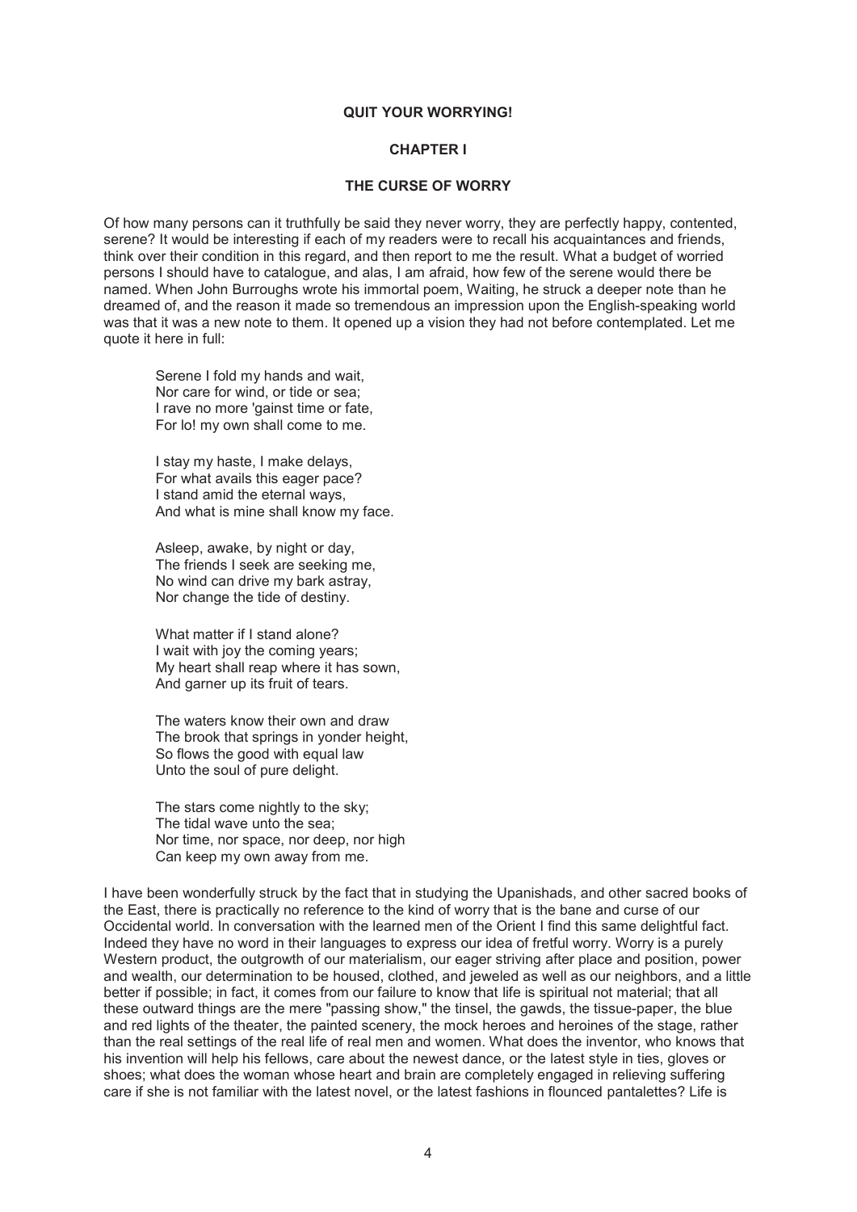# QUIT YOUR WORRYING!

## CHAPTER I

### THE CURSE OF WORRY

Of how many persons can it truthfully be said they never worry, they are perfectly happy, contented, serene? It would be interesting if each of my readers were to recall his acquaintances and friends, think over their condition in this regard, and then report to me the result. What a budget of worried persons I should have to catalogue, and alas, I am afraid, how few of the serene would there be named. When John Burroughs wrote his immortal poem, Waiting, he struck a deeper note than he dreamed of, and the reason it made so tremendous an impression upon the English-speaking world was that it was a new note to them. It opened up a vision they had not before contemplated. Let me quote it here in full:

> Serene I fold my hands and wait,
> Nor care for wind, or tide or sea;
> I rave no more 'gainst time or fate,
> For lo! my own shall come to me.
>
> I stay my haste, I make delays,
> For what avails this eager pace?
> I stand amid the eternal ways,
> And what is mine shall know my face.
>
> Asleep, awake, by night or day,
> The friends I seek are seeking me,
> No wind can drive my bark astray,
> Nor change the tide of destiny.
>
> What matter if I stand alone?
> I wait with joy the coming years;
> My heart shall reap where it has sown,
> And garner up its fruit of tears.
>
> The waters know their own and draw
> The brook that springs in yonder height,
> So flows the good with equal law
> Unto the soul of pure delight.
>
> The stars come nightly to the sky;
> The tidal wave unto the sea;
> Nor time, nor space, nor deep, nor high
> Can keep my own away from me.

I have been wonderfully struck by the fact that in studying the Upanishads, and other sacred books of the East, there is practically no reference to the kind of worry that is the bane and curse of our Occidental world. In conversation with the learned men of the Orient I find this same delightful fact. Indeed they have no word in their languages to express our idea of fretful worry. Worry is a purely Western product, the outgrowth of our materialism, our eager striving after place and position, power and wealth, our determination to be housed, clothed, and jeweled as well as our neighbors, and a little better if possible; in fact, it comes from our failure to know that life is spiritual not material; that all these outward things are the mere "passing show," the tinsel, the gawds, the tissue-paper, the blue and red lights of the theater, the painted scenery, the mock heroes and heroines of the stage, rather than the real settings of the real life of real men and women. What does the inventor, who knows that his invention will help his fellows, care about the newest dance, or the latest style in ties, gloves or shoes; what does the woman whose heart and brain are completely engaged in relieving suffering care if she is not familiar with the latest novel, or the latest fashions in flounced pantalettes? Life is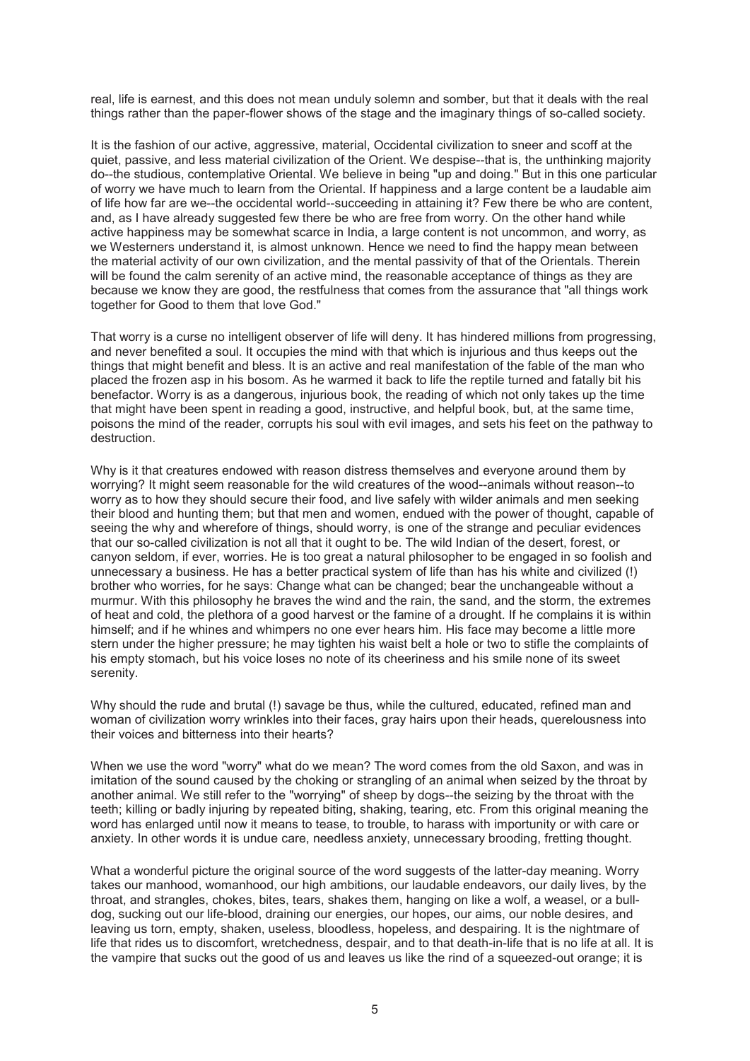real, life is earnest, and this does not mean unduly solemn and somber, but that it deals with the real things rather than the paper-flower shows of the stage and the imaginary things of so-called society.

It is the fashion of our active, aggressive, material, Occidental civilization to sneer and scoff at the quiet, passive, and less material civilization of the Orient. We despise--that is, the unthinking majority do--the studious, contemplative Oriental. We believe in being "up and doing." But in this one particular of worry we have much to learn from the Oriental. If happiness and a large content be a laudable aim of life how far are we--the occidental world--succeeding in attaining it? Few there be who are content, and, as I have already suggested few there be who are free from worry. On the other hand while active happiness may be somewhat scarce in India, a large content is not uncommon, and worry, as we Westerners understand it, is almost unknown. Hence we need to find the happy mean between the material activity of our own civilization, and the mental passivity of that of the Orientals. Therein will be found the calm serenity of an active mind, the reasonable acceptance of things as they are because we know they are good, the restfulness that comes from the assurance that "all things work together for Good to them that love God."

That worry is a curse no intelligent observer of life will deny. It has hindered millions from progressing, and never benefited a soul. It occupies the mind with that which is injurious and thus keeps out the things that might benefit and bless. It is an active and real manifestation of the fable of the man who placed the frozen asp in his bosom. As he warmed it back to life the reptile turned and fatally bit his benefactor. Worry is as a dangerous, injurious book, the reading of which not only takes up the time that might have been spent in reading a good, instructive, and helpful book, but, at the same time, poisons the mind of the reader, corrupts his soul with evil images, and sets his feet on the pathway to destruction.

Why is it that creatures endowed with reason distress themselves and everyone around them by worrying? It might seem reasonable for the wild creatures of the wood--animals without reason--to worry as to how they should secure their food, and live safely with wilder animals and men seeking their blood and hunting them; but that men and women, endued with the power of thought, capable of seeing the why and wherefore of things, should worry, is one of the strange and peculiar evidences that our so-called civilization is not all that it ought to be. The wild Indian of the desert, forest, or canyon seldom, if ever, worries. He is too great a natural philosopher to be engaged in so foolish and unnecessary a business. He has a better practical system of life than has his white and civilized (!) brother who worries, for he says: Change what can be changed; bear the unchangeable without a murmur. With this philosophy he braves the wind and the rain, the sand, and the storm, the extremes of heat and cold, the plethora of a good harvest or the famine of a drought. If he complains it is within himself; and if he whines and whimpers no one ever hears him. His face may become a little more stern under the higher pressure; he may tighten his waist belt a hole or two to stifle the complaints of his empty stomach, but his voice loses no note of its cheeriness and his smile none of its sweet serenity.

Why should the rude and brutal (!) savage be thus, while the cultured, educated, refined man and woman of civilization worry wrinkles into their faces, gray hairs upon their heads, querelousness into their voices and bitterness into their hearts?

When we use the word "worry" what do we mean? The word comes from the old Saxon, and was in imitation of the sound caused by the choking or strangling of an animal when seized by the throat by another animal. We still refer to the "worrying" of sheep by dogs--the seizing by the throat with the teeth; killing or badly injuring by repeated biting, shaking, tearing, etc. From this original meaning the word has enlarged until now it means to tease, to trouble, to harass with importunity or with care or anxiety. In other words it is undue care, needless anxiety, unnecessary brooding, fretting thought.

What a wonderful picture the original source of the word suggests of the latter-day meaning. Worry takes our manhood, womanhood, our high ambitions, our laudable endeavors, our daily lives, by the throat, and strangles, chokes, bites, tears, shakes them, hanging on like a wolf, a weasel, or a bull-dog, sucking out our life-blood, draining our energies, our hopes, our aims, our noble desires, and leaving us torn, empty, shaken, useless, bloodless, hopeless, and despairing. It is the nightmare of life that rides us to discomfort, wretchedness, despair, and to that death-in-life that is no life at all. It is the vampire that sucks out the good of us and leaves us like the rind of a squeezed-out orange; it is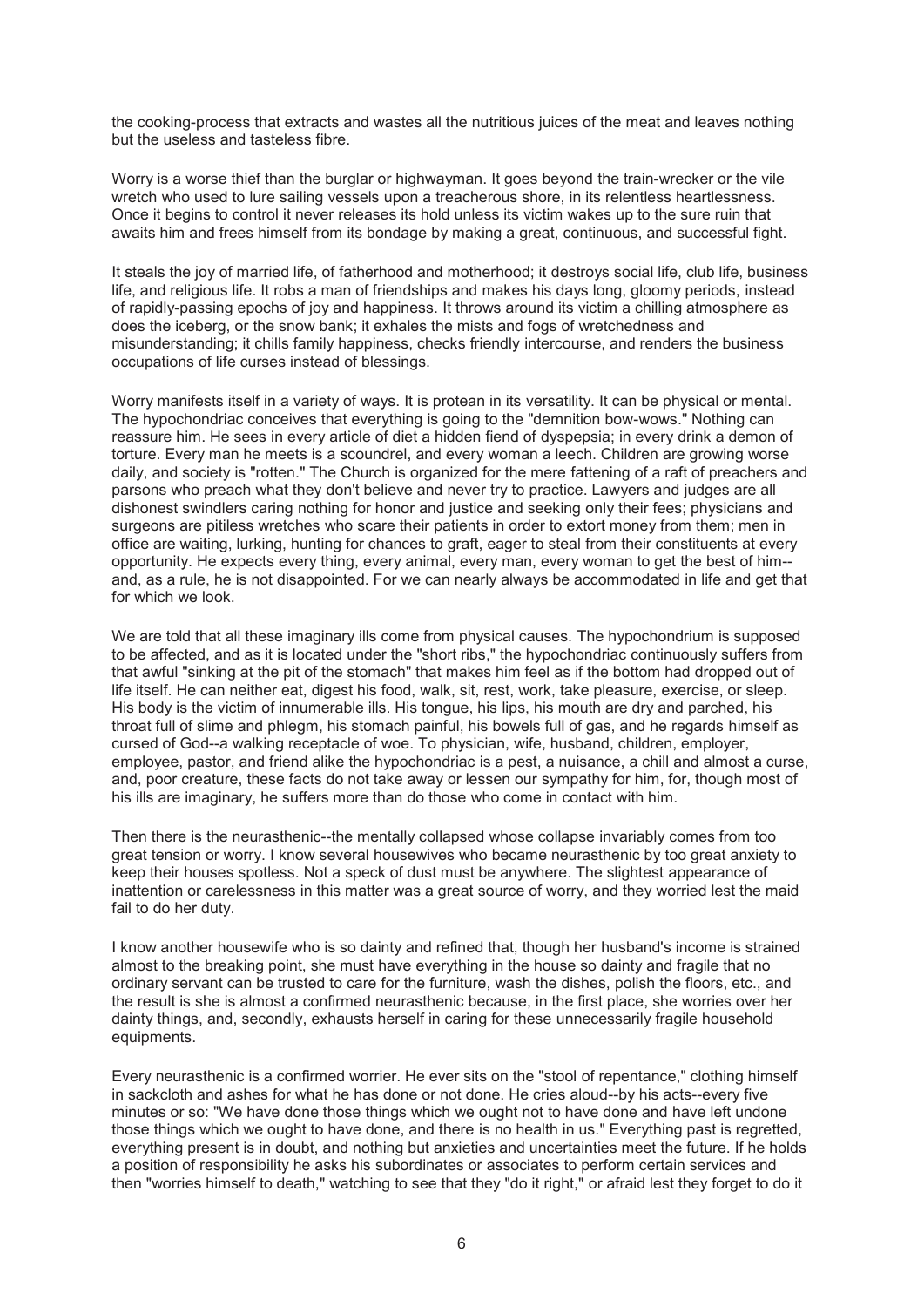the cooking-process that extracts and wastes all the nutritious juices of the meat and leaves nothing but the useless and tasteless fibre.

Worry is a worse thief than the burglar or highwayman. It goes beyond the train-wrecker or the vile wretch who used to lure sailing vessels upon a treacherous shore, in its relentless heartlessness. Once it begins to control it never releases its hold unless its victim wakes up to the sure ruin that awaits him and frees himself from its bondage by making a great, continuous, and successful fight.

It steals the joy of married life, of fatherhood and motherhood; it destroys social life, club life, business life, and religious life. It robs a man of friendships and makes his days long, gloomy periods, instead of rapidly-passing epochs of joy and happiness. It throws around its victim a chilling atmosphere as does the iceberg, or the snow bank; it exhales the mists and fogs of wretchedness and misunderstanding; it chills family happiness, checks friendly intercourse, and renders the business occupations of life curses instead of blessings.

Worry manifests itself in a variety of ways. It is protean in its versatility. It can be physical or mental. The hypochondriac conceives that everything is going to the "demnition bow-wows." Nothing can reassure him. He sees in every article of diet a hidden fiend of dyspepsia; in every drink a demon of torture. Every man he meets is a scoundrel, and every woman a leech. Children are growing worse daily, and society is "rotten." The Church is organized for the mere fattening of a raft of preachers and parsons who preach what they don't believe and never try to practice. Lawyers and judges are all dishonest swindlers caring nothing for honor and justice and seeking only their fees; physicians and surgeons are pitiless wretches who scare their patients in order to extort money from them; men in office are waiting, lurking, hunting for chances to graft, eager to steal from their constituents at every opportunity. He expects every thing, every animal, every man, every woman to get the best of him--and, as a rule, he is not disappointed. For we can nearly always be accommodated in life and get that for which we look.

We are told that all these imaginary ills come from physical causes. The hypochondrium is supposed to be affected, and as it is located under the "short ribs," the hypochondriac continuously suffers from that awful "sinking at the pit of the stomach" that makes him feel as if the bottom had dropped out of life itself. He can neither eat, digest his food, walk, sit, rest, work, take pleasure, exercise, or sleep. His body is the victim of innumerable ills. His tongue, his lips, his mouth are dry and parched, his throat full of slime and phlegm, his stomach painful, his bowels full of gas, and he regards himself as cursed of God--a walking receptacle of woe. To physician, wife, husband, children, employer, employee, pastor, and friend alike the hypochondriac is a pest, a nuisance, a chill and almost a curse, and, poor creature, these facts do not take away or lessen our sympathy for him, for, though most of his ills are imaginary, he suffers more than do those who come in contact with him.

Then there is the neurasthenic--the mentally collapsed whose collapse invariably comes from too great tension or worry. I know several housewives who became neurasthenic by too great anxiety to keep their houses spotless. Not a speck of dust must be anywhere. The slightest appearance of inattention or carelessness in this matter was a great source of worry, and they worried lest the maid fail to do her duty.

I know another housewife who is so dainty and refined that, though her husband's income is strained almost to the breaking point, she must have everything in the house so dainty and fragile that no ordinary servant can be trusted to care for the furniture, wash the dishes, polish the floors, etc., and the result is she is almost a confirmed neurasthenic because, in the first place, she worries over her dainty things, and, secondly, exhausts herself in caring for these unnecessarily fragile household equipments.

Every neurasthenic is a confirmed worrier. He ever sits on the "stool of repentance," clothing himself in sackcloth and ashes for what he has done or not done. He cries aloud--by his acts--every five minutes or so: "We have done those things which we ought not to have done and have left undone those things which we ought to have done, and there is no health in us." Everything past is regretted, everything present is in doubt, and nothing but anxieties and uncertainties meet the future. If he holds a position of responsibility he asks his subordinates or associates to perform certain services and then "worries himself to death," watching to see that they "do it right," or afraid lest they forget to do it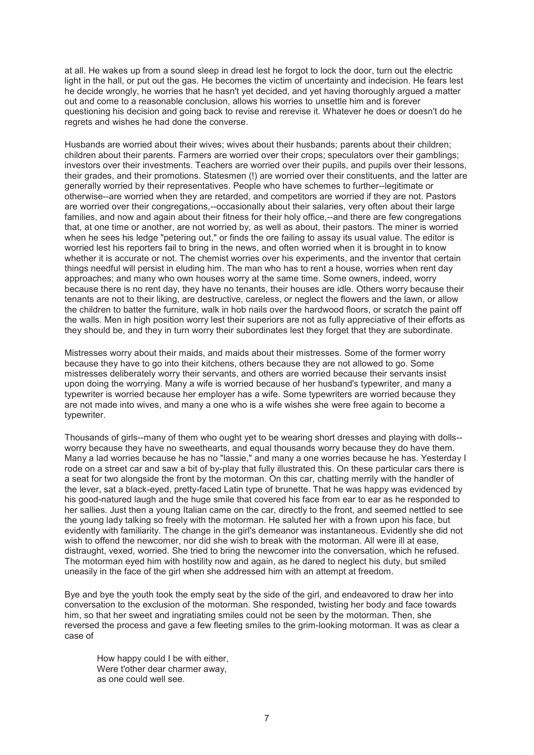at all. He wakes up from a sound sleep in dread lest he forgot to lock the door, turn out the electric light in the hall, or put out the gas. He becomes the victim of uncertainty and indecision. He fears lest he decide wrongly, he worries that he hasn't yet decided, and yet having thoroughly argued a matter out and come to a reasonable conclusion, allows his worries to unsettle him and is forever questioning his decision and going back to revise and rerevise it. Whatever he does or doesn't do he regrets and wishes he had done the converse.

Husbands are worried about their wives; wives about their husbands; parents about their children; children about their parents. Farmers are worried over their crops; speculators over their gamblings; investors over their investments. Teachers are worried over their pupils, and pupils over their lessons, their grades, and their promotions. Statesmen (!) are worried over their constituents, and the latter are generally worried by their representatives. People who have schemes to further--legitimate or otherwise--are worried when they are retarded, and competitors are worried if they are not. Pastors are worried over their congregations,--occasionally about their salaries, very often about their large families, and now and again about their fitness for their holy office,--and there are few congregations that, at one time or another, are not worried by, as well as about, their pastors. The miner is worried when he sees his ledge "petering out," or finds the ore failing to assay its usual value. The editor is worried lest his reporters fail to bring in the news, and often worried when it is brought in to know whether it is accurate or not. The chemist worries over his experiments, and the inventor that certain things needful will persist in eluding him. The man who has to rent a house, worries when rent day approaches; and many who own houses worry at the same time. Some owners, indeed, worry because there is no rent day, they have no tenants, their houses are idle. Others worry because their tenants are not to their liking, are destructive, careless, or neglect the flowers and the lawn, or allow the children to batter the furniture, walk in hob nails over the hardwood floors, or scratch the paint off the walls. Men in high position worry lest their superiors are not as fully appreciative of their efforts as they should be, and they in turn worry their subordinates lest they forget that they are subordinate.

Mistresses worry about their maids, and maids about their mistresses. Some of the former worry because they have to go into their kitchens, others because they are not allowed to go. Some mistresses deliberately worry their servants, and others are worried because their servants insist upon doing the worrying. Many a wife is worried because of her husband's typewriter, and many a typewriter is worried because her employer has a wife. Some typewriters are worried because they are not made into wives, and many a one who is a wife wishes she were free again to become a typewriter.

Thousands of girls--many of them who ought yet to be wearing short dresses and playing with dolls--worry because they have no sweethearts, and equal thousands worry because they do have them. Many a lad worries because he has no "lassie," and many a one worries because he has. Yesterday I rode on a street car and saw a bit of by-play that fully illustrated this. On these particular cars there is a seat for two alongside the front by the motorman. On this car, chatting merrily with the handler of the lever, sat a black-eyed, pretty-faced Latin type of brunette. That he was happy was evidenced by his good-natured laugh and the huge smile that covered his face from ear to ear as he responded to her sallies. Just then a young Italian came on the car, directly to the front, and seemed nettled to see the young lady talking so freely with the motorman. He saluted her with a frown upon his face, but evidently with familiarity. The change in the girl's demeanor was instantaneous. Evidently she did not wish to offend the newcomer, nor did she wish to break with the motorman. All were ill at ease, distraught, vexed, worried. She tried to bring the newcomer into the conversation, which he refused. The motorman eyed him with hostility now and again, as he dared to neglect his duty, but smiled uneasily in the face of the girl when she addressed him with an attempt at freedom.

Bye and bye the youth took the empty seat by the side of the girl, and endeavored to draw her into conversation to the exclusion of the motorman. She responded, twisting her body and face towards him, so that her sweet and ingratiating smiles could not be seen by the motorman. Then, she reversed the process and gave a few fleeting smiles to the grim-looking motorman. It was as clear a case of

> How happy could I be with either,
> Were t'other dear charmer away,
> as one could well see.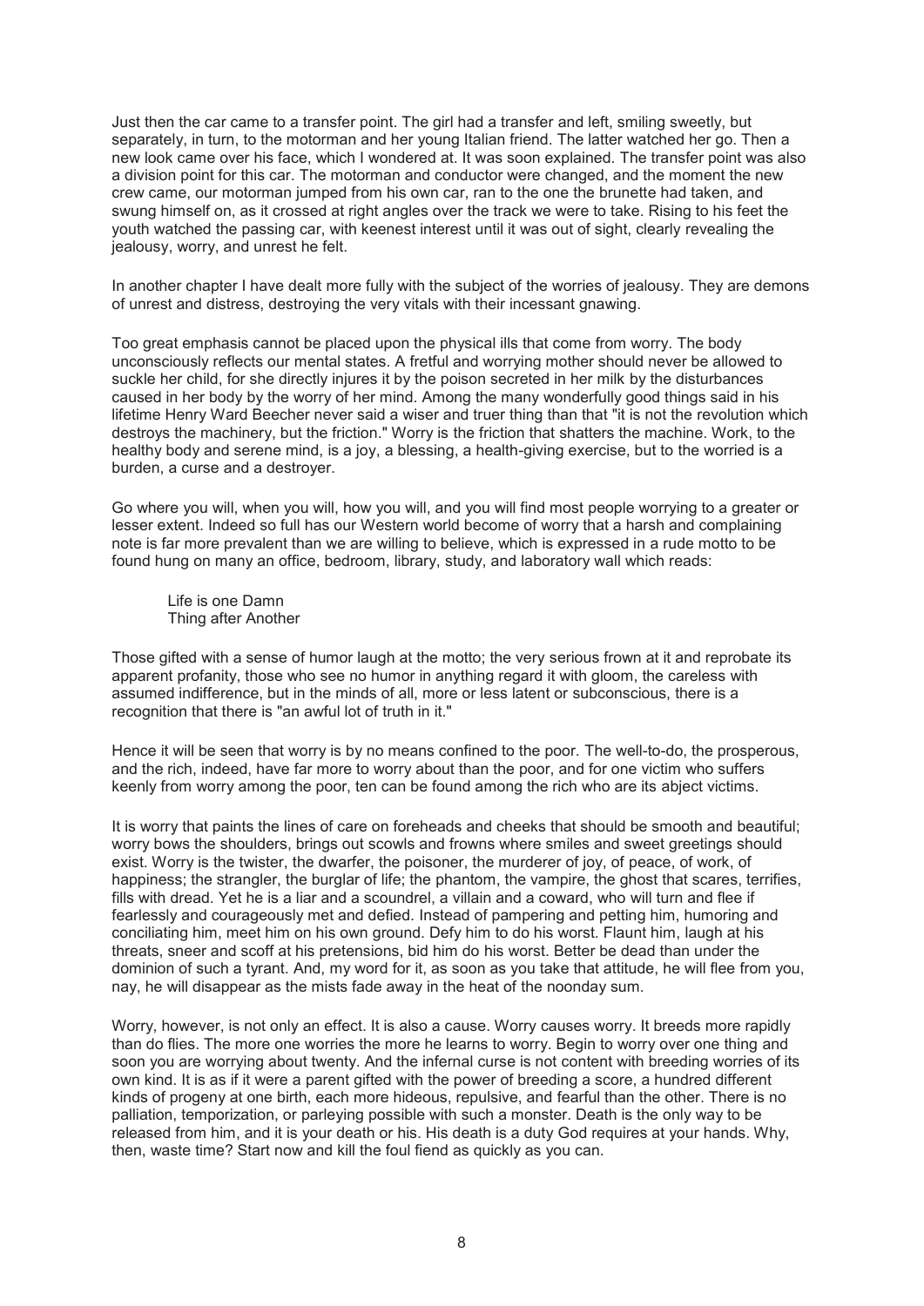Just then the car came to a transfer point. The girl had a transfer and left, smiling sweetly, but separately, in turn, to the motorman and her young Italian friend. The latter watched her go. Then a new look came over his face, which I wondered at. It was soon explained. The transfer point was also a division point for this car. The motorman and conductor were changed, and the moment the new crew came, our motorman jumped from his own car, ran to the one the brunette had taken, and swung himself on, as it crossed at right angles over the track we were to take. Rising to his feet the youth watched the passing car, with keenest interest until it was out of sight, clearly revealing the jealousy, worry, and unrest he felt.

In another chapter I have dealt more fully with the subject of the worries of jealousy. They are demons of unrest and distress, destroying the very vitals with their incessant gnawing.

Too great emphasis cannot be placed upon the physical ills that come from worry. The body unconsciously reflects our mental states. A fretful and worrying mother should never be allowed to suckle her child, for she directly injures it by the poison secreted in her milk by the disturbances caused in her body by the worry of her mind. Among the many wonderfully good things said in his lifetime Henry Ward Beecher never said a wiser and truer thing than that "it is not the revolution which destroys the machinery, but the friction." Worry is the friction that shatters the machine. Work, to the healthy body and serene mind, is a joy, a blessing, a health-giving exercise, but to the worried is a burden, a curse and a destroyer.

Go where you will, when you will, how you will, and you will find most people worrying to a greater or lesser extent. Indeed so full has our Western world become of worry that a harsh and complaining note is far more prevalent than we are willing to believe, which is expressed in a rude motto to be found hung on many an office, bedroom, library, study, and laboratory wall which reads:

> Life is one Damn
> Thing after Another

Those gifted with a sense of humor laugh at the motto; the very serious frown at it and reprobate its apparent profanity, those who see no humor in anything regard it with gloom, the careless with assumed indifference, but in the minds of all, more or less latent or subconscious, there is a recognition that there is "an awful lot of truth in it."

Hence it will be seen that worry is by no means confined to the poor. The well-to-do, the prosperous, and the rich, indeed, have far more to worry about than the poor, and for one victim who suffers keenly from worry among the poor, ten can be found among the rich who are its abject victims.

It is worry that paints the lines of care on foreheads and cheeks that should be smooth and beautiful; worry bows the shoulders, brings out scowls and frowns where smiles and sweet greetings should exist. Worry is the twister, the dwarfer, the poisoner, the murderer of joy, of peace, of work, of happiness; the strangler, the burglar of life; the phantom, the vampire, the ghost that scares, terrifies, fills with dread. Yet he is a liar and a scoundrel, a villain and a coward, who will turn and flee if fearlessly and courageously met and defied. Instead of pampering and petting him, humoring and conciliating him, meet him on his own ground. Defy him to do his worst. Flaunt him, laugh at his threats, sneer and scoff at his pretensions, bid him do his worst. Better be dead than under the dominion of such a tyrant. And, my word for it, as soon as you take that attitude, he will flee from you, nay, he will disappear as the mists fade away in the heat of the noonday sum.

Worry, however, is not only an effect. It is also a cause. Worry causes worry. It breeds more rapidly than do flies. The more one worries the more he learns to worry. Begin to worry over one thing and soon you are worrying about twenty. And the infernal curse is not content with breeding worries of its own kind. It is as if it were a parent gifted with the power of breeding a score, a hundred different kinds of progeny at one birth, each more hideous, repulsive, and fearful than the other. There is no palliation, temporization, or parleying possible with such a monster. Death is the only way to be released from him, and it is your death or his. His death is a duty God requires at your hands. Why, then, waste time? Start now and kill the foul fiend as quickly as you can.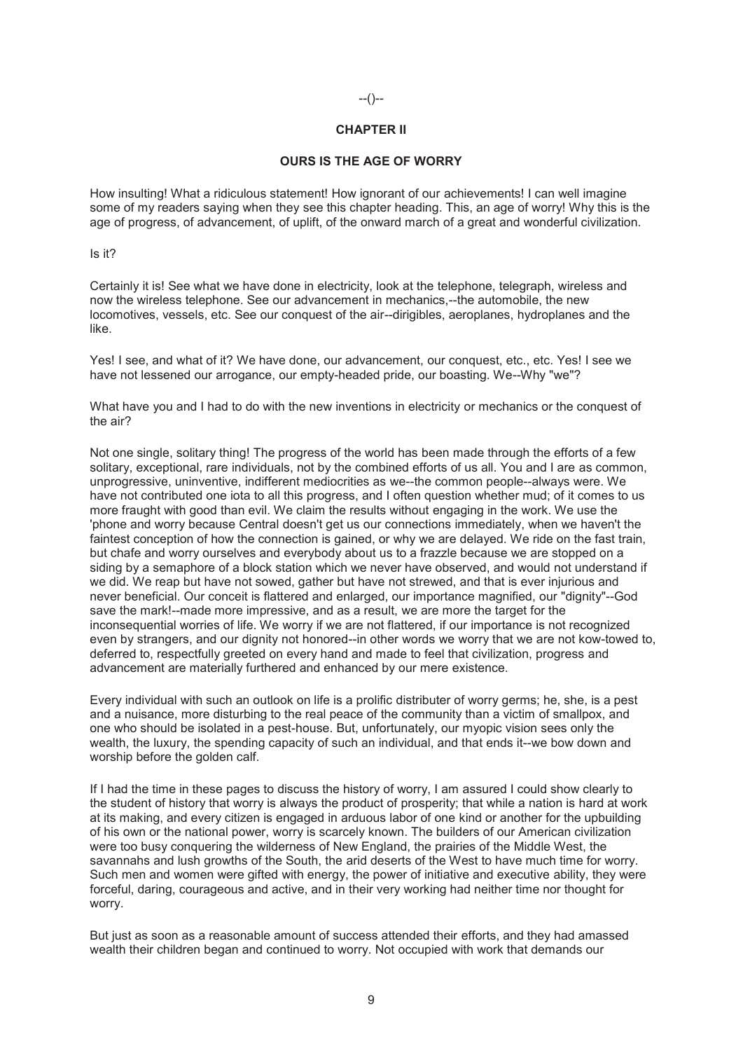--()--

## CHAPTER II

### OURS IS THE AGE OF WORRY

How insulting! What a ridiculous statement! How ignorant of our achievements! I can well imagine some of my readers saying when they see this chapter heading. This, an age of worry! Why this is the age of progress, of advancement, of uplift, of the onward march of a great and wonderful civilization.

Is it?

Certainly it is! See what we have done in electricity, look at the telephone, telegraph, wireless and now the wireless telephone. See our advancement in mechanics,--the automobile, the new locomotives, vessels, etc. See our conquest of the air--dirigibles, aeroplanes, hydroplanes and the like.

Yes! I see, and what of it? We have done, our advancement, our conquest, etc., etc. Yes! I see we have not lessened our arrogance, our empty-headed pride, our boasting. We--Why "we"?

What have you and I had to do with the new inventions in electricity or mechanics or the conquest of the air?

Not one single, solitary thing! The progress of the world has been made through the efforts of a few solitary, exceptional, rare individuals, not by the combined efforts of us all. You and I are as common, unprogressive, uninventive, indifferent mediocrities as we--the common people--always were. We have not contributed one iota to all this progress, and I often question whether mud; of it comes to us more fraught with good than evil. We claim the results without engaging in the work. We use the 'phone and worry because Central doesn't get us our connections immediately, when we haven't the faintest conception of how the connection is gained, or why we are delayed. We ride on the fast train, but chafe and worry ourselves and everybody about us to a frazzle because we are stopped on a siding by a semaphore of a block station which we never have observed, and would not understand if we did. We reap but have not sowed, gather but have not strewed, and that is ever injurious and never beneficial. Our conceit is flattered and enlarged, our importance magnified, our "dignity"--God save the mark!--made more impressive, and as a result, we are more the target for the inconsequential worries of life. We worry if we are not flattered, if our importance is not recognized even by strangers, and our dignity not honored--in other words we worry that we are not kow-towed to, deferred to, respectfully greeted on every hand and made to feel that civilization, progress and advancement are materially furthered and enhanced by our mere existence.

Every individual with such an outlook on life is a prolific distributer of worry germs; he, she, is a pest and a nuisance, more disturbing to the real peace of the community than a victim of smallpox, and one who should be isolated in a pest-house. But, unfortunately, our myopic vision sees only the wealth, the luxury, the spending capacity of such an individual, and that ends it--we bow down and worship before the golden calf.

If I had the time in these pages to discuss the history of worry, I am assured I could show clearly to the student of history that worry is always the product of prosperity; that while a nation is hard at work at its making, and every citizen is engaged in arduous labor of one kind or another for the upbuilding of his own or the national power, worry is scarcely known. The builders of our American civilization were too busy conquering the wilderness of New England, the prairies of the Middle West, the savannahs and lush growths of the South, the arid deserts of the West to have much time for worry. Such men and women were gifted with energy, the power of initiative and executive ability, they were forceful, daring, courageous and active, and in their very working had neither time nor thought for worry.

But just as soon as a reasonable amount of success attended their efforts, and they had amassed wealth their children began and continued to worry. Not occupied with work that demands our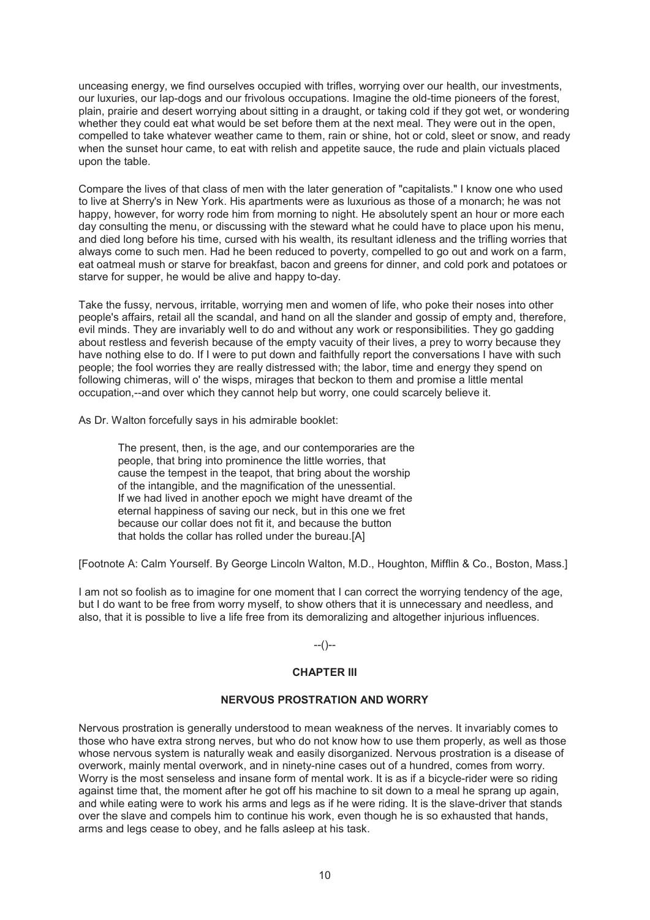unceasing energy, we find ourselves occupied with trifles, worrying over our health, our investments, our luxuries, our lap-dogs and our frivolous occupations. Imagine the old-time pioneers of the forest, plain, prairie and desert worrying about sitting in a draught, or taking cold if they got wet, or wondering whether they could eat what would be set before them at the next meal. They were out in the open, compelled to take whatever weather came to them, rain or shine, hot or cold, sleet or snow, and ready when the sunset hour came, to eat with relish and appetite sauce, the rude and plain victuals placed upon the table.

Compare the lives of that class of men with the later generation of "capitalists." I know one who used to live at Sherry's in New York. His apartments were as luxurious as those of a monarch; he was not happy, however, for worry rode him from morning to night. He absolutely spent an hour or more each day consulting the menu, or discussing with the steward what he could have to place upon his menu, and died long before his time, cursed with his wealth, its resultant idleness and the trifling worries that always come to such men. Had he been reduced to poverty, compelled to go out and work on a farm, eat oatmeal mush or starve for breakfast, bacon and greens for dinner, and cold pork and potatoes or starve for supper, he would be alive and happy to-day.

Take the fussy, nervous, irritable, worrying men and women of life, who poke their noses into other people's affairs, retail all the scandal, and hand on all the slander and gossip of empty and, therefore, evil minds. They are invariably well to do and without any work or responsibilities. They go gadding about restless and feverish because of the empty vacuity of their lives, a prey to worry because they have nothing else to do. If I were to put down and faithfully report the conversations I have with such people; the fool worries they are really distressed with; the labor, time and energy they spend on following chimeras, will o' the wisps, mirages that beckon to them and promise a little mental occupation,--and over which they cannot help but worry, one could scarcely believe it.

As Dr. Walton forcefully says in his admirable booklet:

> The present, then, is the age, and our contemporaries are the people, that bring into prominence the little worries, that cause the tempest in the teapot, that bring about the worship of the intangible, and the magnification of the unessential. If we had lived in another epoch we might have dreamt of the eternal happiness of saving our neck, but in this one we fret because our collar does not fit it, and because the button that holds the collar has rolled under the bureau.[A]

[Footnote A: Calm Yourself. By George Lincoln Walton, M.D., Houghton, Mifflin & Co., Boston, Mass.]

I am not so foolish as to imagine for one moment that I can correct the worrying tendency of the age, but I do want to be free from worry myself, to show others that it is unnecessary and needless, and also, that it is possible to live a life free from its demoralizing and altogether injurious influences.

--()--

## CHAPTER III

### NERVOUS PROSTRATION AND WORRY

Nervous prostration is generally understood to mean weakness of the nerves. It invariably comes to those who have extra strong nerves, but who do not know how to use them properly, as well as those whose nervous system is naturally weak and easily disorganized. Nervous prostration is a disease of overwork, mainly mental overwork, and in ninety-nine cases out of a hundred, comes from worry. Worry is the most senseless and insane form of mental work. It is as if a bicycle-rider were so riding against time that, the moment after he got off his machine to sit down to a meal he sprang up again, and while eating were to work his arms and legs as if he were riding. It is the slave-driver that stands over the slave and compels him to continue his work, even though he is so exhausted that hands, arms and legs cease to obey, and he falls asleep at his task.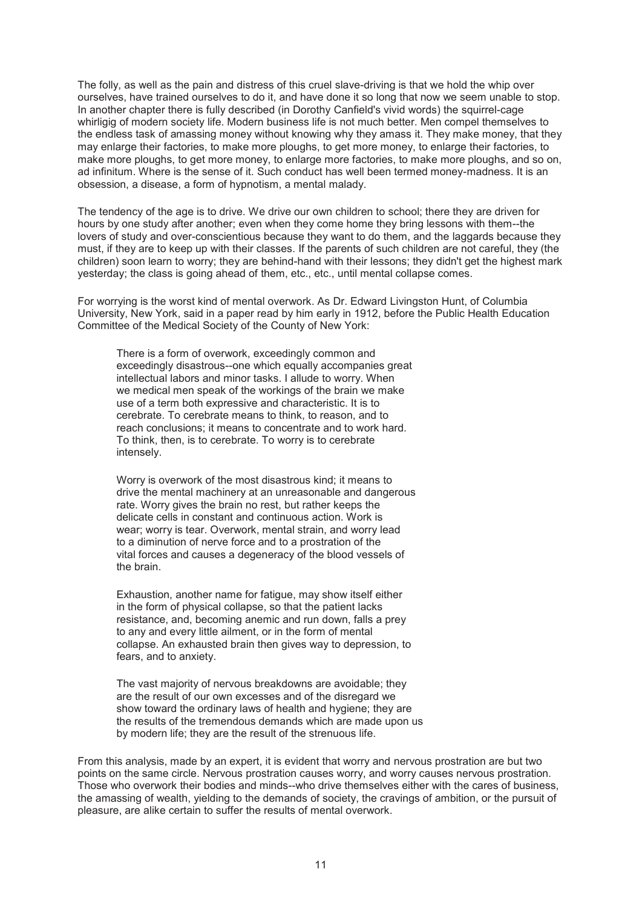The folly, as well as the pain and distress of this cruel slave-driving is that we hold the whip over ourselves, have trained ourselves to do it, and have done it so long that now we seem unable to stop. In another chapter there is fully described (in Dorothy Canfield's vivid words) the squirrel-cage whirligig of modern society life. Modern business life is not much better. Men compel themselves to the endless task of amassing money without knowing why they amass it. They make money, that they may enlarge their factories, to make more ploughs, to get more money, to enlarge their factories, to make more ploughs, to get more money, to enlarge more factories, to make more ploughs, and so on, ad infinitum. Where is the sense of it. Such conduct has well been termed money-madness. It is an obsession, a disease, a form of hypnotism, a mental malady.

The tendency of the age is to drive. We drive our own children to school; there they are driven for hours by one study after another; even when they come home they bring lessons with them--the lovers of study and over-conscientious because they want to do them, and the laggards because they must, if they are to keep up with their classes. If the parents of such children are not careful, they (the children) soon learn to worry; they are behind-hand with their lessons; they didn't get the highest mark yesterday; the class is going ahead of them, etc., etc., until mental collapse comes.

For worrying is the worst kind of mental overwork. As Dr. Edward Livingston Hunt, of Columbia University, New York, said in a paper read by him early in 1912, before the Public Health Education Committee of the Medical Society of the County of New York:

> There is a form of overwork, exceedingly common and exceedingly disastrous--one which equally accompanies great intellectual labors and minor tasks. I allude to worry. When we medical men speak of the workings of the brain we make use of a term both expressive and characteristic. It is to cerebrate. To cerebrate means to think, to reason, and to reach conclusions; it means to concentrate and to work hard. To think, then, is to cerebrate. To worry is to cerebrate intensely.
>
> Worry is overwork of the most disastrous kind; it means to drive the mental machinery at an unreasonable and dangerous rate. Worry gives the brain no rest, but rather keeps the delicate cells in constant and continuous action. Work is wear; worry is tear. Overwork, mental strain, and worry lead to a diminution of nerve force and to a prostration of the vital forces and causes a degeneracy of the blood vessels of the brain.
>
> Exhaustion, another name for fatigue, may show itself either in the form of physical collapse, so that the patient lacks resistance, and, becoming anemic and run down, falls a prey to any and every little ailment, or in the form of mental collapse. An exhausted brain then gives way to depression, to fears, and to anxiety.
>
> The vast majority of nervous breakdowns are avoidable; they are the result of our own excesses and of the disregard we show toward the ordinary laws of health and hygiene; they are the results of the tremendous demands which are made upon us by modern life; they are the result of the strenuous life.

From this analysis, made by an expert, it is evident that worry and nervous prostration are but two points on the same circle. Nervous prostration causes worry, and worry causes nervous prostration. Those who overwork their bodies and minds--who drive themselves either with the cares of business, the amassing of wealth, yielding to the demands of society, the cravings of ambition, or the pursuit of pleasure, are alike certain to suffer the results of mental overwork.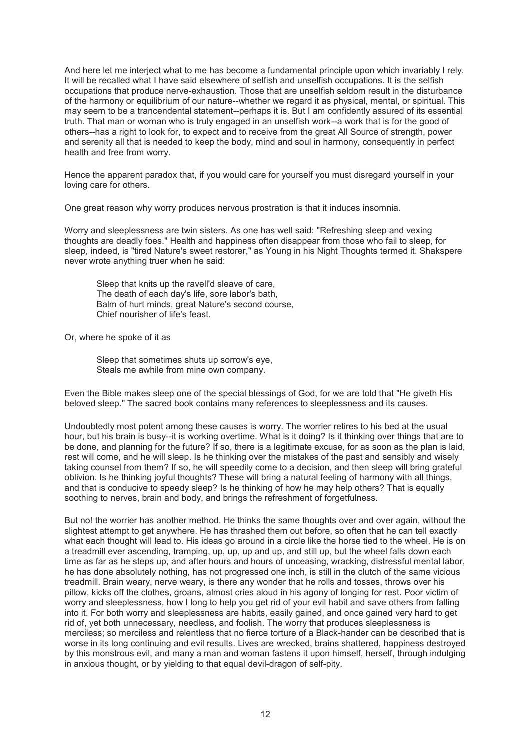And here let me interject what to me has become a fundamental principle upon which invariably I rely. It will be recalled what I have said elsewhere of selfish and unselfish occupations. It is the selfish occupations that produce nerve-exhaustion. Those that are unselfish seldom result in the disturbance of the harmony or equilibrium of our nature--whether we regard it as physical, mental, or spiritual. This may seem to be a trancendental statement--perhaps it is. But I am confidently assured of its essential truth. That man or woman who is truly engaged in an unselfish work--a work that is for the good of others--has a right to look for, to expect and to receive from the great All Source of strength, power and serenity all that is needed to keep the body, mind and soul in harmony, consequently in perfect health and free from worry.

Hence the apparent paradox that, if you would care for yourself you must disregard yourself in your loving care for others.

One great reason why worry produces nervous prostration is that it induces insomnia.

Worry and sleeplessness are twin sisters. As one has well said: "Refreshing sleep and vexing thoughts are deadly foes." Health and happiness often disappear from those who fail to sleep, for sleep, indeed, is "tired Nature's sweet restorer," as Young in his Night Thoughts termed it. Shakspere never wrote anything truer when he said:

> Sleep that knits up the ravell'd sleave of care,
> The death of each day's life, sore labor's bath,
> Balm of hurt minds, great Nature's second course,
> Chief nourisher of life's feast.

Or, where he spoke of it as

> Sleep that sometimes shuts up sorrow's eye,
> Steals me awhile from mine own company.

Even the Bible makes sleep one of the special blessings of God, for we are told that "He giveth His beloved sleep." The sacred book contains many references to sleeplessness and its causes.

Undoubtedly most potent among these causes is worry. The worrier retires to his bed at the usual hour, but his brain is busy--it is working overtime. What is it doing? Is it thinking over things that are to be done, and planning for the future? If so, there is a legitimate excuse, for as soon as the plan is laid, rest will come, and he will sleep. Is he thinking over the mistakes of the past and sensibly and wisely taking counsel from them? If so, he will speedily come to a decision, and then sleep will bring grateful oblivion. Is he thinking joyful thoughts? These will bring a natural feeling of harmony with all things, and that is conducive to speedy sleep? Is he thinking of how he may help others? That is equally soothing to nerves, brain and body, and brings the refreshment of forgetfulness.

But no! the worrier has another method. He thinks the same thoughts over and over again, without the slightest attempt to get anywhere. He has thrashed them out before, so often that he can tell exactly what each thought will lead to. His ideas go around in a circle like the horse tied to the wheel. He is on a treadmill ever ascending, tramping, up, up, up and up, and still up, but the wheel falls down each time as far as he steps up, and after hours and hours of unceasing, wracking, distressful mental labor, he has done absolutely nothing, has not progressed one inch, is still in the clutch of the same vicious treadmill. Brain weary, nerve weary, is there any wonder that he rolls and tosses, throws over his pillow, kicks off the clothes, groans, almost cries aloud in his agony of longing for rest. Poor victim of worry and sleeplessness, how I long to help you get rid of your evil habit and save others from falling into it. For both worry and sleeplessness are habits, easily gained, and once gained very hard to get rid of, yet both unnecessary, needless, and foolish. The worry that produces sleeplessness is merciless; so merciless and relentless that no fierce torture of a Black-hander can be described that is worse in its long continuing and evil results. Lives are wrecked, brains shattered, happiness destroyed by this monstrous evil, and many a man and woman fastens it upon himself, herself, through indulging in anxious thought, or by yielding to that equal devil-dragon of self-pity.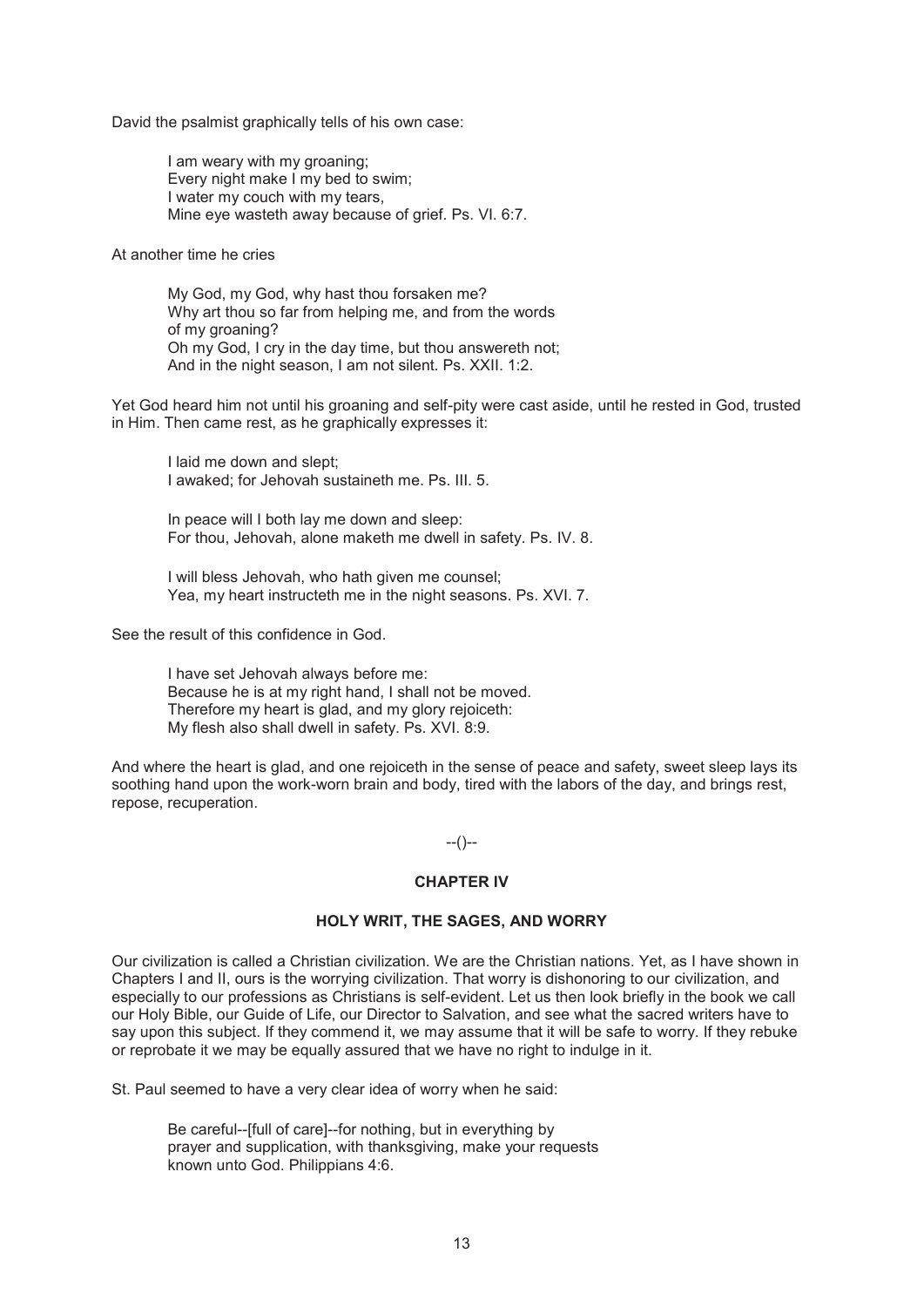David the psalmist graphically tells of his own case:

> I am weary with my groaning;
> Every night make I my bed to swim;
> I water my couch with my tears,
> Mine eye wasteth away because of grief. Ps. VI. 6:7.

At another time he cries

> My God, my God, why hast thou forsaken me?
> Why art thou so far from helping me, and from the words of my groaning?
> Oh my God, I cry in the day time, but thou answereth not;
> And in the night season, I am not silent. Ps. XXII. 1:2.

Yet God heard him not until his groaning and self-pity were cast aside, until he rested in God, trusted in Him. Then came rest, as he graphically expresses it:

> I laid me down and slept;
> I awaked; for Jehovah sustaineth me. Ps. III. 5.
>
> In peace will I both lay me down and sleep:
> For thou, Jehovah, alone maketh me dwell in safety. Ps. IV. 8.
>
> I will bless Jehovah, who hath given me counsel;
> Yea, my heart instructeth me in the night seasons. Ps. XVI. 7.

See the result of this confidence in God.

> I have set Jehovah always before me:
> Because he is at my right hand, I shall not be moved.
> Therefore my heart is glad, and my glory rejoiceth:
> My flesh also shall dwell in safety. Ps. XVI. 8:9.

And where the heart is glad, and one rejoiceth in the sense of peace and safety, sweet sleep lays its soothing hand upon the work-worn brain and body, tired with the labors of the day, and brings rest, repose, recuperation.

--()--

## CHAPTER IV

### HOLY WRIT, THE SAGES, AND WORRY

Our civilization is called a Christian civilization. We are the Christian nations. Yet, as I have shown in Chapters I and II, ours is the worrying civilization. That worry is dishonoring to our civilization, and especially to our professions as Christians is self-evident. Let us then look briefly in the book we call our Holy Bible, our Guide of Life, our Director to Salvation, and see what the sacred writers have to say upon this subject. If they commend it, we may assume that it will be safe to worry. If they rebuke or reprobate it we may be equally assured that we have no right to indulge in it.

St. Paul seemed to have a very clear idea of worry when he said:

> Be careful--[full of care]--for nothing, but in everything by prayer and supplication, with thanksgiving, make your requests known unto God. Philippians 4:6.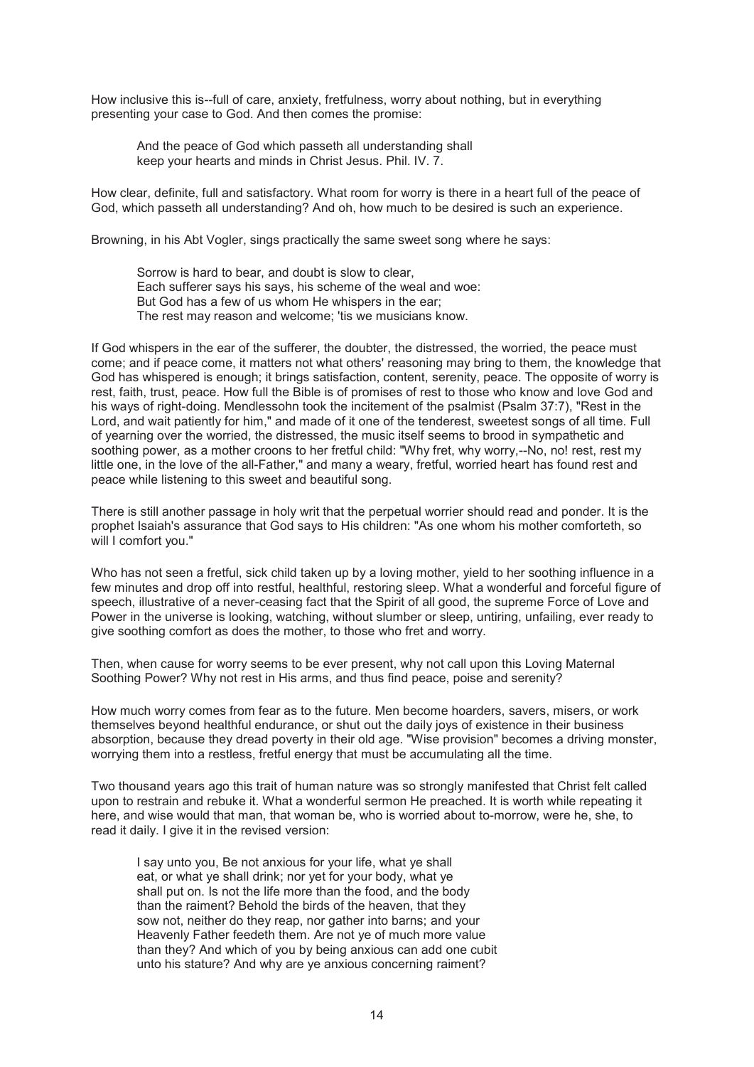How inclusive this is--full of care, anxiety, fretfulness, worry about nothing, but in everything presenting your case to God. And then comes the promise:

> And the peace of God which passeth all understanding shall
> keep your hearts and minds in Christ Jesus. Phil. IV. 7.

How clear, definite, full and satisfactory. What room for worry is there in a heart full of the peace of God, which passeth all understanding? And oh, how much to be desired is such an experience.

Browning, in his Abt Vogler, sings practically the same sweet song where he says:

> Sorrow is hard to bear, and doubt is slow to clear,
> Each sufferer says his says, his scheme of the weal and woe:
> But God has a few of us whom He whispers in the ear;
> The rest may reason and welcome; 'tis we musicians know.

If God whispers in the ear of the sufferer, the doubter, the distressed, the worried, the peace must come; and if peace come, it matters not what others' reasoning may bring to them, the knowledge that God has whispered is enough; it brings satisfaction, content, serenity, peace. The opposite of worry is rest, faith, trust, peace. How full the Bible is of promises of rest to those who know and love God and his ways of right-doing. Mendlessohn took the incitement of the psalmist (Psalm 37:7), "Rest in the Lord, and wait patiently for him," and made of it one of the tenderest, sweetest songs of all time. Full of yearning over the worried, the distressed, the music itself seems to brood in sympathetic and soothing power, as a mother croons to her fretful child: "Why fret, why worry,--No, no! rest, rest my little one, in the love of the all-Father," and many a weary, fretful, worried heart has found rest and peace while listening to this sweet and beautiful song.

There is still another passage in holy writ that the perpetual worrier should read and ponder. It is the prophet Isaiah's assurance that God says to His children: "As one whom his mother comforteth, so will I comfort you."

Who has not seen a fretful, sick child taken up by a loving mother, yield to her soothing influence in a few minutes and drop off into restful, healthful, restoring sleep. What a wonderful and forceful figure of speech, illustrative of a never-ceasing fact that the Spirit of all good, the supreme Force of Love and Power in the universe is looking, watching, without slumber or sleep, untiring, unfailing, ever ready to give soothing comfort as does the mother, to those who fret and worry.

Then, when cause for worry seems to be ever present, why not call upon this Loving Maternal Soothing Power? Why not rest in His arms, and thus find peace, poise and serenity?

How much worry comes from fear as to the future. Men become hoarders, savers, misers, or work themselves beyond healthful endurance, or shut out the daily joys of existence in their business absorption, because they dread poverty in their old age. "Wise provision" becomes a driving monster, worrying them into a restless, fretful energy that must be accumulating all the time.

Two thousand years ago this trait of human nature was so strongly manifested that Christ felt called upon to restrain and rebuke it. What a wonderful sermon He preached. It is worth while repeating it here, and wise would that man, that woman be, who is worried about to-morrow, were he, she, to read it daily. I give it in the revised version:

> I say unto you, Be not anxious for your life, what ye shall
> eat, or what ye shall drink; nor yet for your body, what ye
> shall put on. Is not the life more than the food, and the body
> than the raiment? Behold the birds of the heaven, that they
> sow not, neither do they reap, nor gather into barns; and your
> Heavenly Father feedeth them. Are not ye of much more value
> than they? And which of you by being anxious can add one cubit
> unto his stature? And why are ye anxious concerning raiment?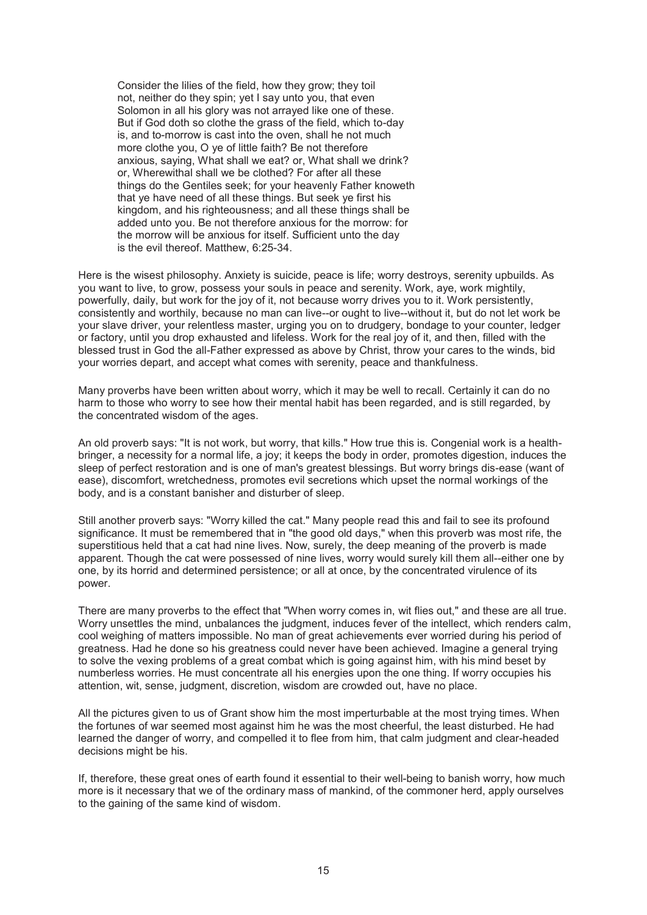> Consider the lilies of the field, how they grow; they toil not, neither do they spin; yet I say unto you, that even Solomon in all his glory was not arrayed like one of these. But if God doth so clothe the grass of the field, which to-day is, and to-morrow is cast into the oven, shall he not much more clothe you, O ye of little faith? Be not therefore anxious, saying, What shall we eat? or, What shall we drink? or, Wherewithal shall we be clothed? For after all these things do the Gentiles seek; for your heavenly Father knoweth that ye have need of all these things. But seek ye first his kingdom, and his righteousness; and all these things shall be added unto you. Be not therefore anxious for the morrow: for the morrow will be anxious for itself. Sufficient unto the day is the evil thereof. Matthew, 6:25-34.

Here is the wisest philosophy. Anxiety is suicide, peace is life; worry destroys, serenity upbuilds. As you want to live, to grow, possess your souls in peace and serenity. Work, aye, work mightily, powerfully, daily, but work for the joy of it, not because worry drives you to it. Work persistently, consistently and worthily, because no man can live--or ought to live--without it, but do not let work be your slave driver, your relentless master, urging you on to drudgery, bondage to your counter, ledger or factory, until you drop exhausted and lifeless. Work for the real joy of it, and then, filled with the blessed trust in God the all-Father expressed as above by Christ, throw your cares to the winds, bid your worries depart, and accept what comes with serenity, peace and thankfulness.

Many proverbs have been written about worry, which it may be well to recall. Certainly it can do no harm to those who worry to see how their mental habit has been regarded, and is still regarded, by the concentrated wisdom of the ages.

An old proverb says: "It is not work, but worry, that kills." How true this is. Congenial work is a health-bringer, a necessity for a normal life, a joy; it keeps the body in order, promotes digestion, induces the sleep of perfect restoration and is one of man's greatest blessings. But worry brings dis-ease (want of ease), discomfort, wretchedness, promotes evil secretions which upset the normal workings of the body, and is a constant banisher and disturber of sleep.

Still another proverb says: "Worry killed the cat." Many people read this and fail to see its profound significance. It must be remembered that in "the good old days," when this proverb was most rife, the superstitious held that a cat had nine lives. Now, surely, the deep meaning of the proverb is made apparent. Though the cat were possessed of nine lives, worry would surely kill them all--either one by one, by its horrid and determined persistence; or all at once, by the concentrated virulence of its power.

There are many proverbs to the effect that "When worry comes in, wit flies out," and these are all true. Worry unsettles the mind, unbalances the judgment, induces fever of the intellect, which renders calm, cool weighing of matters impossible. No man of great achievements ever worried during his period of greatness. Had he done so his greatness could never have been achieved. Imagine a general trying to solve the vexing problems of a great combat which is going against him, with his mind beset by numberless worries. He must concentrate all his energies upon the one thing. If worry occupies his attention, wit, sense, judgment, discretion, wisdom are crowded out, have no place.

All the pictures given to us of Grant show him the most imperturbable at the most trying times. When the fortunes of war seemed most against him he was the most cheerful, the least disturbed. He had learned the danger of worry, and compelled it to flee from him, that calm judgment and clear-headed decisions might be his.

If, therefore, these great ones of earth found it essential to their well-being to banish worry, how much more is it necessary that we of the ordinary mass of mankind, of the commoner herd, apply ourselves to the gaining of the same kind of wisdom.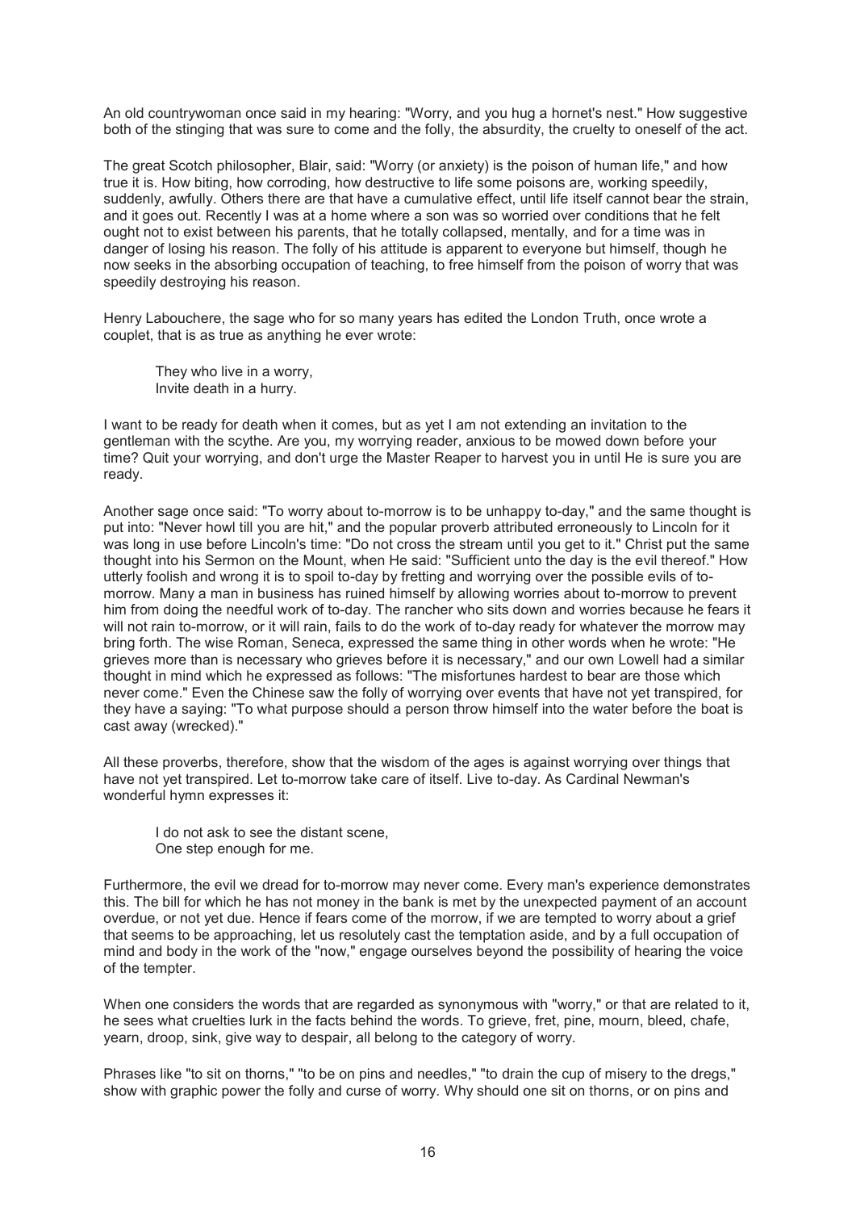An old countrywoman once said in my hearing: "Worry, and you hug a hornet's nest." How suggestive both of the stinging that was sure to come and the folly, the absurdity, the cruelty to oneself of the act.

The great Scotch philosopher, Blair, said: "Worry (or anxiety) is the poison of human life," and how true it is. How biting, how corroding, how destructive to life some poisons are, working speedily, suddenly, awfully. Others there are that have a cumulative effect, until life itself cannot bear the strain, and it goes out. Recently I was at a home where a son was so worried over conditions that he felt ought not to exist between his parents, that he totally collapsed, mentally, and for a time was in danger of losing his reason. The folly of his attitude is apparent to everyone but himself, though he now seeks in the absorbing occupation of teaching, to free himself from the poison of worry that was speedily destroying his reason.

Henry Labouchere, the sage who for so many years has edited the London Truth, once wrote a couplet, that is as true as anything he ever wrote:

> They who live in a worry,
> Invite death in a hurry.

I want to be ready for death when it comes, but as yet I am not extending an invitation to the gentleman with the scythe. Are you, my worrying reader, anxious to be mowed down before your time? Quit your worrying, and don't urge the Master Reaper to harvest you in until He is sure you are ready.

Another sage once said: "To worry about to-morrow is to be unhappy to-day," and the same thought is put into: "Never howl till you are hit," and the popular proverb attributed erroneously to Lincoln for it was long in use before Lincoln's time: "Do not cross the stream until you get to it." Christ put the same thought into his Sermon on the Mount, when He said: "Sufficient unto the day is the evil thereof." How utterly foolish and wrong it is to spoil to-day by fretting and worrying over the possible evils of to-morrow. Many a man in business has ruined himself by allowing worries about to-morrow to prevent him from doing the needful work of to-day. The rancher who sits down and worries because he fears it will not rain to-morrow, or it will rain, fails to do the work of to-day ready for whatever the morrow may bring forth. The wise Roman, Seneca, expressed the same thing in other words when he wrote: "He grieves more than is necessary who grieves before it is necessary," and our own Lowell had a similar thought in mind which he expressed as follows: "The misfortunes hardest to bear are those which never come." Even the Chinese saw the folly of worrying over events that have not yet transpired, for they have a saying: "To what purpose should a person throw himself into the water before the boat is cast away (wrecked)."

All these proverbs, therefore, show that the wisdom of the ages is against worrying over things that have not yet transpired. Let to-morrow take care of itself. Live to-day. As Cardinal Newman's wonderful hymn expresses it:

> I do not ask to see the distant scene,
> One step enough for me.

Furthermore, the evil we dread for to-morrow may never come. Every man's experience demonstrates this. The bill for which he has not money in the bank is met by the unexpected payment of an account overdue, or not yet due. Hence if fears come of the morrow, if we are tempted to worry about a grief that seems to be approaching, let us resolutely cast the temptation aside, and by a full occupation of mind and body in the work of the "now," engage ourselves beyond the possibility of hearing the voice of the tempter.

When one considers the words that are regarded as synonymous with "worry," or that are related to it, he sees what cruelties lurk in the facts behind the words. To grieve, fret, pine, mourn, bleed, chafe, yearn, droop, sink, give way to despair, all belong to the category of worry.

Phrases like "to sit on thorns," "to be on pins and needles," "to drain the cup of misery to the dregs," show with graphic power the folly and curse of worry. Why should one sit on thorns, or on pins and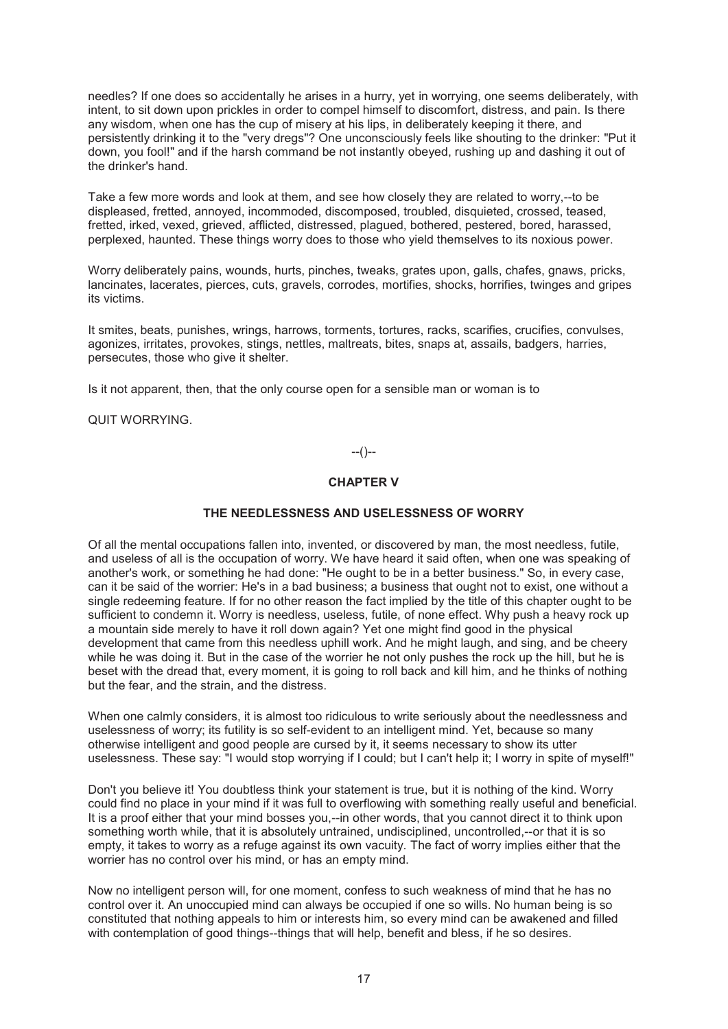needles? If one does so accidentally he arises in a hurry, yet in worrying, one seems deliberately, with intent, to sit down upon prickles in order to compel himself to discomfort, distress, and pain. Is there any wisdom, when one has the cup of misery at his lips, in deliberately keeping it there, and persistently drinking it to the "very dregs"? One unconsciously feels like shouting to the drinker: "Put it down, you fool!" and if the harsh command be not instantly obeyed, rushing up and dashing it out of the drinker's hand.

Take a few more words and look at them, and see how closely they are related to worry,--to be displeased, fretted, annoyed, incommoded, discomposed, troubled, disquieted, crossed, teased, fretted, irked, vexed, grieved, afflicted, distressed, plagued, bothered, pestered, bored, harassed, perplexed, haunted. These things worry does to those who yield themselves to its noxious power.

Worry deliberately pains, wounds, hurts, pinches, tweaks, grates upon, galls, chafes, gnaws, pricks, lancinates, lacerates, pierces, cuts, gravels, corrodes, mortifies, shocks, horrifies, twinges and gripes its victims.

It smites, beats, punishes, wrings, harrows, torments, tortures, racks, scarifies, crucifies, convulses, agonizes, irritates, provokes, stings, nettles, maltreats, bites, snaps at, assails, badgers, harries, persecutes, those who give it shelter.

Is it not apparent, then, that the only course open for a sensible man or woman is to

QUIT WORRYING.

--()--

## CHAPTER V

### THE NEEDLESSNESS AND USELESSNESS OF WORRY

Of all the mental occupations fallen into, invented, or discovered by man, the most needless, futile, and useless of all is the occupation of worry. We have heard it said often, when one was speaking of another's work, or something he had done: "He ought to be in a better business." So, in every case, can it be said of the worrier: He's in a bad business; a business that ought not to exist, one without a single redeeming feature. If for no other reason the fact implied by the title of this chapter ought to be sufficient to condemn it. Worry is needless, useless, futile, of none effect. Why push a heavy rock up a mountain side merely to have it roll down again? Yet one might find good in the physical development that came from this needless uphill work. And he might laugh, and sing, and be cheery while he was doing it. But in the case of the worrier he not only pushes the rock up the hill, but he is beset with the dread that, every moment, it is going to roll back and kill him, and he thinks of nothing but the fear, and the strain, and the distress.

When one calmly considers, it is almost too ridiculous to write seriously about the needlessness and uselessness of worry; its futility is so self-evident to an intelligent mind. Yet, because so many otherwise intelligent and good people are cursed by it, it seems necessary to show its utter uselessness. These say: "I would stop worrying if I could; but I can't help it; I worry in spite of myself!"

Don't you believe it! You doubtless think your statement is true, but it is nothing of the kind. Worry could find no place in your mind if it was full to overflowing with something really useful and beneficial. It is a proof either that your mind bosses you,--in other words, that you cannot direct it to think upon something worth while, that it is absolutely untrained, undisciplined, uncontrolled,--or that it is so empty, it takes to worry as a refuge against its own vacuity. The fact of worry implies either that the worrier has no control over his mind, or has an empty mind.

Now no intelligent person will, for one moment, confess to such weakness of mind that he has no control over it. An unoccupied mind can always be occupied if one so wills. No human being is so constituted that nothing appeals to him or interests him, so every mind can be awakened and filled with contemplation of good things--things that will help, benefit and bless, if he so desires.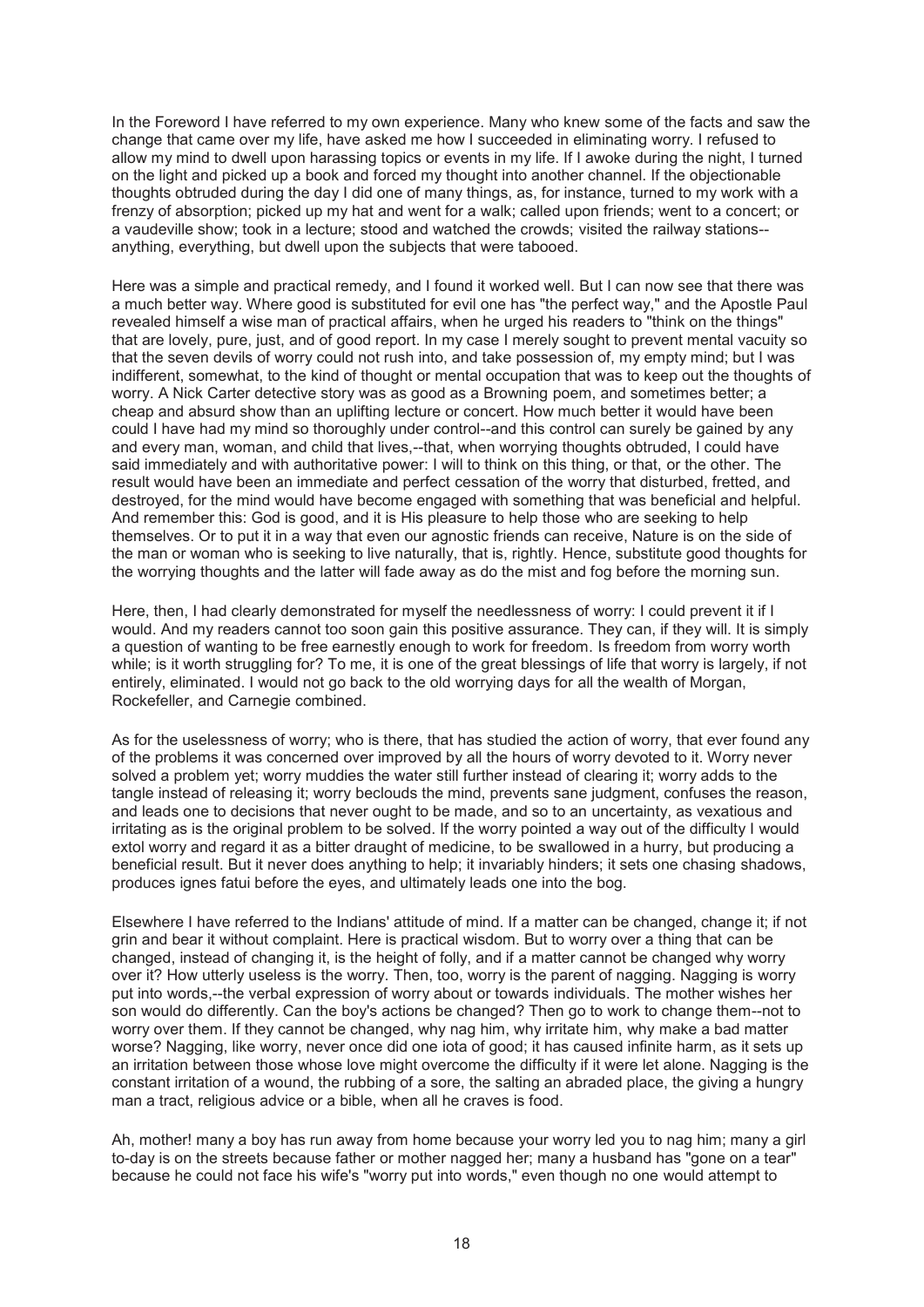In the Foreword I have referred to my own experience. Many who knew some of the facts and saw the change that came over my life, have asked me how I succeeded in eliminating worry. I refused to allow my mind to dwell upon harassing topics or events in my life. If I awoke during the night, I turned on the light and picked up a book and forced my thought into another channel. If the objectionable thoughts obtruded during the day I did one of many things, as, for instance, turned to my work with a frenzy of absorption; picked up my hat and went for a walk; called upon friends; went to a concert; or a vaudeville show; took in a lecture; stood and watched the crowds; visited the railway stations--anything, everything, but dwell upon the subjects that were tabooed.

Here was a simple and practical remedy, and I found it worked well. But I can now see that there was a much better way. Where good is substituted for evil one has "the perfect way," and the Apostle Paul revealed himself a wise man of practical affairs, when he urged his readers to "think on the things" that are lovely, pure, just, and of good report. In my case I merely sought to prevent mental vacuity so that the seven devils of worry could not rush into, and take possession of, my empty mind; but I was indifferent, somewhat, to the kind of thought or mental occupation that was to keep out the thoughts of worry. A Nick Carter detective story was as good as a Browning poem, and sometimes better; a cheap and absurd show than an uplifting lecture or concert. How much better it would have been could I have had my mind so thoroughly under control--and this control can surely be gained by any and every man, woman, and child that lives,--that, when worrying thoughts obtruded, I could have said immediately and with authoritative power: I will to think on this thing, or that, or the other. The result would have been an immediate and perfect cessation of the worry that disturbed, fretted, and destroyed, for the mind would have become engaged with something that was beneficial and helpful. And remember this: God is good, and it is His pleasure to help those who are seeking to help themselves. Or to put it in a way that even our agnostic friends can receive, Nature is on the side of the man or woman who is seeking to live naturally, that is, rightly. Hence, substitute good thoughts for the worrying thoughts and the latter will fade away as do the mist and fog before the morning sun.

Here, then, I had clearly demonstrated for myself the needlessness of worry: I could prevent it if I would. And my readers cannot too soon gain this positive assurance. They can, if they will. It is simply a question of wanting to be free earnestly enough to work for freedom. Is freedom from worry worth while; is it worth struggling for? To me, it is one of the great blessings of life that worry is largely, if not entirely, eliminated. I would not go back to the old worrying days for all the wealth of Morgan, Rockefeller, and Carnegie combined.

As for the uselessness of worry; who is there, that has studied the action of worry, that ever found any of the problems it was concerned over improved by all the hours of worry devoted to it. Worry never solved a problem yet; worry muddies the water still further instead of clearing it; worry adds to the tangle instead of releasing it; worry beclouds the mind, prevents sane judgment, confuses the reason, and leads one to decisions that never ought to be made, and so to an uncertainty, as vexatious and irritating as is the original problem to be solved. If the worry pointed a way out of the difficulty I would extol worry and regard it as a bitter draught of medicine, to be swallowed in a hurry, but producing a beneficial result. But it never does anything to help; it invariably hinders; it sets one chasing shadows, produces ignes fatui before the eyes, and ultimately leads one into the bog.

Elsewhere I have referred to the Indians' attitude of mind. If a matter can be changed, change it; if not grin and bear it without complaint. Here is practical wisdom. But to worry over a thing that can be changed, instead of changing it, is the height of folly, and if a matter cannot be changed why worry over it? How utterly useless is the worry. Then, too, worry is the parent of nagging. Nagging is worry put into words,--the verbal expression of worry about or towards individuals. The mother wishes her son would do differently. Can the boy's actions be changed? Then go to work to change them--not to worry over them. If they cannot be changed, why nag him, why irritate him, why make a bad matter worse? Nagging, like worry, never once did one iota of good; it has caused infinite harm, as it sets up an irritation between those whose love might overcome the difficulty if it were let alone. Nagging is the constant irritation of a wound, the rubbing of a sore, the salting an abraded place, the giving a hungry man a tract, religious advice or a bible, when all he craves is food.

Ah, mother! many a boy has run away from home because your worry led you to nag him; many a girl to-day is on the streets because father or mother nagged her; many a husband has "gone on a tear" because he could not face his wife's "worry put into words," even though no one would attempt to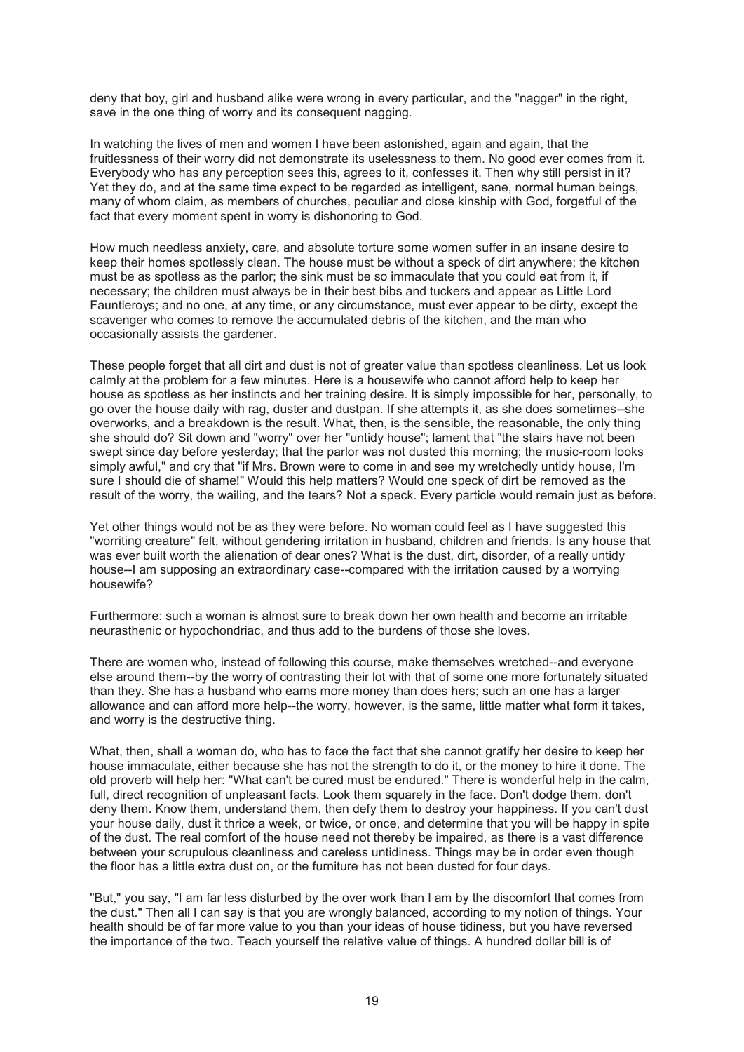deny that boy, girl and husband alike were wrong in every particular, and the "nagger" in the right, save in the one thing of worry and its consequent nagging.

In watching the lives of men and women I have been astonished, again and again, that the fruitlessness of their worry did not demonstrate its uselessness to them. No good ever comes from it. Everybody who has any perception sees this, agrees to it, confesses it. Then why still persist in it? Yet they do, and at the same time expect to be regarded as intelligent, sane, normal human beings, many of whom claim, as members of churches, peculiar and close kinship with God, forgetful of the fact that every moment spent in worry is dishonoring to God.

How much needless anxiety, care, and absolute torture some women suffer in an insane desire to keep their homes spotlessly clean. The house must be without a speck of dirt anywhere; the kitchen must be as spotless as the parlor; the sink must be so immaculate that you could eat from it, if necessary; the children must always be in their best bibs and tuckers and appear as Little Lord Fauntleroys; and no one, at any time, or any circumstance, must ever appear to be dirty, except the scavenger who comes to remove the accumulated debris of the kitchen, and the man who occasionally assists the gardener.

These people forget that all dirt and dust is not of greater value than spotless cleanliness. Let us look calmly at the problem for a few minutes. Here is a housewife who cannot afford help to keep her house as spotless as her instincts and her training desire. It is simply impossible for her, personally, to go over the house daily with rag, duster and dustpan. If she attempts it, as she does sometimes--she overworks, and a breakdown is the result. What, then, is the sensible, the reasonable, the only thing she should do? Sit down and "worry" over her "untidy house"; lament that "the stairs have not been swept since day before yesterday; that the parlor was not dusted this morning; the music-room looks simply awful," and cry that "if Mrs. Brown were to come in and see my wretchedly untidy house, I'm sure I should die of shame!" Would this help matters? Would one speck of dirt be removed as the result of the worry, the wailing, and the tears? Not a speck. Every particle would remain just as before.

Yet other things would not be as they were before. No woman could feel as I have suggested this "worriting creature" felt, without gendering irritation in husband, children and friends. Is any house that was ever built worth the alienation of dear ones? What is the dust, dirt, disorder, of a really untidy house--I am supposing an extraordinary case--compared with the irritation caused by a worrying housewife?

Furthermore: such a woman is almost sure to break down her own health and become an irritable neurasthenic or hypochondriac, and thus add to the burdens of those she loves.

There are women who, instead of following this course, make themselves wretched--and everyone else around them--by the worry of contrasting their lot with that of some one more fortunately situated than they. She has a husband who earns more money than does hers; such an one has a larger allowance and can afford more help--the worry, however, is the same, little matter what form it takes, and worry is the destructive thing.

What, then, shall a woman do, who has to face the fact that she cannot gratify her desire to keep her house immaculate, either because she has not the strength to do it, or the money to hire it done. The old proverb will help her: "What can't be cured must be endured." There is wonderful help in the calm, full, direct recognition of unpleasant facts. Look them squarely in the face. Don't dodge them, don't deny them. Know them, understand them, then defy them to destroy your happiness. If you can't dust your house daily, dust it thrice a week, or twice, or once, and determine that you will be happy in spite of the dust. The real comfort of the house need not thereby be impaired, as there is a vast difference between your scrupulous cleanliness and careless untidiness. Things may be in order even though the floor has a little extra dust on, or the furniture has not been dusted for four days.

"But," you say, "I am far less disturbed by the over work than I am by the discomfort that comes from the dust." Then all I can say is that you are wrongly balanced, according to my notion of things. Your health should be of far more value to you than your ideas of house tidiness, but you have reversed the importance of the two. Teach yourself the relative value of things. A hundred dollar bill is of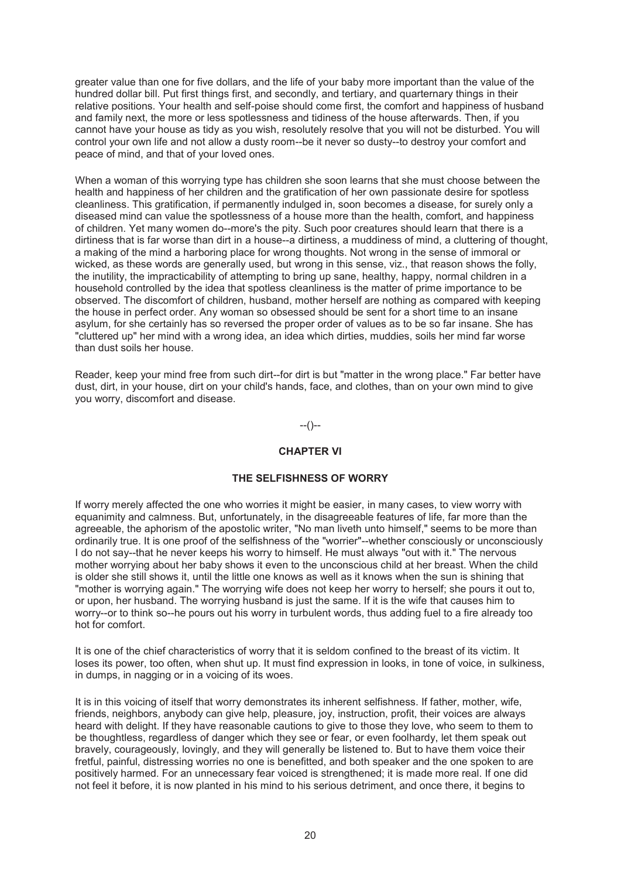greater value than one for five dollars, and the life of your baby more important than the value of the hundred dollar bill. Put first things first, and secondly, and tertiary, and quarternary things in their relative positions. Your health and self-poise should come first, the comfort and happiness of husband and family next, the more or less spotlessness and tidiness of the house afterwards. Then, if you cannot have your house as tidy as you wish, resolutely resolve that you will not be disturbed. You will control your own life and not allow a dusty room--be it never so dusty--to destroy your comfort and peace of mind, and that of your loved ones.

When a woman of this worrying type has children she soon learns that she must choose between the health and happiness of her children and the gratification of her own passionate desire for spotless cleanliness. This gratification, if permanently indulged in, soon becomes a disease, for surely only a diseased mind can value the spotlessness of a house more than the health, comfort, and happiness of children. Yet many women do--more's the pity. Such poor creatures should learn that there is a dirtiness that is far worse than dirt in a house--a dirtiness, a muddiness of mind, a cluttering of thought, a making of the mind a harboring place for wrong thoughts. Not wrong in the sense of immoral or wicked, as these words are generally used, but wrong in this sense, viz., that reason shows the folly, the inutility, the impracticability of attempting to bring up sane, healthy, happy, normal children in a household controlled by the idea that spotless cleanliness is the matter of prime importance to be observed. The discomfort of children, husband, mother herself are nothing as compared with keeping the house in perfect order. Any woman so obsessed should be sent for a short time to an insane asylum, for she certainly has so reversed the proper order of values as to be so far insane. She has "cluttered up" her mind with a wrong idea, an idea which dirties, muddies, soils her mind far worse than dust soils her house.

Reader, keep your mind free from such dirt--for dirt is but "matter in the wrong place." Far better have dust, dirt, in your house, dirt on your child's hands, face, and clothes, than on your own mind to give you worry, discomfort and disease.

--()--

## CHAPTER VI

### THE SELFISHNESS OF WORRY

If worry merely affected the one who worries it might be easier, in many cases, to view worry with equanimity and calmness. But, unfortunately, in the disagreeable features of life, far more than the agreeable, the aphorism of the apostolic writer, "No man liveth unto himself," seems to be more than ordinarily true. It is one proof of the selfishness of the "worrier"--whether consciously or unconsciously I do not say--that he never keeps his worry to himself. He must always "out with it." The nervous mother worrying about her baby shows it even to the unconscious child at her breast. When the child is older she still shows it, until the little one knows as well as it knows when the sun is shining that "mother is worrying again." The worrying wife does not keep her worry to herself; she pours it out to, or upon, her husband. The worrying husband is just the same. If it is the wife that causes him to worry--or to think so--he pours out his worry in turbulent words, thus adding fuel to a fire already too hot for comfort.

It is one of the chief characteristics of worry that it is seldom confined to the breast of its victim. It loses its power, too often, when shut up. It must find expression in looks, in tone of voice, in sulkiness, in dumps, in nagging or in a voicing of its woes.

It is in this voicing of itself that worry demonstrates its inherent selfishness. If father, mother, wife, friends, neighbors, anybody can give help, pleasure, joy, instruction, profit, their voices are always heard with delight. If they have reasonable cautions to give to those they love, who seem to them to be thoughtless, regardless of danger which they see or fear, or even foolhardy, let them speak out bravely, courageously, lovingly, and they will generally be listened to. But to have them voice their fretful, painful, distressing worries no one is benefitted, and both speaker and the one spoken to are positively harmed. For an unnecessary fear voiced is strengthened; it is made more real. If one did not feel it before, it is now planted in his mind to his serious detriment, and once there, it begins to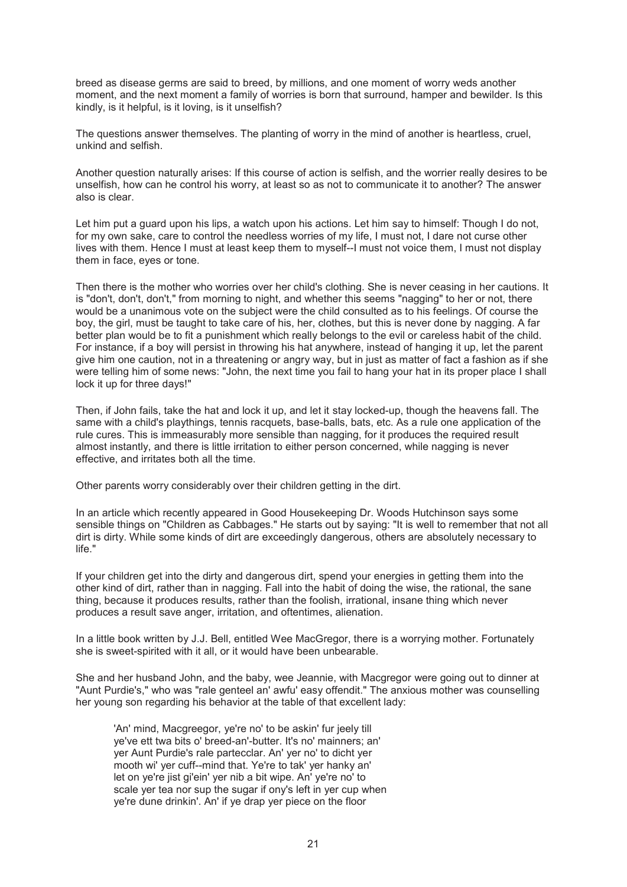breed as disease germs are said to breed, by millions, and one moment of worry weds another moment, and the next moment a family of worries is born that surround, hamper and bewilder. Is this kindly, is it helpful, is it loving, is it unselfish?

The questions answer themselves. The planting of worry in the mind of another is heartless, cruel, unkind and selfish.

Another question naturally arises: If this course of action is selfish, and the worrier really desires to be unselfish, how can he control his worry, at least so as not to communicate it to another? The answer also is clear.

Let him put a guard upon his lips, a watch upon his actions. Let him say to himself: Though I do not, for my own sake, care to control the needless worries of my life, I must not, I dare not curse other lives with them. Hence I must at least keep them to myself--I must not voice them, I must not display them in face, eyes or tone.

Then there is the mother who worries over her child's clothing. She is never ceasing in her cautions. It is "don't, don't, don't," from morning to night, and whether this seems "nagging" to her or not, there would be a unanimous vote on the subject were the child consulted as to his feelings. Of course the boy, the girl, must be taught to take care of his, her, clothes, but this is never done by nagging. A far better plan would be to fit a punishment which really belongs to the evil or careless habit of the child. For instance, if a boy will persist in throwing his hat anywhere, instead of hanging it up, let the parent give him one caution, not in a threatening or angry way, but in just as matter of fact a fashion as if she were telling him of some news: "John, the next time you fail to hang your hat in its proper place I shall lock it up for three days!"

Then, if John fails, take the hat and lock it up, and let it stay locked-up, though the heavens fall. The same with a child's playthings, tennis racquets, base-balls, bats, etc. As a rule one application of the rule cures. This is immeasurably more sensible than nagging, for it produces the required result almost instantly, and there is little irritation to either person concerned, while nagging is never effective, and irritates both all the time.

Other parents worry considerably over their children getting in the dirt.

In an article which recently appeared in Good Housekeeping Dr. Woods Hutchinson says some sensible things on "Children as Cabbages." He starts out by saying: "It is well to remember that not all dirt is dirty. While some kinds of dirt are exceedingly dangerous, others are absolutely necessary to life."

If your children get into the dirty and dangerous dirt, spend your energies in getting them into the other kind of dirt, rather than in nagging. Fall into the habit of doing the wise, the rational, the sane thing, because it produces results, rather than the foolish, irrational, insane thing which never produces a result save anger, irritation, and oftentimes, alienation.

In a little book written by J.J. Bell, entitled Wee MacGregor, there is a worrying mother. Fortunately she is sweet-spirited with it all, or it would have been unbearable.

She and her husband John, and the baby, wee Jeannie, with Macgregor were going out to dinner at "Aunt Purdie's," who was "rale genteel an' awfu' easy offendit." The anxious mother was counselling her young son regarding his behavior at the table of that excellent lady:

> 'An' mind, Macgreegor, ye're no' to be askin' fur jeely till ye've ett twa bits o' breed-an'-butter. It's no' mainners; an' yer Aunt Purdie's rale partecclar. An' yer no' to dicht yer mooth wi' yer cuff--mind that. Ye're to tak' yer hanky an' let on ye're jist gi'ein' yer nib a bit wipe. An' ye're no' to scale yer tea nor sup the sugar if ony's left in yer cup when ye're dune drinkin'. An' if ye drap yer piece on the floor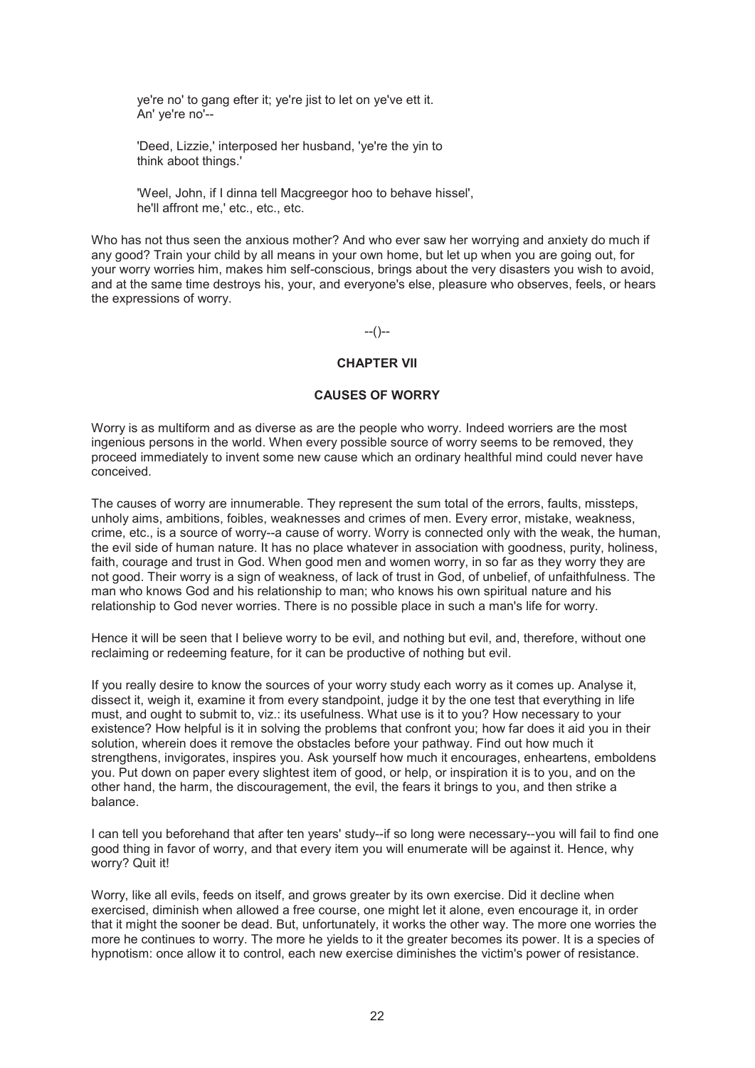> ye're no' to gang efter it; ye're jist to let on ye've ett it. An' ye're no'--
>
> 'Deed, Lizzie,' interposed her husband, 'ye're the yin to think aboot things.'
>
> 'Weel, John, if I dinna tell Macgreegor hoo to behave hissel', he'll affront me,' etc., etc., etc.

Who has not thus seen the anxious mother? And who ever saw her worrying and anxiety do much if any good? Train your child by all means in your own home, but let up when you are going out, for your worry worries him, makes him self-conscious, brings about the very disasters you wish to avoid, and at the same time destroys his, your, and everyone's else, pleasure who observes, feels, or hears the expressions of worry.

--()--

## CHAPTER VII

### CAUSES OF WORRY

Worry is as multiform and as diverse as are the people who worry. Indeed worriers are the most ingenious persons in the world. When every possible source of worry seems to be removed, they proceed immediately to invent some new cause which an ordinary healthful mind could never have conceived.

The causes of worry are innumerable. They represent the sum total of the errors, faults, missteps, unholy aims, ambitions, foibles, weaknesses and crimes of men. Every error, mistake, weakness, crime, etc., is a source of worry--a cause of worry. Worry is connected only with the weak, the human, the evil side of human nature. It has no place whatever in association with goodness, purity, holiness, faith, courage and trust in God. When good men and women worry, in so far as they worry they are not good. Their worry is a sign of weakness, of lack of trust in God, of unbelief, of unfaithfulness. The man who knows God and his relationship to man; who knows his own spiritual nature and his relationship to God never worries. There is no possible place in such a man's life for worry.

Hence it will be seen that I believe worry to be evil, and nothing but evil, and, therefore, without one reclaiming or redeeming feature, for it can be productive of nothing but evil.

If you really desire to know the sources of your worry study each worry as it comes up. Analyse it, dissect it, weigh it, examine it from every standpoint, judge it by the one test that everything in life must, and ought to submit to, viz.: its usefulness. What use is it to you? How necessary to your existence? How helpful is it in solving the problems that confront you; how far does it aid you in their solution, wherein does it remove the obstacles before your pathway. Find out how much it strengthens, invigorates, inspires you. Ask yourself how much it encourages, enheartens, emboldens you. Put down on paper every slightest item of good, or help, or inspiration it is to you, and on the other hand, the harm, the discouragement, the evil, the fears it brings to you, and then strike a balance.

I can tell you beforehand that after ten years' study--if so long were necessary--you will fail to find one good thing in favor of worry, and that every item you will enumerate will be against it. Hence, why worry? Quit it!

Worry, like all evils, feeds on itself, and grows greater by its own exercise. Did it decline when exercised, diminish when allowed a free course, one might let it alone, even encourage it, in order that it might the sooner be dead. But, unfortunately, it works the other way. The more one worries the more he continues to worry. The more he yields to it the greater becomes its power. It is a species of hypnotism: once allow it to control, each new exercise diminishes the victim's power of resistance.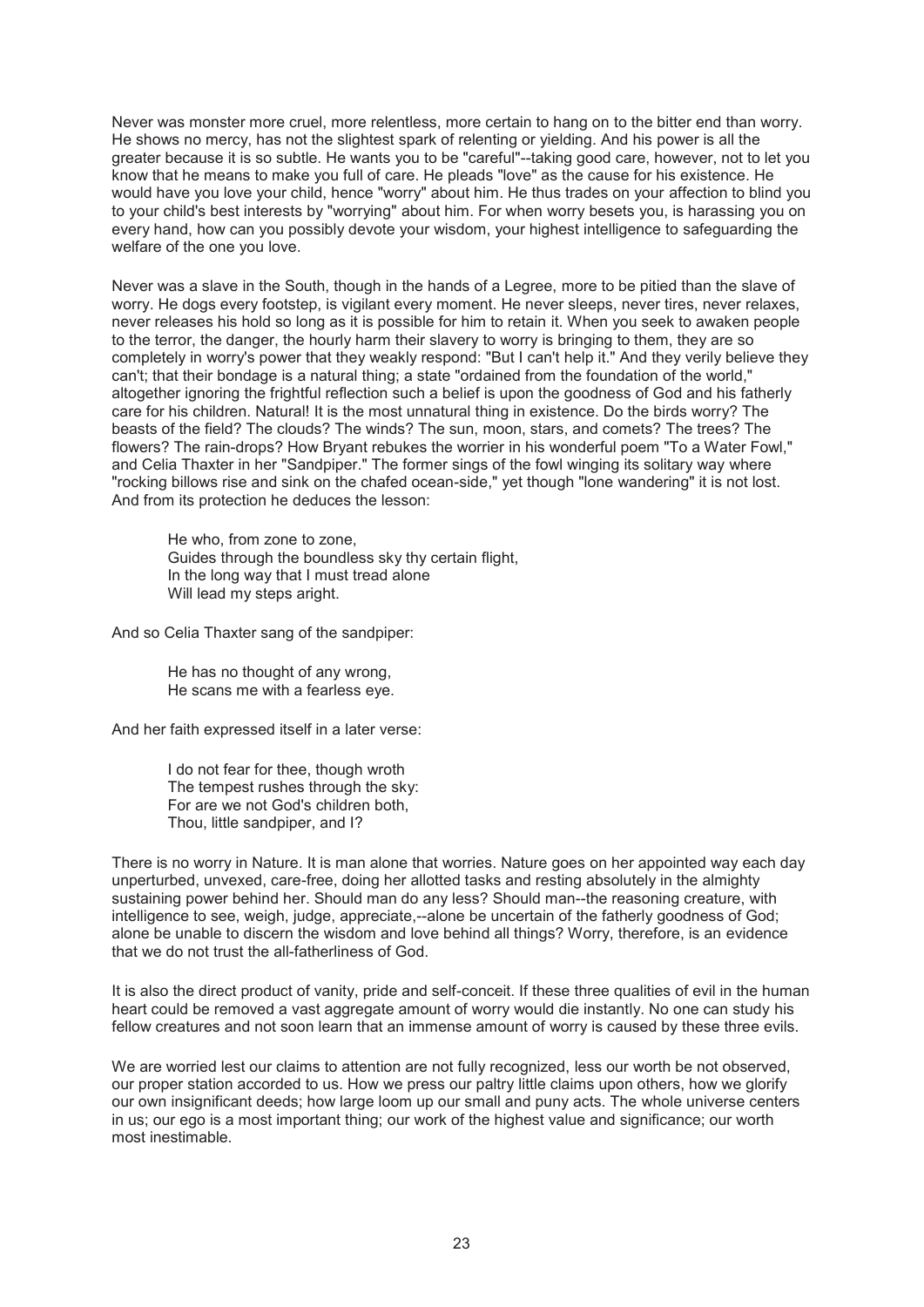Never was monster more cruel, more relentless, more certain to hang on to the bitter end than worry. He shows no mercy, has not the slightest spark of relenting or yielding. And his power is all the greater because it is so subtle. He wants you to be "careful"--taking good care, however, not to let you know that he means to make you full of care. He pleads "love" as the cause for his existence. He would have you love your child, hence "worry" about him. He thus trades on your affection to blind you to your child's best interests by "worrying" about him. For when worry besets you, is harassing you on every hand, how can you possibly devote your wisdom, your highest intelligence to safeguarding the welfare of the one you love.

Never was a slave in the South, though in the hands of a Legree, more to be pitied than the slave of worry. He dogs every footstep, is vigilant every moment. He never sleeps, never tires, never relaxes, never releases his hold so long as it is possible for him to retain it. When you seek to awaken people to the terror, the danger, the hourly harm their slavery to worry is bringing to them, they are so completely in worry's power that they weakly respond: "But I can't help it." And they verily believe they can't; that their bondage is a natural thing; a state "ordained from the foundation of the world," altogether ignoring the frightful reflection such a belief is upon the goodness of God and his fatherly care for his children. Natural! It is the most unnatural thing in existence. Do the birds worry? The beasts of the field? The clouds? The winds? The sun, moon, stars, and comets? The trees? The flowers? The rain-drops? How Bryant rebukes the worrier in his wonderful poem "To a Water Fowl," and Celia Thaxter in her "Sandpiper." The former sings of the fowl winging its solitary way where "rocking billows rise and sink on the chafed ocean-side," yet though "lone wandering" it is not lost. And from its protection he deduces the lesson:

> He who, from zone to zone,
> Guides through the boundless sky thy certain flight,
> In the long way that I must tread alone
> Will lead my steps aright.

And so Celia Thaxter sang of the sandpiper:

> He has no thought of any wrong,
> He scans me with a fearless eye.

And her faith expressed itself in a later verse:

> I do not fear for thee, though wroth
> The tempest rushes through the sky:
> For are we not God's children both,
> Thou, little sandpiper, and I?

There is no worry in Nature. It is man alone that worries. Nature goes on her appointed way each day unperturbed, unvexed, care-free, doing her allotted tasks and resting absolutely in the almighty sustaining power behind her. Should man do any less? Should man--the reasoning creature, with intelligence to see, weigh, judge, appreciate,--alone be uncertain of the fatherly goodness of God; alone be unable to discern the wisdom and love behind all things? Worry, therefore, is an evidence that we do not trust the all-fatherliness of God.

It is also the direct product of vanity, pride and self-conceit. If these three qualities of evil in the human heart could be removed a vast aggregate amount of worry would die instantly. No one can study his fellow creatures and not soon learn that an immense amount of worry is caused by these three evils.

We are worried lest our claims to attention are not fully recognized, less our worth be not observed, our proper station accorded to us. How we press our paltry little claims upon others, how we glorify our own insignificant deeds; how large loom up our small and puny acts. The whole universe centers in us; our ego is a most important thing; our work of the highest value and significance; our worth most inestimable.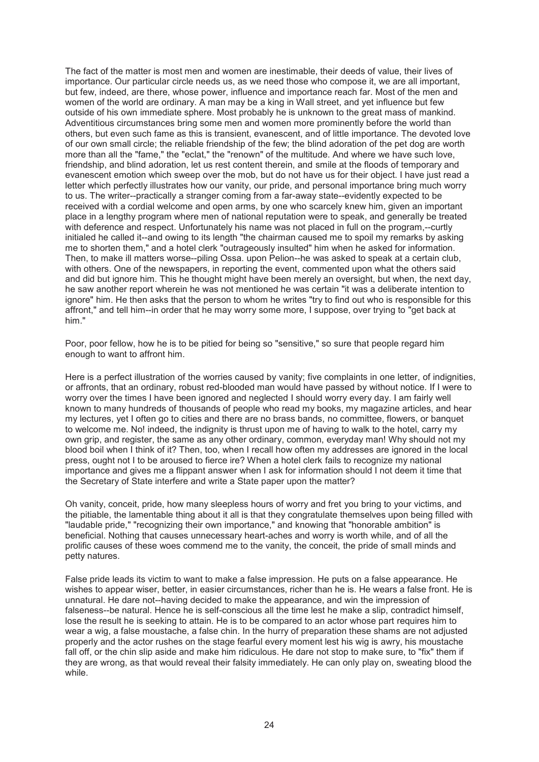The fact of the matter is most men and women are inestimable, their deeds of value, their lives of importance. Our particular circle needs us, as we need those who compose it, we are all important, but few, indeed, are there, whose power, influence and importance reach far. Most of the men and women of the world are ordinary. A man may be a king in Wall street, and yet influence but few outside of his own immediate sphere. Most probably he is unknown to the great mass of mankind. Adventitious circumstances bring some men and women more prominently before the world than others, but even such fame as this is transient, evanescent, and of little importance. The devoted love of our own small circle; the reliable friendship of the few; the blind adoration of the pet dog are worth more than all the "fame," the "eclat," the "renown" of the multitude. And where we have such love, friendship, and blind adoration, let us rest content therein, and smile at the floods of temporary and evanescent emotion which sweep over the mob, but do not have us for their object. I have just read a letter which perfectly illustrates how our vanity, our pride, and personal importance bring much worry to us. The writer--practically a stranger coming from a far-away state--evidently expected to be received with a cordial welcome and open arms, by one who scarcely knew him, given an important place in a lengthy program where men of national reputation were to speak, and generally be treated with deference and respect. Unfortunately his name was not placed in full on the program,--curtly initialed he called it--and owing to its length "the chairman caused me to spoil my remarks by asking me to shorten them," and a hotel clerk "outrageously insulted" him when he asked for information. Then, to make ill matters worse--piling Ossa. upon Pelion--he was asked to speak at a certain club, with others. One of the newspapers, in reporting the event, commented upon what the others said and did but ignore him. This he thought might have been merely an oversight, but when, the next day, he saw another report wherein he was not mentioned he was certain "it was a deliberate intention to ignore" him. He then asks that the person to whom he writes "try to find out who is responsible for this affront," and tell him--in order that he may worry some more, I suppose, over trying to "get back at him."

Poor, poor fellow, how he is to be pitied for being so "sensitive," so sure that people regard him enough to want to affront him.

Here is a perfect illustration of the worries caused by vanity; five complaints in one letter, of indignities, or affronts, that an ordinary, robust red-blooded man would have passed by without notice. If I were to worry over the times I have been ignored and neglected I should worry every day. I am fairly well known to many hundreds of thousands of people who read my books, my magazine articles, and hear my lectures, yet I often go to cities and there are no brass bands, no committee, flowers, or banquet to welcome me. No! indeed, the indignity is thrust upon me of having to walk to the hotel, carry my own grip, and register, the same as any other ordinary, common, everyday man! Why should not my blood boil when I think of it? Then, too, when I recall how often my addresses are ignored in the local press, ought not I to be aroused to fierce ire? When a hotel clerk fails to recognize my national importance and gives me a flippant answer when I ask for information should I not deem it time that the Secretary of State interfere and write a State paper upon the matter?

Oh vanity, conceit, pride, how many sleepless hours of worry and fret you bring to your victims, and the pitiable, the lamentable thing about it all is that they congratulate themselves upon being filled with "laudable pride," "recognizing their own importance," and knowing that "honorable ambition" is beneficial. Nothing that causes unnecessary heart-aches and worry is worth while, and of all the prolific causes of these woes commend me to the vanity, the conceit, the pride of small minds and petty natures.

False pride leads its victim to want to make a false impression. He puts on a false appearance. He wishes to appear wiser, better, in easier circumstances, richer than he is. He wears a false front. He is unnatural. He dare not--having decided to make the appearance, and win the impression of falseness--be natural. Hence he is self-conscious all the time lest he make a slip, contradict himself, lose the result he is seeking to attain. He is to be compared to an actor whose part requires him to wear a wig, a false moustache, a false chin. In the hurry of preparation these shams are not adjusted properly and the actor rushes on the stage fearful every moment lest his wig is awry, his moustache fall off, or the chin slip aside and make him ridiculous. He dare not stop to make sure, to "fix" them if they are wrong, as that would reveal their falsity immediately. He can only play on, sweating blood the while.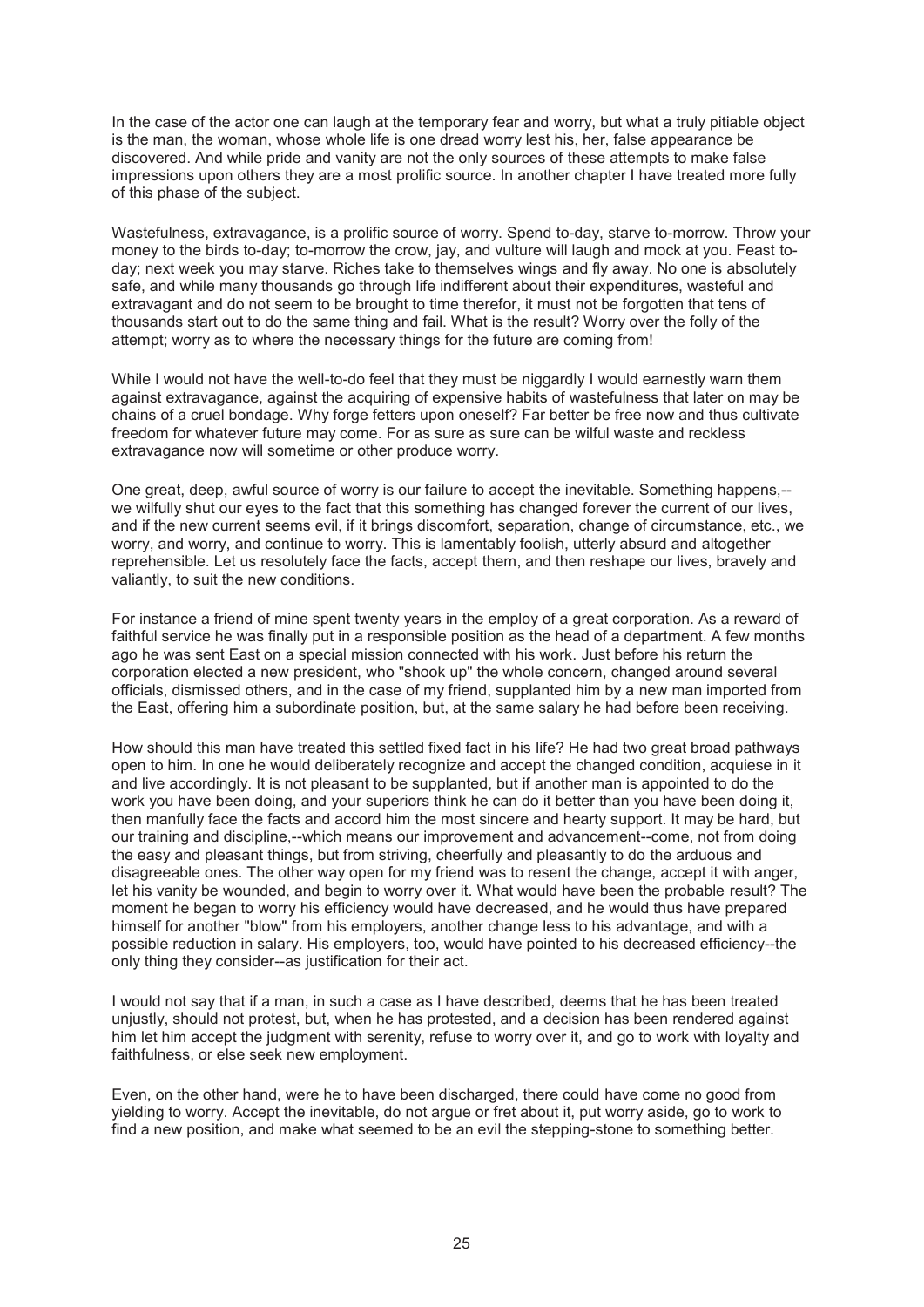In the case of the actor one can laugh at the temporary fear and worry, but what a truly pitiable object is the man, the woman, whose whole life is one dread worry lest his, her, false appearance be discovered. And while pride and vanity are not the only sources of these attempts to make false impressions upon others they are a most prolific source. In another chapter I have treated more fully of this phase of the subject.

Wastefulness, extravagance, is a prolific source of worry. Spend to-day, starve to-morrow. Throw your money to the birds to-day; to-morrow the crow, jay, and vulture will laugh and mock at you. Feast to-day; next week you may starve. Riches take to themselves wings and fly away. No one is absolutely safe, and while many thousands go through life indifferent about their expenditures, wasteful and extravagant and do not seem to be brought to time therefor, it must not be forgotten that tens of thousands start out to do the same thing and fail. What is the result? Worry over the folly of the attempt; worry as to where the necessary things for the future are coming from!

While I would not have the well-to-do feel that they must be niggardly I would earnestly warn them against extravagance, against the acquiring of expensive habits of wastefulness that later on may be chains of a cruel bondage. Why forge fetters upon oneself? Far better be free now and thus cultivate freedom for whatever future may come. For as sure as sure can be wilful waste and reckless extravagance now will sometime or other produce worry.

One great, deep, awful source of worry is our failure to accept the inevitable. Something happens,--we wilfully shut our eyes to the fact that this something has changed forever the current of our lives, and if the new current seems evil, if it brings discomfort, separation, change of circumstance, etc., we worry, and worry, and continue to worry. This is lamentably foolish, utterly absurd and altogether reprehensible. Let us resolutely face the facts, accept them, and then reshape our lives, bravely and valiantly, to suit the new conditions.

For instance a friend of mine spent twenty years in the employ of a great corporation. As a reward of faithful service he was finally put in a responsible position as the head of a department. A few months ago he was sent East on a special mission connected with his work. Just before his return the corporation elected a new president, who "shook up" the whole concern, changed around several officials, dismissed others, and in the case of my friend, supplanted him by a new man imported from the East, offering him a subordinate position, but, at the same salary he had before been receiving.

How should this man have treated this settled fixed fact in his life? He had two great broad pathways open to him. In one he would deliberately recognize and accept the changed condition, acquiesce in it and live accordingly. It is not pleasant to be supplanted, but if another man is appointed to do the work you have been doing, and your superiors think he can do it better than you have been doing it, then manfully face the facts and accord him the most sincere and hearty support. It may be hard, but our training and discipline,--which means our improvement and advancement--come, not from doing the easy and pleasant things, but from striving, cheerfully and pleasantly to do the arduous and disagreeable ones. The other way open for my friend was to resent the change, accept it with anger, let his vanity be wounded, and begin to worry over it. What would have been the probable result? The moment he began to worry his efficiency would have decreased, and he would thus have prepared himself for another "blow" from his employers, another change less to his advantage, and with a possible reduction in salary. His employers, too, would have pointed to his decreased efficiency--the only thing they consider--as justification for their act.

I would not say that if a man, in such a case as I have described, deems that he has been treated unjustly, should not protest, but, when he has protested, and a decision has been rendered against him let him accept the judgment with serenity, refuse to worry over it, and go to work with loyalty and faithfulness, or else seek new employment.

Even, on the other hand, were he to have been discharged, there could have come no good from yielding to worry. Accept the inevitable, do not argue or fret about it, put worry aside, go to work to find a new position, and make what seemed to be an evil the stepping-stone to something better.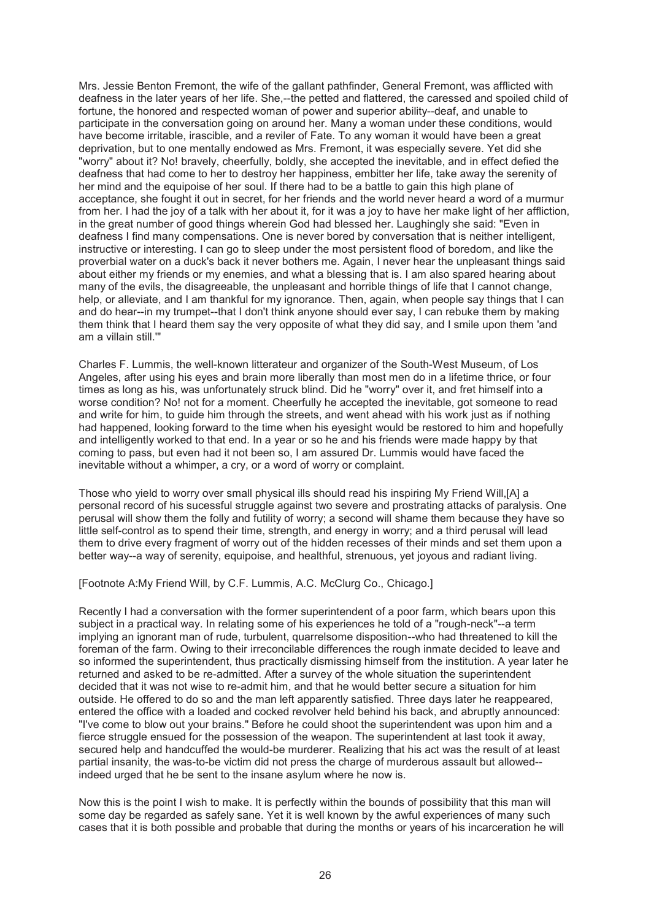Mrs. Jessie Benton Fremont, the wife of the gallant pathfinder, General Fremont, was afflicted with deafness in the later years of her life. She,--the petted and flattered, the caressed and spoiled child of fortune, the honored and respected woman of power and superior ability--deaf, and unable to participate in the conversation going on around her. Many a woman under these conditions, would have become irritable, irascible, and a reviler of Fate. To any woman it would have been a great deprivation, but to one mentally endowed as Mrs. Fremont, it was especially severe. Yet did she "worry" about it? No! bravely, cheerfully, boldly, she accepted the inevitable, and in effect defied the deafness that had come to her to destroy her happiness, embitter her life, take away the serenity of her mind and the equipoise of her soul. If there had to be a battle to gain this high plane of acceptance, she fought it out in secret, for her friends and the world never heard a word of a murmur from her. I had the joy of a talk with her about it, for it was a joy to have her make light of her affliction, in the great number of good things wherein God had blessed her. Laughingly she said: "Even in deafness I find many compensations. One is never bored by conversation that is neither intelligent, instructive or interesting. I can go to sleep under the most persistent flood of boredom, and like the proverbial water on a duck's back it never bothers me. Again, I never hear the unpleasant things said about either my friends or my enemies, and what a blessing that is. I am also spared hearing about many of the evils, the disagreeable, the unpleasant and horrible things of life that I cannot change, help, or alleviate, and I am thankful for my ignorance. Then, again, when people say things that I can and do hear--in my trumpet--that I don't think anyone should ever say, I can rebuke them by making them think that I heard them say the very opposite of what they did say, and I smile upon them 'and am a villain still.'"

Charles F. Lummis, the well-known litterateur and organizer of the South-West Museum, of Los Angeles, after using his eyes and brain more liberally than most men do in a lifetime thrice, or four times as long as his, was unfortunately struck blind. Did he "worry" over it, and fret himself into a worse condition? No! not for a moment. Cheerfully he accepted the inevitable, got someone to read and write for him, to guide him through the streets, and went ahead with his work just as if nothing had happened, looking forward to the time when his eyesight would be restored to him and hopefully and intelligently worked to that end. In a year or so he and his friends were made happy by that coming to pass, but even had it not been so, I am assured Dr. Lummis would have faced the inevitable without a whimper, a cry, or a word of worry or complaint.

Those who yield to worry over small physical ills should read his inspiring My Friend Will,[A] a personal record of his sucessful struggle against two severe and prostrating attacks of paralysis. One perusal will show them the folly and futility of worry; a second will shame them because they have so little self-control as to spend their time, strength, and energy in worry; and a third perusal will lead them to drive every fragment of worry out of the hidden recesses of their minds and set them upon a better way--a way of serenity, equipoise, and healthful, strenuous, yet joyous and radiant living.

[Footnote A:My Friend Will, by C.F. Lummis, A.C. McClurg Co., Chicago.]

Recently I had a conversation with the former superintendent of a poor farm, which bears upon this subject in a practical way. In relating some of his experiences he told of a "rough-neck"--a term implying an ignorant man of rude, turbulent, quarrelsome disposition--who had threatened to kill the foreman of the farm. Owing to their irreconcilable differences the rough inmate decided to leave and so informed the superintendent, thus practically dismissing himself from the institution. A year later he returned and asked to be re-admitted. After a survey of the whole situation the superintendent decided that it was not wise to re-admit him, and that he would better secure a situation for him outside. He offered to do so and the man left apparently satisfied. Three days later he reappeared, entered the office with a loaded and cocked revolver held behind his back, and abruptly announced: "I've come to blow out your brains." Before he could shoot the superintendent was upon him and a fierce struggle ensued for the possession of the weapon. The superintendent at last took it away, secured help and handcuffed the would-be murderer. Realizing that his act was the result of at least partial insanity, the was-to-be victim did not press the charge of murderous assault but allowed--indeed urged that he be sent to the insane asylum where he now is.

Now this is the point I wish to make. It is perfectly within the bounds of possibility that this man will some day be regarded as safely sane. Yet it is well known by the awful experiences of many such cases that it is both possible and probable that during the months or years of his incarceration he will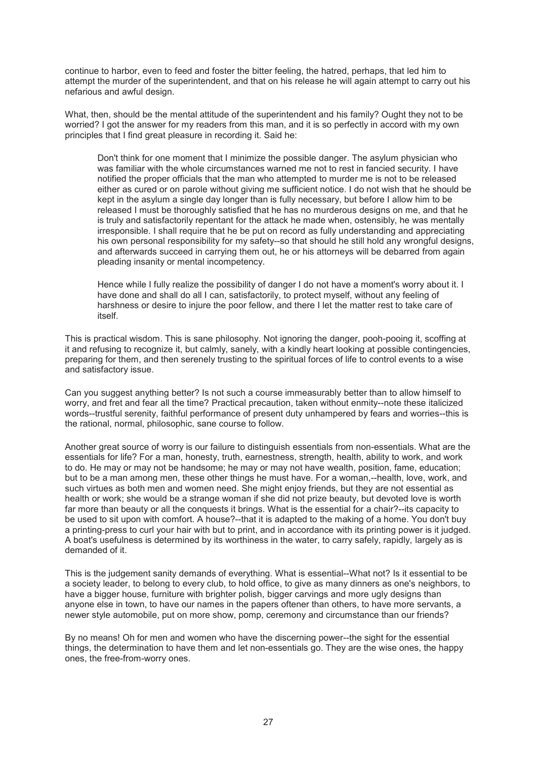continue to harbor, even to feed and foster the bitter feeling, the hatred, perhaps, that led him to attempt the murder of the superintendent, and that on his release he will again attempt to carry out his nefarious and awful design.

What, then, should be the mental attitude of the superintendent and his family? Ought they not to be worried? I got the answer for my readers from this man, and it is so perfectly in accord with my own principles that I find great pleasure in recording it. Said he:

> Don't think for one moment that I minimize the possible danger. The asylum physician who was familiar with the whole circumstances warned me not to rest in fancied security. I have notified the proper officials that the man who attempted to murder me is not to be released either as cured or on parole without giving me sufficient notice. I do not wish that he should be kept in the asylum a single day longer than is fully necessary, but before I allow him to be released I must be thoroughly satisfied that he has no murderous designs on me, and that he is truly and satisfactorily repentant for the attack he made when, ostensibly, he was mentally irresponsible. I shall require that he be put on record as fully understanding and appreciating his own personal responsibility for my safety--so that should he still hold any wrongful designs, and afterwards succeed in carrying them out, he or his attorneys will be debarred from again pleading insanity or mental incompetency.
>
> Hence while I fully realize the possibility of danger I do not have a moment's worry about it. I have done and shall do all I can, satisfactorily, to protect myself, without any feeling of harshness or desire to injure the poor fellow, and there I let the matter rest to take care of itself.

This is practical wisdom. This is sane philosophy. Not ignoring the danger, pooh-pooing it, scoffing at it and refusing to recognize it, but calmly, sanely, with a kindly heart looking at possible contingencies, preparing for them, and then serenely trusting to the spiritual forces of life to control events to a wise and satisfactory issue.

Can you suggest anything better? Is not such a course immeasurably better than to allow himself to worry, and fret and fear all the time? Practical precaution, taken without enmity--note these italicized words--trustful serenity, faithful performance of present duty unhampered by fears and worries--this is the rational, normal, philosophic, sane course to follow.

Another great source of worry is our failure to distinguish essentials from non-essentials. What are the essentials for life? For a man, honesty, truth, earnestness, strength, health, ability to work, and work to do. He may or may not be handsome; he may or may not have wealth, position, fame, education; but to be a man among men, these other things he must have. For a woman,--health, love, work, and such virtues as both men and women need. She might enjoy friends, but they are not essential as health or work; she would be a strange woman if she did not prize beauty, but devoted love is worth far more than beauty or all the conquests it brings. What is the essential for a chair?--its capacity to be used to sit upon with comfort. A house?--that it is adapted to the making of a home. You don't buy a printing-press to curl your hair with but to print, and in accordance with its printing power is it judged. A boat's usefulness is determined by its worthiness in the water, to carry safely, rapidly, largely as is demanded of it.

This is the judgement sanity demands of everything. What is essential--What not? Is it essential to be a society leader, to belong to every club, to hold office, to give as many dinners as one's neighbors, to have a bigger house, furniture with brighter polish, bigger carvings and more ugly designs than anyone else in town, to have our names in the papers oftener than others, to have more servants, a newer style automobile, put on more show, pomp, ceremony and circumstance than our friends?

By no means! Oh for men and women who have the discerning power--the sight for the essential things, the determination to have them and let non-essentials go. They are the wise ones, the happy ones, the free-from-worry ones.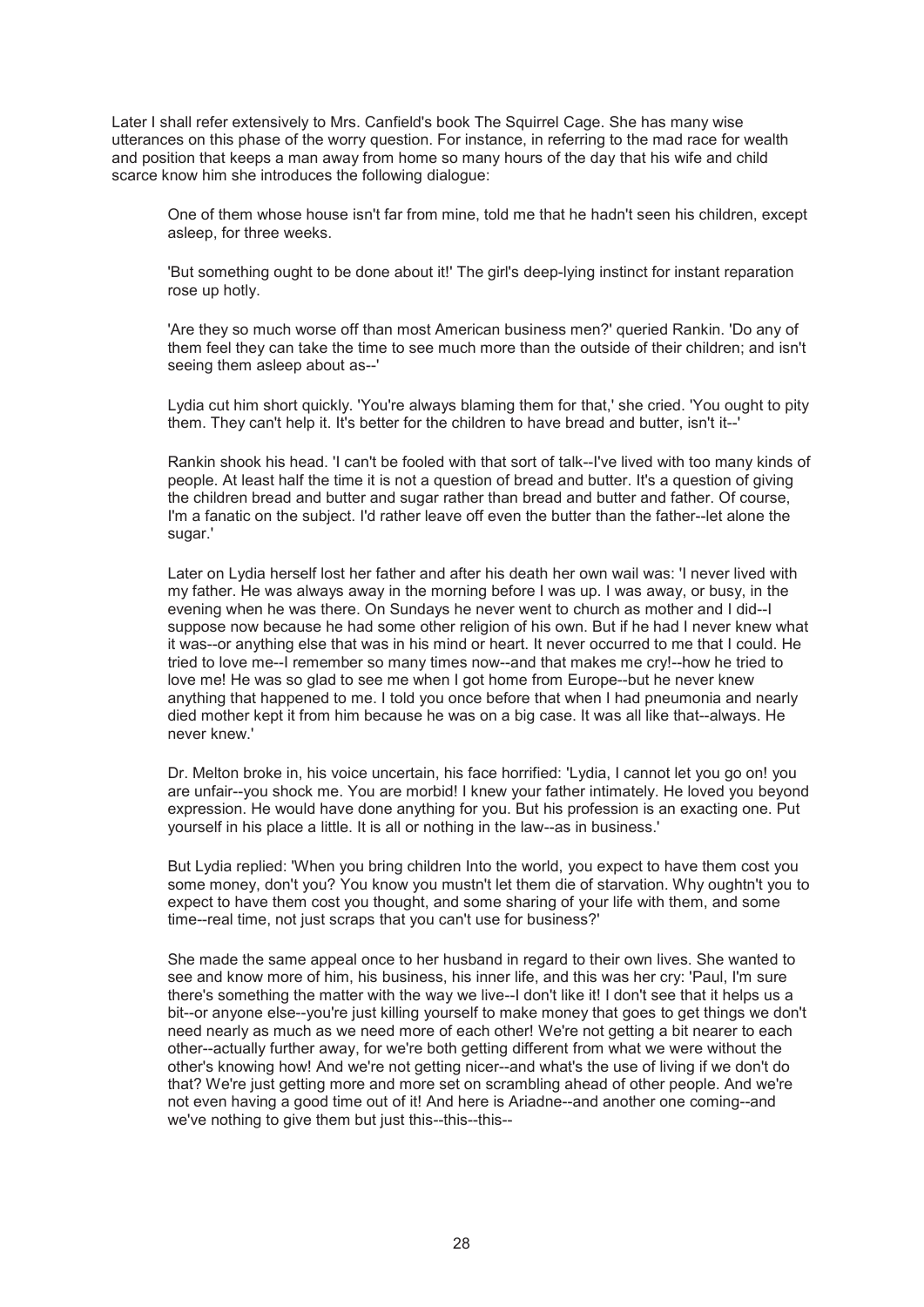Later I shall refer extensively to Mrs. Canfield's book The Squirrel Cage. She has many wise utterances on this phase of the worry question. For instance, in referring to the mad race for wealth and position that keeps a man away from home so many hours of the day that his wife and child scarce know him she introduces the following dialogue:

> One of them whose house isn't far from mine, told me that he hadn't seen his children, except asleep, for three weeks.
>
> 'But something ought to be done about it!' The girl's deep-lying instinct for instant reparation rose up hotly.
>
> 'Are they so much worse off than most American business men?' queried Rankin. 'Do any of them feel they can take the time to see much more than the outside of their children; and isn't seeing them asleep about as--'
>
> Lydia cut him short quickly. 'You're always blaming them for that,' she cried. 'You ought to pity them. They can't help it. It's better for the children to have bread and butter, isn't it--'
>
> Rankin shook his head. 'I can't be fooled with that sort of talk--I've lived with too many kinds of people. At least half the time it is not a question of bread and butter. It's a question of giving the children bread and butter and sugar rather than bread and butter and father. Of course, I'm a fanatic on the subject. I'd rather leave off even the butter than the father--let alone the sugar.'
>
> Later on Lydia herself lost her father and after his death her own wail was: 'I never lived with my father. He was always away in the morning before I was up. I was away, or busy, in the evening when he was there. On Sundays he never went to church as mother and I did--I suppose now because he had some other religion of his own. But if he had I never knew what it was--or anything else that was in his mind or heart. It never occurred to me that I could. He tried to love me--I remember so many times now--and that makes me cry!--how he tried to love me! He was so glad to see me when I got home from Europe--but he never knew anything that happened to me. I told you once before that when I had pneumonia and nearly died mother kept it from him because he was on a big case. It was all like that--always. He never knew.'
>
> Dr. Melton broke in, his voice uncertain, his face horrified: 'Lydia, I cannot let you go on! you are unfair--you shock me. You are morbid! I knew your father intimately. He loved you beyond expression. He would have done anything for you. But his profession is an exacting one. Put yourself in his place a little. It is all or nothing in the law--as in business.'
>
> But Lydia replied: 'When you bring children Into the world, you expect to have them cost you some money, don't you? You know you mustn't let them die of starvation. Why oughtn't you to expect to have them cost you thought, and some sharing of your life with them, and some time--real time, not just scraps that you can't use for business?'
>
> She made the same appeal once to her husband in regard to their own lives. She wanted to see and know more of him, his business, his inner life, and this was her cry: 'Paul, I'm sure there's something the matter with the way we live--I don't like it! I don't see that it helps us a bit--or anyone else--you're just killing yourself to make money that goes to get things we don't need nearly as much as we need more of each other! We're not getting a bit nearer to each other--actually further away, for we're both getting different from what we were without the other's knowing how! And we're not getting nicer--and what's the use of living if we don't do that? We're just getting more and more set on scrambling ahead of other people. And we're not even having a good time out of it! And here is Ariadne--and another one coming--and we've nothing to give them but just this--this--this--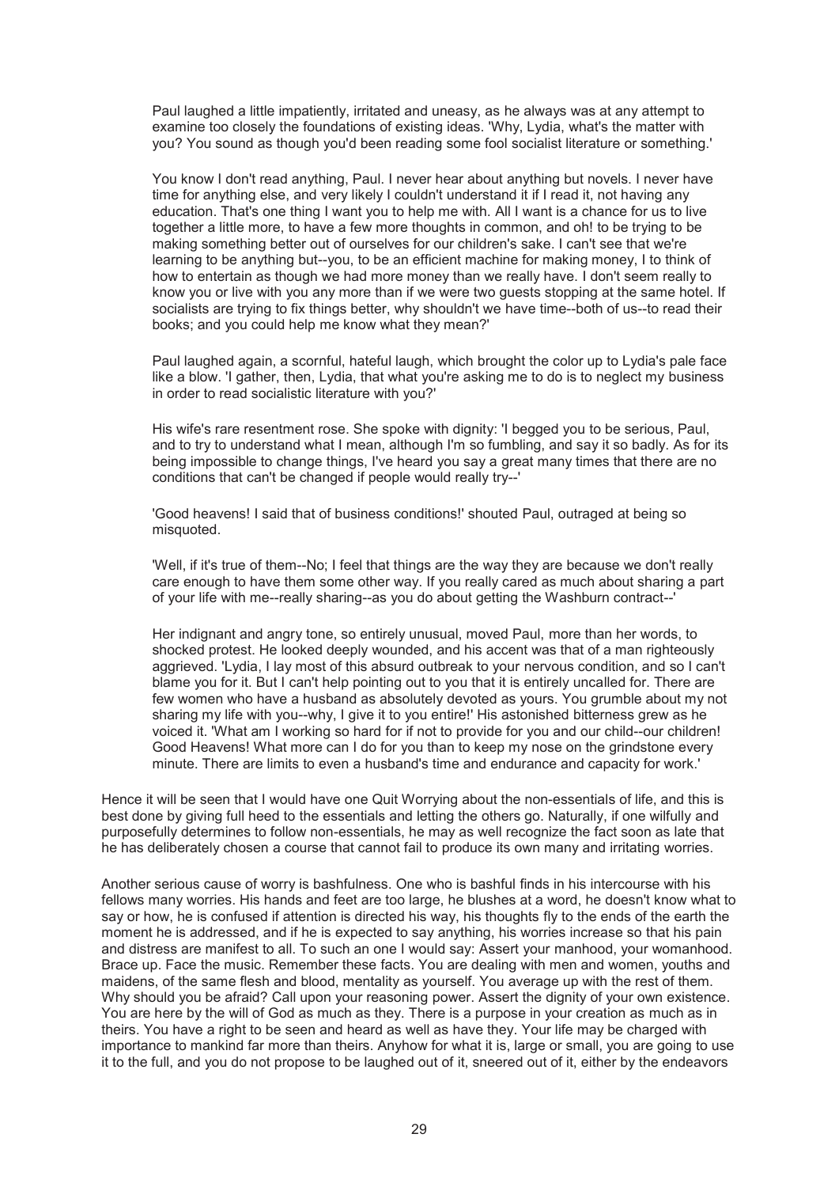> Paul laughed a little impatiently, irritated and uneasy, as he always was at any attempt to examine too closely the foundations of existing ideas. 'Why, Lydia, what's the matter with you? You sound as though you'd been reading some fool socialist literature or something.'
>
> You know I don't read anything, Paul. I never hear about anything but novels. I never have time for anything else, and very likely I couldn't understand it if I read it, not having any education. That's one thing I want you to help me with. All I want is a chance for us to live together a little more, to have a few more thoughts in common, and oh! to be trying to be making something better out of ourselves for our children's sake. I can't see that we're learning to be anything but--you, to be an efficient machine for making money, I to think of how to entertain as though we had more money than we really have. I don't seem really to know you or live with you any more than if we were two guests stopping at the same hotel. If socialists are trying to fix things better, why shouldn't we have time--both of us--to read their books; and you could help me know what they mean?'
>
> Paul laughed again, a scornful, hateful laugh, which brought the color up to Lydia's pale face like a blow. 'I gather, then, Lydia, that what you're asking me to do is to neglect my business in order to read socialistic literature with you?'
>
> His wife's rare resentment rose. She spoke with dignity: 'I begged you to be serious, Paul, and to try to understand what I mean, although I'm so fumbling, and say it so badly. As for its being impossible to change things, I've heard you say a great many times that there are no conditions that can't be changed if people would really try--'
>
> 'Good heavens! I said that of business conditions!' shouted Paul, outraged at being so misquoted.
>
> 'Well, if it's true of them--No; I feel that things are the way they are because we don't really care enough to have them some other way. If you really cared as much about sharing a part of your life with me--really sharing--as you do about getting the Washburn contract--'
>
> Her indignant and angry tone, so entirely unusual, moved Paul, more than her words, to shocked protest. He looked deeply wounded, and his accent was that of a man righteously aggrieved. 'Lydia, I lay most of this absurd outbreak to your nervous condition, and so I can't blame you for it. But I can't help pointing out to you that it is entirely uncalled for. There are few women who have a husband as absolutely devoted as yours. You grumble about my not sharing my life with you--why, I give it to you entire!' His astonished bitterness grew as he voiced it. 'What am I working so hard for if not to provide for you and our child--our children! Good Heavens! What more can I do for you than to keep my nose on the grindstone every minute. There are limits to even a husband's time and endurance and capacity for work.'

Hence it will be seen that I would have one Quit Worrying about the non-essentials of life, and this is best done by giving full heed to the essentials and letting the others go. Naturally, if one wilfully and purposefully determines to follow non-essentials, he may as well recognize the fact soon as late that he has deliberately chosen a course that cannot fail to produce its own many and irritating worries.

Another serious cause of worry is bashfulness. One who is bashful finds in his intercourse with his fellows many worries. His hands and feet are too large, he blushes at a word, he doesn't know what to say or how, he is confused if attention is directed his way, his thoughts fly to the ends of the earth the moment he is addressed, and if he is expected to say anything, his worries increase so that his pain and distress are manifest to all. To such an one I would say: Assert your manhood, your womanhood. Brace up. Face the music. Remember these facts. You are dealing with men and women, youths and maidens, of the same flesh and blood, mentality as yourself. You average up with the rest of them. Why should you be afraid? Call upon your reasoning power. Assert the dignity of your own existence. You are here by the will of God as much as they. There is a purpose in your creation as much as in theirs. You have a right to be seen and heard as well as have they. Your life may be charged with importance to mankind far more than theirs. Anyhow for what it is, large or small, you are going to use it to the full, and you do not propose to be laughed out of it, sneered out of it, either by the endeavors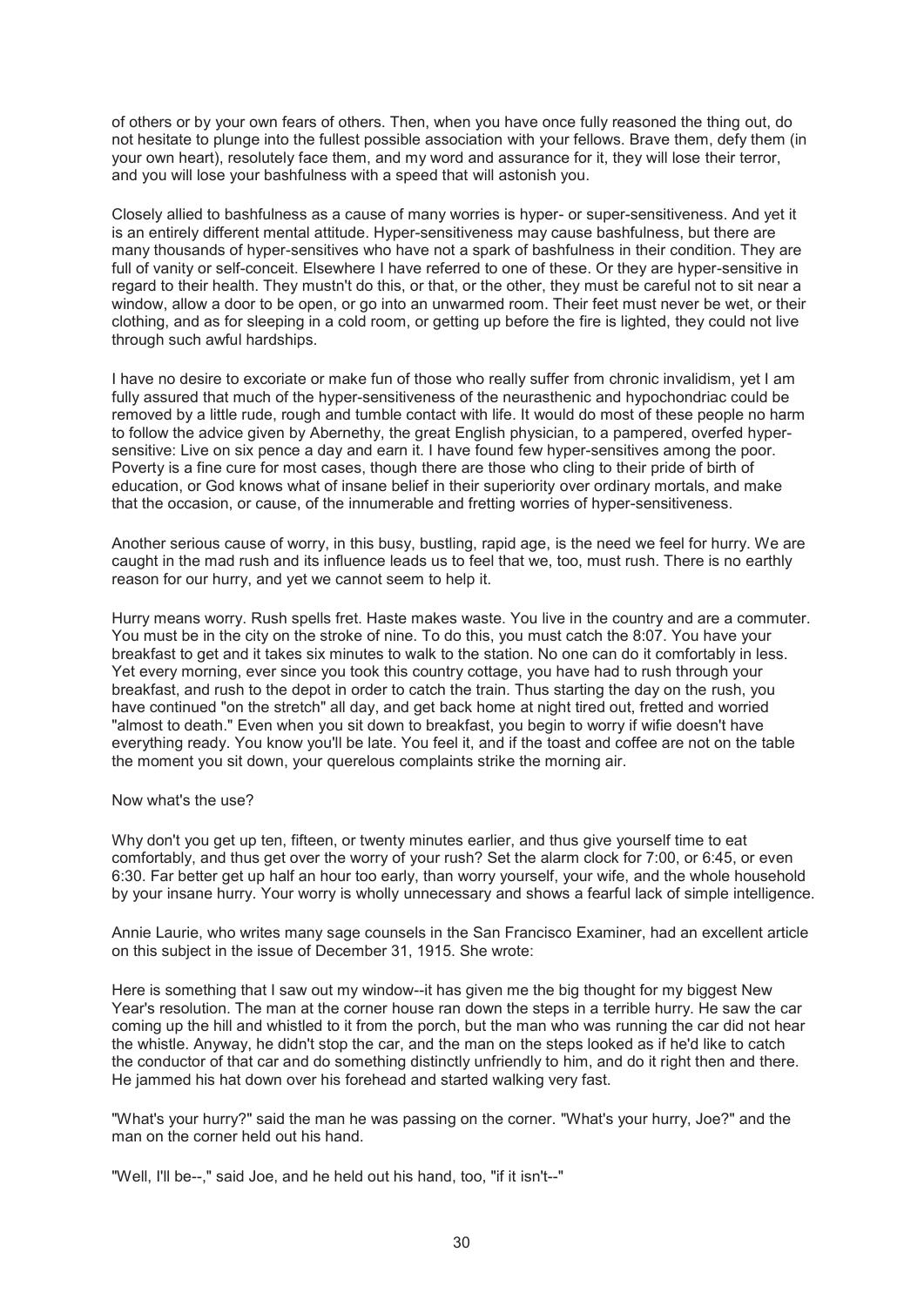of others or by your own fears of others. Then, when you have once fully reasoned the thing out, do not hesitate to plunge into the fullest possible association with your fellows. Brave them, defy them (in your own heart), resolutely face them, and my word and assurance for it, they will lose their terror, and you will lose your bashfulness with a speed that will astonish you.

Closely allied to bashfulness as a cause of many worries is hyper- or super-sensitiveness. And yet it is an entirely different mental attitude. Hyper-sensitiveness may cause bashfulness, but there are many thousands of hyper-sensitives who have not a spark of bashfulness in their condition. They are full of vanity or self-conceit. Elsewhere I have referred to one of these. Or they are hyper-sensitive in regard to their health. They mustn't do this, or that, or the other, they must be careful not to sit near a window, allow a door to be open, or go into an unwarmed room. Their feet must never be wet, or their clothing, and as for sleeping in a cold room, or getting up before the fire is lighted, they could not live through such awful hardships.

I have no desire to excoriate or make fun of those who really suffer from chronic invalidism, yet I am fully assured that much of the hyper-sensitiveness of the neurasthenic and hypochondriac could be removed by a little rude, rough and tumble contact with life. It would do most of these people no harm to follow the advice given by Abernethy, the great English physician, to a pampered, overfed hyper-sensitive: Live on six pence a day and earn it. I have found few hyper-sensitives among the poor. Poverty is a fine cure for most cases, though there are those who cling to their pride of birth of education, or God knows what of insane belief in their superiority over ordinary mortals, and make that the occasion, or cause, of the innumerable and fretting worries of hyper-sensitiveness.

Another serious cause of worry, in this busy, bustling, rapid age, is the need we feel for hurry. We are caught in the mad rush and its influence leads us to feel that we, too, must rush. There is no earthly reason for our hurry, and yet we cannot seem to help it.

Hurry means worry. Rush spells fret. Haste makes waste. You live in the country and are a commuter. You must be in the city on the stroke of nine. To do this, you must catch the 8:07. You have your breakfast to get and it takes six minutes to walk to the station. No one can do it comfortably in less. Yet every morning, ever since you took this country cottage, you have had to rush through your breakfast, and rush to the depot in order to catch the train. Thus starting the day on the rush, you have continued "on the stretch" all day, and get back home at night tired out, fretted and worried "almost to death." Even when you sit down to breakfast, you begin to worry if wifie doesn't have everything ready. You know you'll be late. You feel it, and if the toast and coffee are not on the table the moment you sit down, your querelous complaints strike the morning air.

Now what's the use?

Why don't you get up ten, fifteen, or twenty minutes earlier, and thus give yourself time to eat comfortably, and thus get over the worry of your rush? Set the alarm clock for 7:00, or 6:45, or even 6:30. Far better get up half an hour too early, than worry yourself, your wife, and the whole household by your insane hurry. Your worry is wholly unnecessary and shows a fearful lack of simple intelligence.

Annie Laurie, who writes many sage counsels in the San Francisco Examiner, had an excellent article on this subject in the issue of December 31, 1915. She wrote:

Here is something that I saw out my window--it has given me the big thought for my biggest New Year's resolution. The man at the corner house ran down the steps in a terrible hurry. He saw the car coming up the hill and whistled to it from the porch, but the man who was running the car did not hear the whistle. Anyway, he didn't stop the car, and the man on the steps looked as if he'd like to catch the conductor of that car and do something distinctly unfriendly to him, and do it right then and there. He jammed his hat down over his forehead and started walking very fast.

"What's your hurry?" said the man he was passing on the corner. "What's your hurry, Joe?" and the man on the corner held out his hand.

"Well, I'll be--," said Joe, and he held out his hand, too, "if it isn't--"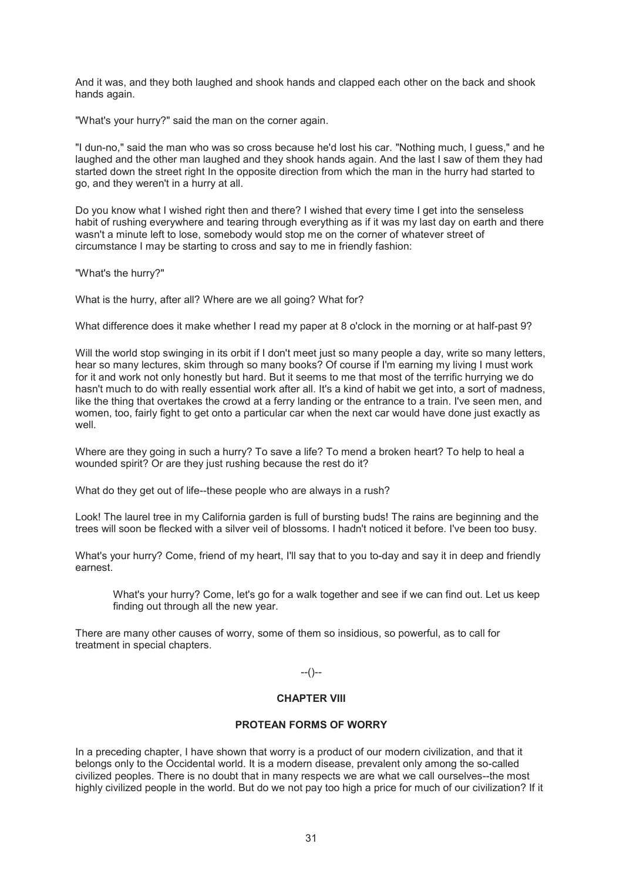And it was, and they both laughed and shook hands and clapped each other on the back and shook hands again.

"What's your hurry?" said the man on the corner again.

"I dun-no," said the man who was so cross because he'd lost his car. "Nothing much, I guess," and he laughed and the other man laughed and they shook hands again. And the last I saw of them they had started down the street right In the opposite direction from which the man in the hurry had started to go, and they weren't in a hurry at all.

Do you know what I wished right then and there? I wished that every time I get into the senseless habit of rushing everywhere and tearing through everything as if it was my last day on earth and there wasn't a minute left to lose, somebody would stop me on the corner of whatever street of circumstance I may be starting to cross and say to me in friendly fashion:

"What's the hurry?"

What is the hurry, after all? Where are we all going? What for?

What difference does it make whether I read my paper at 8 o'clock in the morning or at half-past 9?

Will the world stop swinging in its orbit if I don't meet just so many people a day, write so many letters, hear so many lectures, skim through so many books? Of course if I'm earning my living I must work for it and work not only honestly but hard. But it seems to me that most of the terrific hurrying we do hasn't much to do with really essential work after all. It's a kind of habit we get into, a sort of madness, like the thing that overtakes the crowd at a ferry landing or the entrance to a train. I've seen men, and women, too, fairly fight to get onto a particular car when the next car would have done just exactly as well.

Where are they going in such a hurry? To save a life? To mend a broken heart? To help to heal a wounded spirit? Or are they just rushing because the rest do it?

What do they get out of life--these people who are always in a rush?

Look! The laurel tree in my California garden is full of bursting buds! The rains are beginning and the trees will soon be flecked with a silver veil of blossoms. I hadn't noticed it before. I've been too busy.

What's your hurry? Come, friend of my heart, I'll say that to you to-day and say it in deep and friendly earnest.

> What's your hurry? Come, let's go for a walk together and see if we can find out. Let us keep finding out through all the new year.

There are many other causes of worry, some of them so insidious, so powerful, as to call for treatment in special chapters.

--()--

## CHAPTER VIII

## PROTEAN FORMS OF WORRY

In a preceding chapter, I have shown that worry is a product of our modern civilization, and that it belongs only to the Occidental world. It is a modern disease, prevalent only among the so-called civilized peoples. There is no doubt that in many respects we are what we call ourselves--the most highly civilized people in the world. But do we not pay too high a price for much of our civilization? If it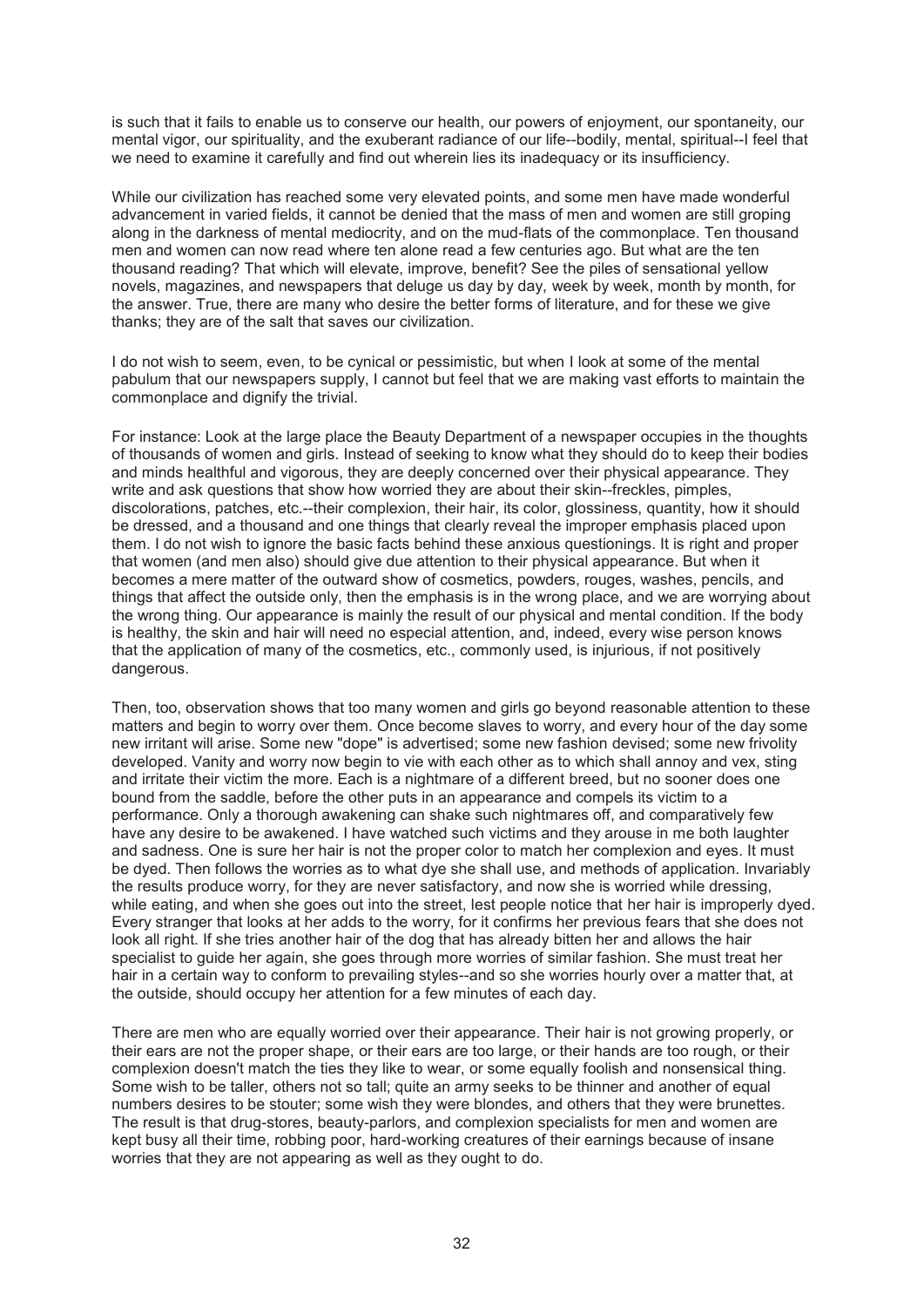is such that it fails to enable us to conserve our health, our powers of enjoyment, our spontaneity, our mental vigor, our spirituality, and the exuberant radiance of our life--bodily, mental, spiritual--I feel that we need to examine it carefully and find out wherein lies its inadequacy or its insufficiency.

While our civilization has reached some very elevated points, and some men have made wonderful advancement in varied fields, it cannot be denied that the mass of men and women are still groping along in the darkness of mental mediocrity, and on the mud-flats of the commonplace. Ten thousand men and women can now read where ten alone read a few centuries ago. But what are the ten thousand reading? That which will elevate, improve, benefit? See the piles of sensational yellow novels, magazines, and newspapers that deluge us day by day, week by week, month by month, for the answer. True, there are many who desire the better forms of literature, and for these we give thanks; they are of the salt that saves our civilization.

I do not wish to seem, even, to be cynical or pessimistic, but when I look at some of the mental pabulum that our newspapers supply, I cannot but feel that we are making vast efforts to maintain the commonplace and dignify the trivial.

For instance: Look at the large place the Beauty Department of a newspaper occupies in the thoughts of thousands of women and girls. Instead of seeking to know what they should do to keep their bodies and minds healthful and vigorous, they are deeply concerned over their physical appearance. They write and ask questions that show how worried they are about their skin--freckles, pimples, discolorations, patches, etc.--their complexion, their hair, its color, glossiness, quantity, how it should be dressed, and a thousand and one things that clearly reveal the improper emphasis placed upon them. I do not wish to ignore the basic facts behind these anxious questionings. It is right and proper that women (and men also) should give due attention to their physical appearance. But when it becomes a mere matter of the outward show of cosmetics, powders, rouges, washes, pencils, and things that affect the outside only, then the emphasis is in the wrong place, and we are worrying about the wrong thing. Our appearance is mainly the result of our physical and mental condition. If the body is healthy, the skin and hair will need no especial attention, and, indeed, every wise person knows that the application of many of the cosmetics, etc., commonly used, is injurious, if not positively dangerous.

Then, too, observation shows that too many women and girls go beyond reasonable attention to these matters and begin to worry over them. Once become slaves to worry, and every hour of the day some new irritant will arise. Some new "dope" is advertised; some new fashion devised; some new frivolity developed. Vanity and worry now begin to vie with each other as to which shall annoy and vex, sting and irritate their victim the more. Each is a nightmare of a different breed, but no sooner does one bound from the saddle, before the other puts in an appearance and compels its victim to a performance. Only a thorough awakening can shake such nightmares off, and comparatively few have any desire to be awakened. I have watched such victims and they arouse in me both laughter and sadness. One is sure her hair is not the proper color to match her complexion and eyes. It must be dyed. Then follows the worries as to what dye she shall use, and methods of application. Invariably the results produce worry, for they are never satisfactory, and now she is worried while dressing, while eating, and when she goes out into the street, lest people notice that her hair is improperly dyed. Every stranger that looks at her adds to the worry, for it confirms her previous fears that she does not look all right. If she tries another hair of the dog that has already bitten her and allows the hair specialist to guide her again, she goes through more worries of similar fashion. She must treat her hair in a certain way to conform to prevailing styles--and so she worries hourly over a matter that, at the outside, should occupy her attention for a few minutes of each day.

There are men who are equally worried over their appearance. Their hair is not growing properly, or their ears are not the proper shape, or their ears are too large, or their hands are too rough, or their complexion doesn't match the ties they like to wear, or some equally foolish and nonsensical thing. Some wish to be taller, others not so tall; quite an army seeks to be thinner and another of equal numbers desires to be stouter; some wish they were blondes, and others that they were brunettes. The result is that drug-stores, beauty-parlors, and complexion specialists for men and women are kept busy all their time, robbing poor, hard-working creatures of their earnings because of insane worries that they are not appearing as well as they ought to do.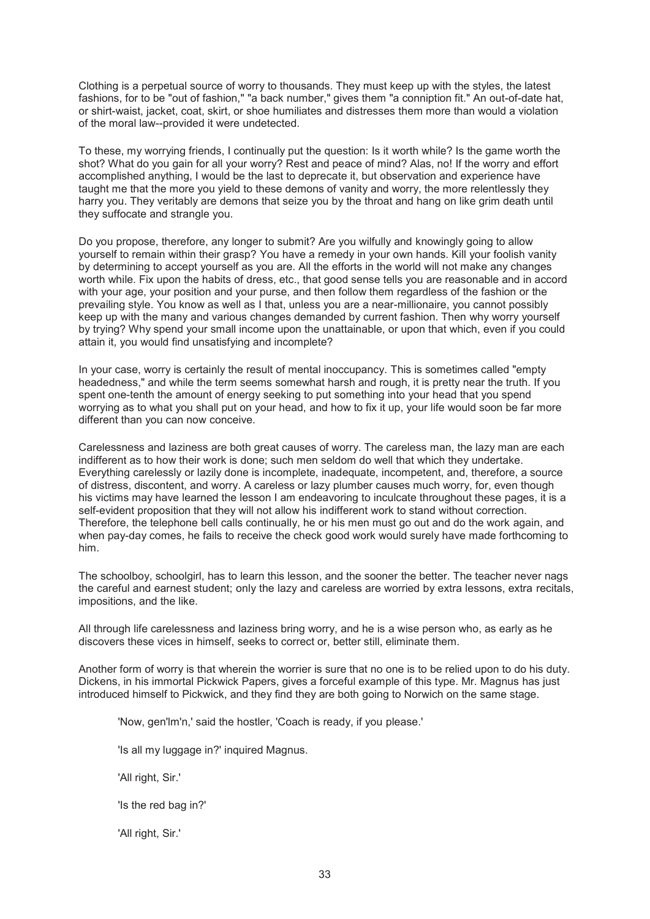Clothing is a perpetual source of worry to thousands. They must keep up with the styles, the latest fashions, for to be "out of fashion," "a back number," gives them "a conniption fit." An out-of-date hat, or shirt-waist, jacket, coat, skirt, or shoe humiliates and distresses them more than would a violation of the moral law--provided it were undetected.

To these, my worrying friends, I continually put the question: Is it worth while? Is the game worth the shot? What do you gain for all your worry? Rest and peace of mind? Alas, no! If the worry and effort accomplished anything, I would be the last to deprecate it, but observation and experience have taught me that the more you yield to these demons of vanity and worry, the more relentlessly they harry you. They veritably are demons that seize you by the throat and hang on like grim death until they suffocate and strangle you.

Do you propose, therefore, any longer to submit? Are you wilfully and knowingly going to allow yourself to remain within their grasp? You have a remedy in your own hands. Kill your foolish vanity by determining to accept yourself as you are. All the efforts in the world will not make any changes worth while. Fix upon the habits of dress, etc., that good sense tells you are reasonable and in accord with your age, your position and your purse, and then follow them regardless of the fashion or the prevailing style. You know as well as I that, unless you are a near-millionaire, you cannot possibly keep up with the many and various changes demanded by current fashion. Then why worry yourself by trying? Why spend your small income upon the unattainable, or upon that which, even if you could attain it, you would find unsatisfying and incomplete?

In your case, worry is certainly the result of mental inoccupancy. This is sometimes called "empty headedness," and while the term seems somewhat harsh and rough, it is pretty near the truth. If you spent one-tenth the amount of energy seeking to put something into your head that you spend worrying as to what you shall put on your head, and how to fix it up, your life would soon be far more different than you can now conceive.

Carelessness and laziness are both great causes of worry. The careless man, the lazy man are each indifferent as to how their work is done; such men seldom do well that which they undertake. Everything carelessly or lazily done is incomplete, inadequate, incompetent, and, therefore, a source of distress, discontent, and worry. A careless or lazy plumber causes much worry, for, even though his victims may have learned the lesson I am endeavoring to inculcate throughout these pages, it is a self-evident proposition that they will not allow his indifferent work to stand without correction. Therefore, the telephone bell calls continually, he or his men must go out and do the work again, and when pay-day comes, he fails to receive the check good work would surely have made forthcoming to him.

The schoolboy, schoolgirl, has to learn this lesson, and the sooner the better. The teacher never nags the careful and earnest student; only the lazy and careless are worried by extra lessons, extra recitals, impositions, and the like.

All through life carelessness and laziness bring worry, and he is a wise person who, as early as he discovers these vices in himself, seeks to correct or, better still, eliminate them.

Another form of worry is that wherein the worrier is sure that no one is to be relied upon to do his duty. Dickens, in his immortal Pickwick Papers, gives a forceful example of this type. Mr. Magnus has just introduced himself to Pickwick, and they find they are both going to Norwich on the same stage.

> 'Now, gen'lm'n,' said the hostler, 'Coach is ready, if you please.'
>
> 'Is all my luggage in?' inquired Magnus.
>
> 'All right, Sir.'
>
> 'Is the red bag in?'
>
> 'All right, Sir.'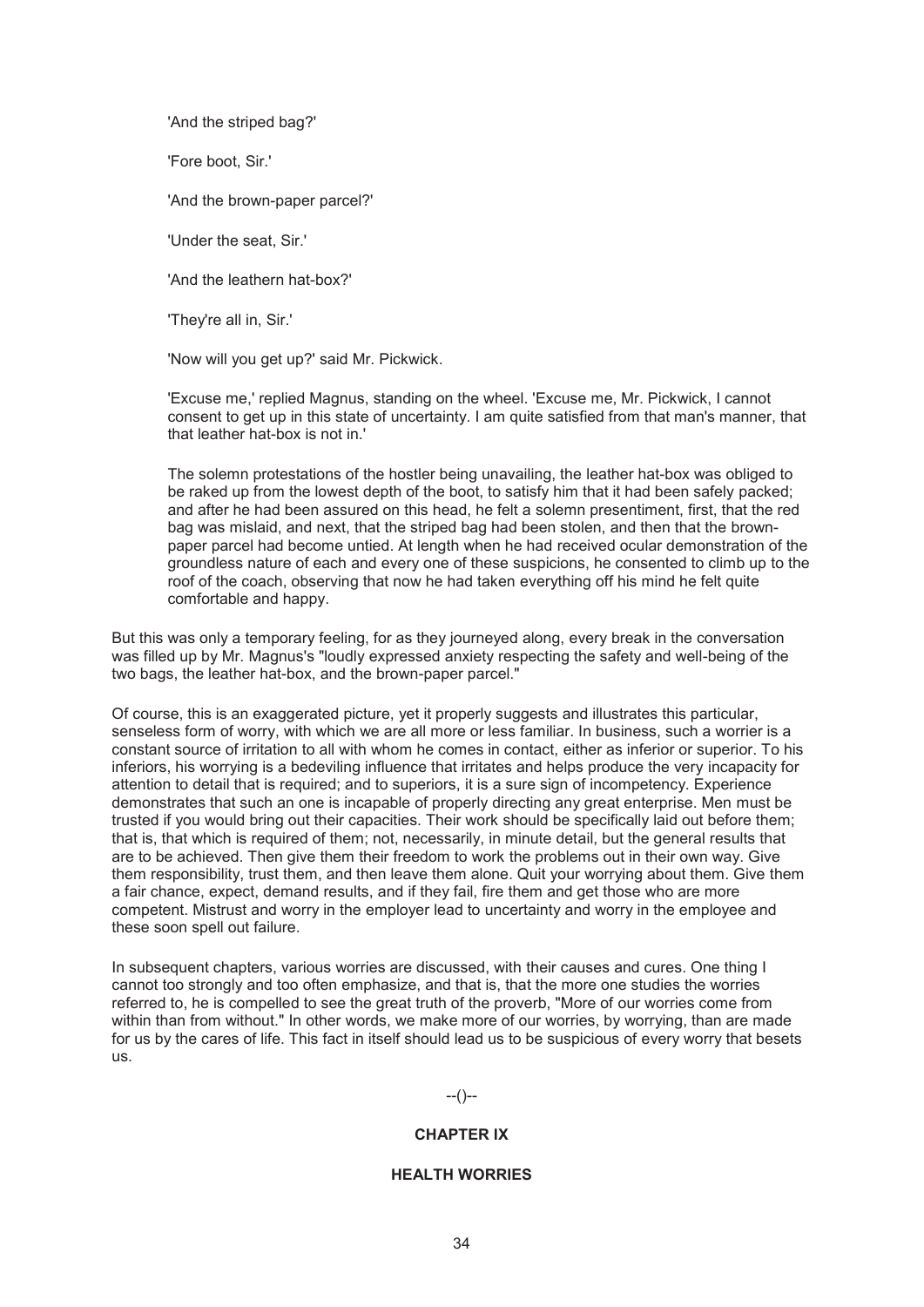> 'And the striped bag?'
>
> 'Fore boot, Sir.'
>
> 'And the brown-paper parcel?'
>
> 'Under the seat, Sir.'
>
> 'And the leathern hat-box?'
>
> 'They're all in, Sir.'
>
> 'Now will you get up?' said Mr. Pickwick.
>
> 'Excuse me,' replied Magnus, standing on the wheel. 'Excuse me, Mr. Pickwick, I cannot consent to get up in this state of uncertainty. I am quite satisfied from that man's manner, that that leather hat-box is not in.'
>
> The solemn protestations of the hostler being unavailing, the leather hat-box was obliged to be raked up from the lowest depth of the boot, to satisfy him that it had been safely packed; and after he had been assured on this head, he felt a solemn presentiment, first, that the red bag was mislaid, and next, that the striped bag had been stolen, and then that the brown-paper parcel had become untied. At length when he had received ocular demonstration of the groundless nature of each and every one of these suspicions, he consented to climb up to the roof of the coach, observing that now he had taken everything off his mind he felt quite comfortable and happy.

But this was only a temporary feeling, for as they journeyed along, every break in the conversation was filled up by Mr. Magnus's "loudly expressed anxiety respecting the safety and well-being of the two bags, the leather hat-box, and the brown-paper parcel."

Of course, this is an exaggerated picture, yet it properly suggests and illustrates this particular, senseless form of worry, with which we are all more or less familiar. In business, such a worrier is a constant source of irritation to all with whom he comes in contact, either as inferior or superior. To his inferiors, his worrying is a bedeviling influence that irritates and helps produce the very incapacity for attention to detail that is required; and to superiors, it is a sure sign of incompetency. Experience demonstrates that such an one is incapable of properly directing any great enterprise. Men must be trusted if you would bring out their capacities. Their work should be specifically laid out before them; that is, that which is required of them; not, necessarily, in minute detail, but the general results that are to be achieved. Then give them their freedom to work the problems out in their own way. Give them responsibility, trust them, and then leave them alone. Quit your worrying about them. Give them a fair chance, expect, demand results, and if they fail, fire them and get those who are more competent. Mistrust and worry in the employer lead to uncertainty and worry in the employee and these soon spell out failure.

In subsequent chapters, various worries are discussed, with their causes and cures. One thing I cannot too strongly and too often emphasize, and that is, that the more one studies the worries referred to, he is compelled to see the great truth of the proverb, "More of our worries come from within than from without." In other words, we make more of our worries, by worrying, than are made for us by the cares of life. This fact in itself should lead us to be suspicious of every worry that besets us.

--()--

## CHAPTER IX

## HEALTH WORRIES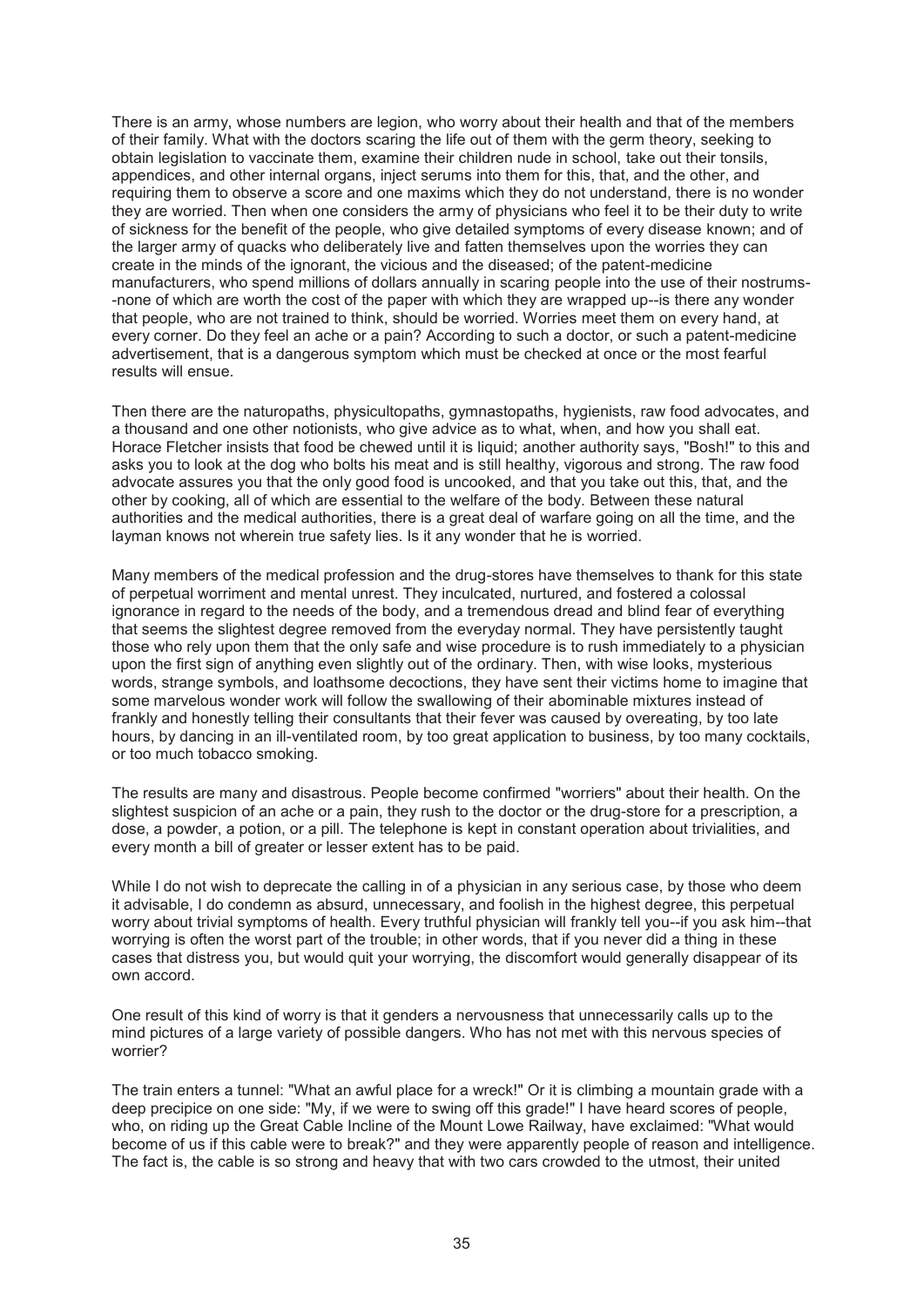There is an army, whose numbers are legion, who worry about their health and that of the members of their family. What with the doctors scaring the life out of them with the germ theory, seeking to obtain legislation to vaccinate them, examine their children nude in school, take out their tonsils, appendices, and other internal organs, inject serums into them for this, that, and the other, and requiring them to observe a score and one maxims which they do not understand, there is no wonder they are worried. Then when one considers the army of physicians who feel it to be their duty to write of sickness for the benefit of the people, who give detailed symptoms of every disease known; and of the larger army of quacks who deliberately live and fatten themselves upon the worries they can create in the minds of the ignorant, the vicious and the diseased; of the patent-medicine manufacturers, who spend millions of dollars annually in scaring people into the use of their nostrums--none of which are worth the cost of the paper with which they are wrapped up--is there any wonder that people, who are not trained to think, should be worried. Worries meet them on every hand, at every corner. Do they feel an ache or a pain? According to such a doctor, or such a patent-medicine advertisement, that is a dangerous symptom which must be checked at once or the most fearful results will ensue.

Then there are the naturopaths, physicultopaths, gymnastopaths, hygienists, raw food advocates, and a thousand and one other notionists, who give advice as to what, when, and how you shall eat. Horace Fletcher insists that food be chewed until it is liquid; another authority says, "Bosh!" to this and asks you to look at the dog who bolts his meat and is still healthy, vigorous and strong. The raw food advocate assures you that the only good food is uncooked, and that you take out this, that, and the other by cooking, all of which are essential to the welfare of the body. Between these natural authorities and the medical authorities, there is a great deal of warfare going on all the time, and the layman knows not wherein true safety lies. Is it any wonder that he is worried.

Many members of the medical profession and the drug-stores have themselves to thank for this state of perpetual worriment and mental unrest. They inculcated, nurtured, and fostered a colossal ignorance in regard to the needs of the body, and a tremendous dread and blind fear of everything that seems the slightest degree removed from the everyday normal. They have persistently taught those who rely upon them that the only safe and wise procedure is to rush immediately to a physician upon the first sign of anything even slightly out of the ordinary. Then, with wise looks, mysterious words, strange symbols, and loathsome decoctions, they have sent their victims home to imagine that some marvelous wonder work will follow the swallowing of their abominable mixtures instead of frankly and honestly telling their consultants that their fever was caused by overeating, by too late hours, by dancing in an ill-ventilated room, by too great application to business, by too many cocktails, or too much tobacco smoking.

The results are many and disastrous. People become confirmed "worriers" about their health. On the slightest suspicion of an ache or a pain, they rush to the doctor or the drug-store for a prescription, a dose, a powder, a potion, or a pill. The telephone is kept in constant operation about trivialities, and every month a bill of greater or lesser extent has to be paid.

While I do not wish to deprecate the calling in of a physician in any serious case, by those who deem it advisable, I do condemn as absurd, unnecessary, and foolish in the highest degree, this perpetual worry about trivial symptoms of health. Every truthful physician will frankly tell you--if you ask him--that worrying is often the worst part of the trouble; in other words, that if you never did a thing in these cases that distress you, but would quit your worrying, the discomfort would generally disappear of its own accord.

One result of this kind of worry is that it genders a nervousness that unnecessarily calls up to the mind pictures of a large variety of possible dangers. Who has not met with this nervous species of worrier?

The train enters a tunnel: "What an awful place for a wreck!" Or it is climbing a mountain grade with a deep precipice on one side: "My, if we were to swing off this grade!" I have heard scores of people, who, on riding up the Great Cable Incline of the Mount Lowe Railway, have exclaimed: "What would become of us if this cable were to break?" and they were apparently people of reason and intelligence. The fact is, the cable is so strong and heavy that with two cars crowded to the utmost, their united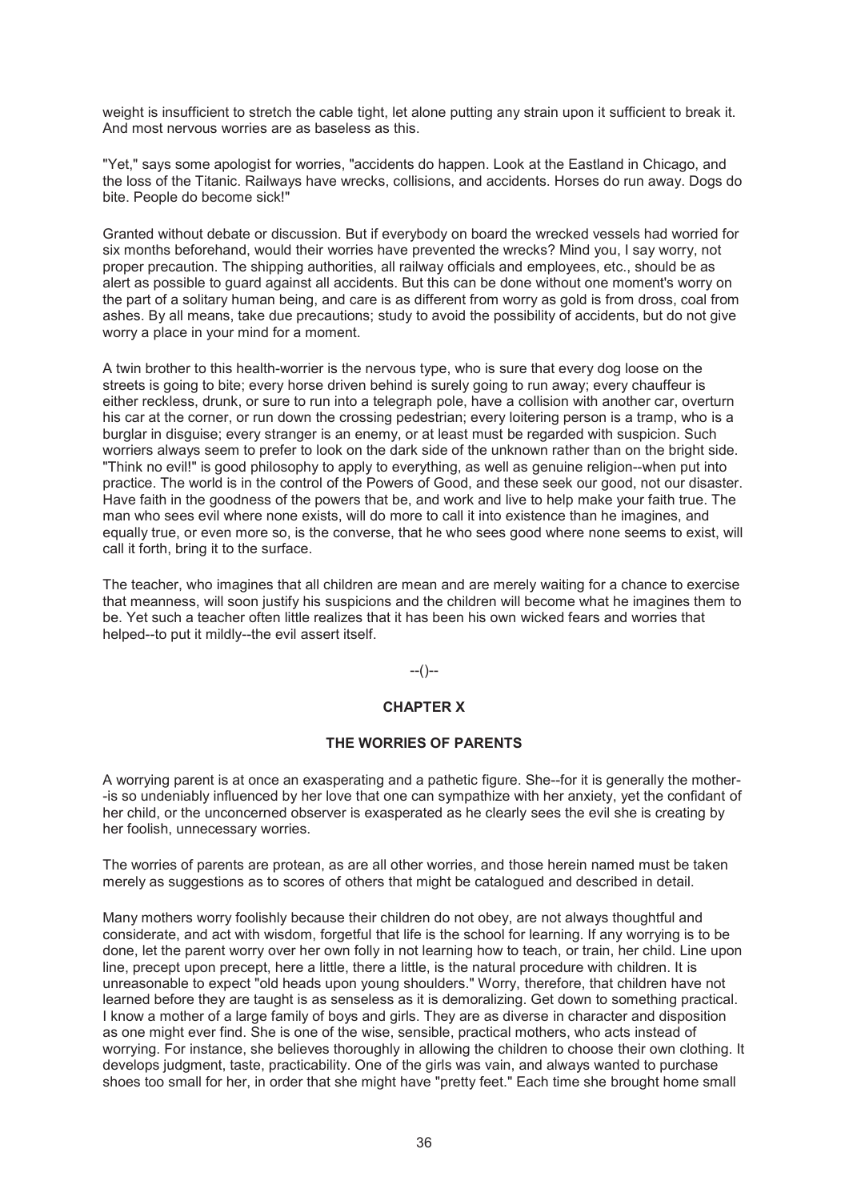weight is insufficient to stretch the cable tight, let alone putting any strain upon it sufficient to break it. And most nervous worries are as baseless as this.

"Yet," says some apologist for worries, "accidents do happen. Look at the Eastland in Chicago, and the loss of the Titanic. Railways have wrecks, collisions, and accidents. Horses do run away. Dogs do bite. People do become sick!"

Granted without debate or discussion. But if everybody on board the wrecked vessels had worried for six months beforehand, would their worries have prevented the wrecks? Mind you, I say worry, not proper precaution. The shipping authorities, all railway officials and employees, etc., should be as alert as possible to guard against all accidents. But this can be done without one moment's worry on the part of a solitary human being, and care is as different from worry as gold is from dross, coal from ashes. By all means, take due precautions; study to avoid the possibility of accidents, but do not give worry a place in your mind for a moment.

A twin brother to this health-worrier is the nervous type, who is sure that every dog loose on the streets is going to bite; every horse driven behind is surely going to run away; every chauffeur is either reckless, drunk, or sure to run into a telegraph pole, have a collision with another car, overturn his car at the corner, or run down the crossing pedestrian; every loitering person is a tramp, who is a burglar in disguise; every stranger is an enemy, or at least must be regarded with suspicion. Such worriers always seem to prefer to look on the dark side of the unknown rather than on the bright side. "Think no evil!" is good philosophy to apply to everything, as well as genuine religion--when put into practice. The world is in the control of the Powers of Good, and these seek our good, not our disaster. Have faith in the goodness of the powers that be, and work and live to help make your faith true. The man who sees evil where none exists, will do more to call it into existence than he imagines, and equally true, or even more so, is the converse, that he who sees good where none seems to exist, will call it forth, bring it to the surface.

The teacher, who imagines that all children are mean and are merely waiting for a chance to exercise that meanness, will soon justify his suspicions and the children will become what he imagines them to be. Yet such a teacher often little realizes that it has been his own wicked fears and worries that helped--to put it mildly--the evil assert itself.

--()--

## CHAPTER X

### THE WORRIES OF PARENTS

A worrying parent is at once an exasperating and a pathetic figure. She--for it is generally the mother--is so undeniably influenced by her love that one can sympathize with her anxiety, yet the confidant of her child, or the unconcerned observer is exasperated as he clearly sees the evil she is creating by her foolish, unnecessary worries.

The worries of parents are protean, as are all other worries, and those herein named must be taken merely as suggestions as to scores of others that might be catalogued and described in detail.

Many mothers worry foolishly because their children do not obey, are not always thoughtful and considerate, and act with wisdom, forgetful that life is the school for learning. If any worrying is to be done, let the parent worry over her own folly in not learning how to teach, or train, her child. Line upon line, precept upon precept, here a little, there a little, is the natural procedure with children. It is unreasonable to expect "old heads upon young shoulders." Worry, therefore, that children have not learned before they are taught is as senseless as it is demoralizing. Get down to something practical. I know a mother of a large family of boys and girls. They are as diverse in character and disposition as one might ever find. She is one of the wise, sensible, practical mothers, who acts instead of worrying. For instance, she believes thoroughly in allowing the children to choose their own clothing. It develops judgment, taste, practicability. One of the girls was vain, and always wanted to purchase shoes too small for her, in order that she might have "pretty feet." Each time she brought home small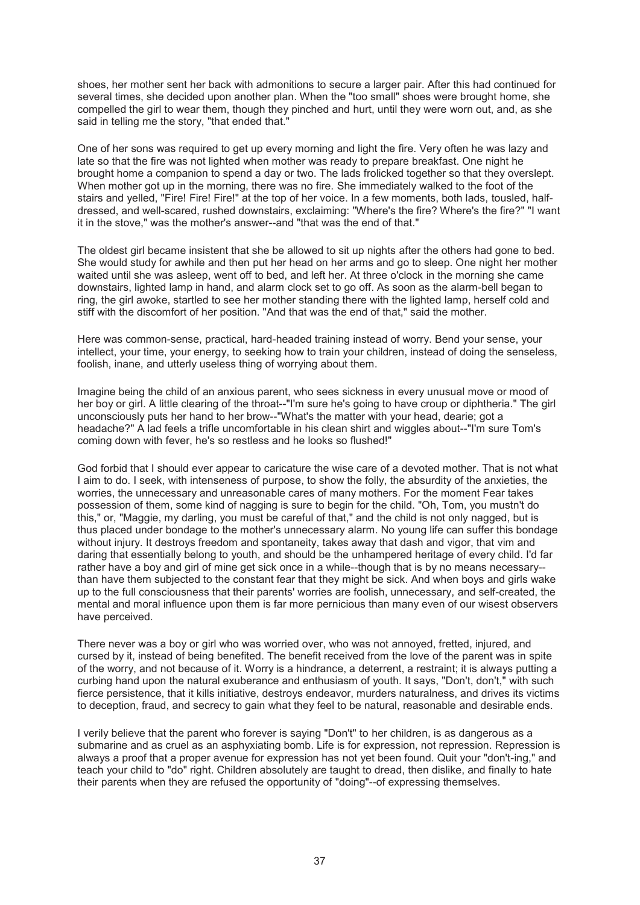shoes, her mother sent her back with admonitions to secure a larger pair. After this had continued for several times, she decided upon another plan. When the "too small" shoes were brought home, she compelled the girl to wear them, though they pinched and hurt, until they were worn out, and, as she said in telling me the story, "that ended that."

One of her sons was required to get up every morning and light the fire. Very often he was lazy and late so that the fire was not lighted when mother was ready to prepare breakfast. One night he brought home a companion to spend a day or two. The lads frolicked together so that they overslept. When mother got up in the morning, there was no fire. She immediately walked to the foot of the stairs and yelled, "Fire! Fire! Fire!" at the top of her voice. In a few moments, both lads, tousled, half-dressed, and well-scared, rushed downstairs, exclaiming: "Where's the fire? Where's the fire?" "I want it in the stove," was the mother's answer--and "that was the end of that."

The oldest girl became insistent that she be allowed to sit up nights after the others had gone to bed. She would study for awhile and then put her head on her arms and go to sleep. One night her mother waited until she was asleep, went off to bed, and left her. At three o'clock in the morning she came downstairs, lighted lamp in hand, and alarm clock set to go off. As soon as the alarm-bell began to ring, the girl awoke, startled to see her mother standing there with the lighted lamp, herself cold and stiff with the discomfort of her position. "And that was the end of that," said the mother.

Here was common-sense, practical, hard-headed training instead of worry. Bend your sense, your intellect, your time, your energy, to seeking how to train your children, instead of doing the senseless, foolish, inane, and utterly useless thing of worrying about them.

Imagine being the child of an anxious parent, who sees sickness in every unusual move or mood of her boy or girl. A little clearing of the throat--"I'm sure he's going to have croup or diphtheria." The girl unconsciously puts her hand to her brow--"What's the matter with your head, dearie; got a headache?" A lad feels a trifle uncomfortable in his clean shirt and wiggles about--"I'm sure Tom's coming down with fever, he's so restless and he looks so flushed!"

God forbid that I should ever appear to caricature the wise care of a devoted mother. That is not what I aim to do. I seek, with intenseness of purpose, to show the folly, the absurdity of the anxieties, the worries, the unnecessary and unreasonable cares of many mothers. For the moment Fear takes possession of them, some kind of nagging is sure to begin for the child. "Oh, Tom, you mustn't do this," or, "Maggie, my darling, you must be careful of that," and the child is not only nagged, but is thus placed under bondage to the mother's unnecessary alarm. No young life can suffer this bondage without injury. It destroys freedom and spontaneity, takes away that dash and vigor, that vim and daring that essentially belong to youth, and should be the unhampered heritage of every child. I'd far rather have a boy and girl of mine get sick once in a while--though that is by no means necessary--than have them subjected to the constant fear that they might be sick. And when boys and girls wake up to the full consciousness that their parents' worries are foolish, unnecessary, and self-created, the mental and moral influence upon them is far more pernicious than many even of our wisest observers have perceived.

There never was a boy or girl who was worried over, who was not annoyed, fretted, injured, and cursed by it, instead of being benefited. The benefit received from the love of the parent was in spite of the worry, and not because of it. Worry is a hindrance, a deterrent, a restraint; it is always putting a curbing hand upon the natural exuberance and enthusiasm of youth. It says, "Don't, don't," with such fierce persistence, that it kills initiative, destroys endeavor, murders naturalness, and drives its victims to deception, fraud, and secrecy to gain what they feel to be natural, reasonable and desirable ends.

I verily believe that the parent who forever is saying "Don't" to her children, is as dangerous as a submarine and as cruel as an asphyxiating bomb. Life is for expression, not repression. Repression is always a proof that a proper avenue for expression has not yet been found. Quit your "don't-ing," and teach your child to "do" right. Children absolutely are taught to dread, then dislike, and finally to hate their parents when they are refused the opportunity of "doing"--of expressing themselves.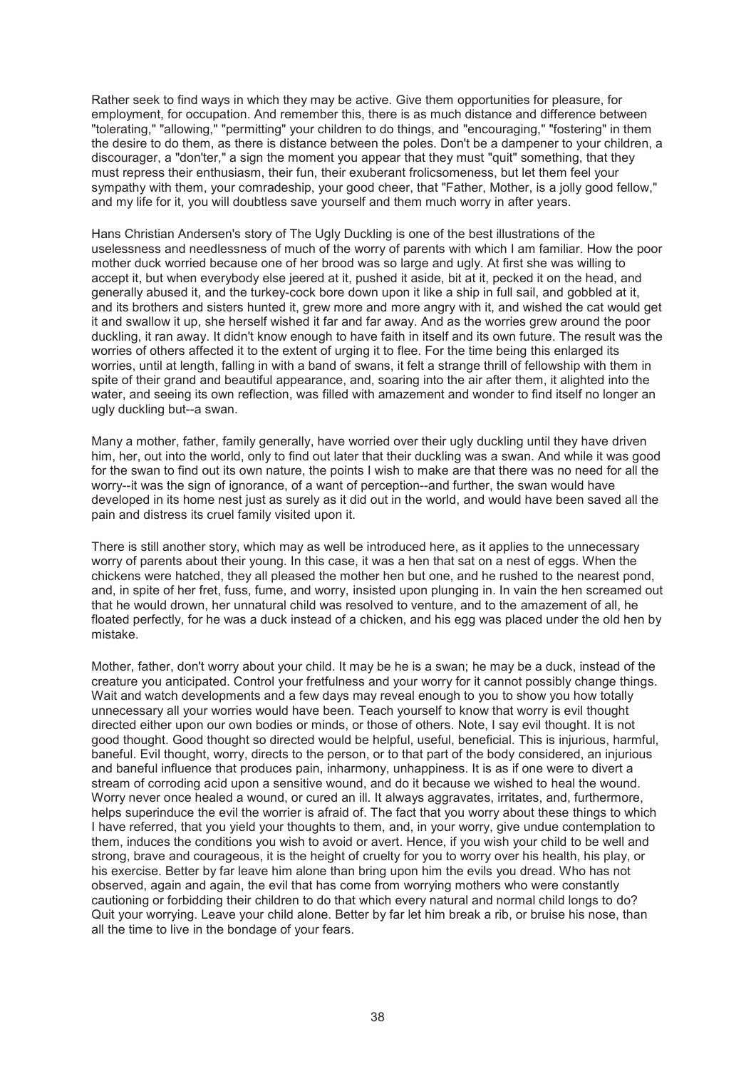Rather seek to find ways in which they may be active. Give them opportunities for pleasure, for employment, for occupation. And remember this, there is as much distance and difference between "tolerating," "allowing," "permitting" your children to do things, and "encouraging," "fostering" in them the desire to do them, as there is distance between the poles. Don't be a dampener to your children, a discourager, a "don'ter," a sign the moment you appear that they must "quit" something, that they must repress their enthusiasm, their fun, their exuberant frolicsomeness, but let them feel your sympathy with them, your comradeship, your good cheer, that "Father, Mother, is a jolly good fellow," and my life for it, you will doubtless save yourself and them much worry in after years.

Hans Christian Andersen's story of The Ugly Duckling is one of the best illustrations of the uselessness and needlessness of much of the worry of parents with which I am familiar. How the poor mother duck worried because one of her brood was so large and ugly. At first she was willing to accept it, but when everybody else jeered at it, pushed it aside, bit at it, pecked it on the head, and generally abused it, and the turkey-cock bore down upon it like a ship in full sail, and gobbled at it, and its brothers and sisters hunted it, grew more and more angry with it, and wished the cat would get it and swallow it up, she herself wished it far and far away. And as the worries grew around the poor duckling, it ran away. It didn't know enough to have faith in itself and its own future. The result was the worries of others affected it to the extent of urging it to flee. For the time being this enlarged its worries, until at length, falling in with a band of swans, it felt a strange thrill of fellowship with them in spite of their grand and beautiful appearance, and, soaring into the air after them, it alighted into the water, and seeing its own reflection, was filled with amazement and wonder to find itself no longer an ugly duckling but--a swan.

Many a mother, father, family generally, have worried over their ugly duckling until they have driven him, her, out into the world, only to find out later that their duckling was a swan. And while it was good for the swan to find out its own nature, the points I wish to make are that there was no need for all the worry--it was the sign of ignorance, of a want of perception--and further, the swan would have developed in its home nest just as surely as it did out in the world, and would have been saved all the pain and distress its cruel family visited upon it.

There is still another story, which may as well be introduced here, as it applies to the unnecessary worry of parents about their young. In this case, it was a hen that sat on a nest of eggs. When the chickens were hatched, they all pleased the mother hen but one, and he rushed to the nearest pond, and, in spite of her fret, fuss, fume, and worry, insisted upon plunging in. In vain the hen screamed out that he would drown, her unnatural child was resolved to venture, and to the amazement of all, he floated perfectly, for he was a duck instead of a chicken, and his egg was placed under the old hen by mistake.

Mother, father, don't worry about your child. It may be he is a swan; he may be a duck, instead of the creature you anticipated. Control your fretfulness and your worry for it cannot possibly change things. Wait and watch developments and a few days may reveal enough to you to show you how totally unnecessary all your worries would have been. Teach yourself to know that worry is evil thought directed either upon our own bodies or minds, or those of others. Note, I say evil thought. It is not good thought. Good thought so directed would be helpful, useful, beneficial. This is injurious, harmful, baneful. Evil thought, worry, directs to the person, or to that part of the body considered, an injurious and baneful influence that produces pain, inharmony, unhappiness. It is as if one were to divert a stream of corroding acid upon a sensitive wound, and do it because we wished to heal the wound. Worry never once healed a wound, or cured an ill. It always aggravates, irritates, and, furthermore, helps superinduce the evil the worrier is afraid of. The fact that you worry about these things to which I have referred, that you yield your thoughts to them, and, in your worry, give undue contemplation to them, induces the conditions you wish to avoid or avert. Hence, if you wish your child to be well and strong, brave and courageous, it is the height of cruelty for you to worry over his health, his play, or his exercise. Better by far leave him alone than bring upon him the evils you dread. Who has not observed, again and again, the evil that has come from worrying mothers who were constantly cautioning or forbidding their children to do that which every natural and normal child longs to do? Quit your worrying. Leave your child alone. Better by far let him break a rib, or bruise his nose, than all the time to live in the bondage of your fears.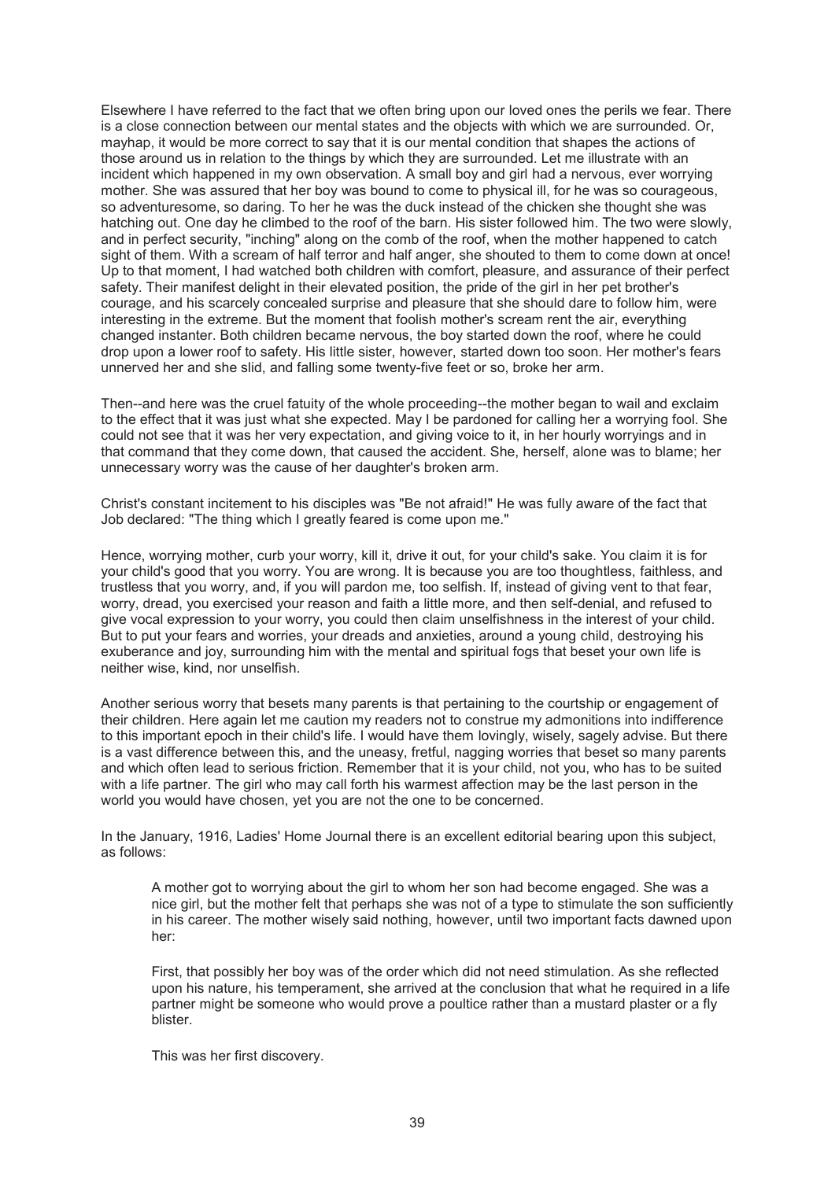Elsewhere I have referred to the fact that we often bring upon our loved ones the perils we fear. There is a close connection between our mental states and the objects with which we are surrounded. Or, mayhap, it would be more correct to say that it is our mental condition that shapes the actions of those around us in relation to the things by which they are surrounded. Let me illustrate with an incident which happened in my own observation. A small boy and girl had a nervous, ever worrying mother. She was assured that her boy was bound to come to physical ill, for he was so courageous, so adventuresome, so daring. To her he was the duck instead of the chicken she thought she was hatching out. One day he climbed to the roof of the barn. His sister followed him. The two were slowly, and in perfect security, "inching" along on the comb of the roof, when the mother happened to catch sight of them. With a scream of half terror and half anger, she shouted to them to come down at once! Up to that moment, I had watched both children with comfort, pleasure, and assurance of their perfect safety. Their manifest delight in their elevated position, the pride of the girl in her pet brother's courage, and his scarcely concealed surprise and pleasure that she should dare to follow him, were interesting in the extreme. But the moment that foolish mother's scream rent the air, everything changed instanter. Both children became nervous, the boy started down the roof, where he could drop upon a lower roof to safety. His little sister, however, started down too soon. Her mother's fears unnerved her and she slid, and falling some twenty-five feet or so, broke her arm.

Then--and here was the cruel fatuity of the whole proceeding--the mother began to wail and exclaim to the effect that it was just what she expected. May I be pardoned for calling her a worrying fool. She could not see that it was her very expectation, and giving voice to it, in her hourly worryings and in that command that they come down, that caused the accident. She, herself, alone was to blame; her unnecessary worry was the cause of her daughter's broken arm.

Christ's constant incitement to his disciples was "Be not afraid!" He was fully aware of the fact that Job declared: "The thing which I greatly feared is come upon me."

Hence, worrying mother, curb your worry, kill it, drive it out, for your child's sake. You claim it is for your child's good that you worry. You are wrong. It is because you are too thoughtless, faithless, and trustless that you worry, and, if you will pardon me, too selfish. If, instead of giving vent to that fear, worry, dread, you exercised your reason and faith a little more, and then self-denial, and refused to give vocal expression to your worry, you could then claim unselfishness in the interest of your child. But to put your fears and worries, your dreads and anxieties, around a young child, destroying his exuberance and joy, surrounding him with the mental and spiritual fogs that beset your own life is neither wise, kind, nor unselfish.

Another serious worry that besets many parents is that pertaining to the courtship or engagement of their children. Here again let me caution my readers not to construe my admonitions into indifference to this important epoch in their child's life. I would have them lovingly, wisely, sagely advise. But there is a vast difference between this, and the uneasy, fretful, nagging worries that beset so many parents and which often lead to serious friction. Remember that it is your child, not you, who has to be suited with a life partner. The girl who may call forth his warmest affection may be the last person in the world you would have chosen, yet you are not the one to be concerned.

In the January, 1916, Ladies' Home Journal there is an excellent editorial bearing upon this subject, as follows:

> A mother got to worrying about the girl to whom her son had become engaged. She was a nice girl, but the mother felt that perhaps she was not of a type to stimulate the son sufficiently in his career. The mother wisely said nothing, however, until two important facts dawned upon her:
>
> First, that possibly her boy was of the order which did not need stimulation. As she reflected upon his nature, his temperament, she arrived at the conclusion that what he required in a life partner might be someone who would prove a poultice rather than a mustard plaster or a fly blister.
>
> This was her first discovery.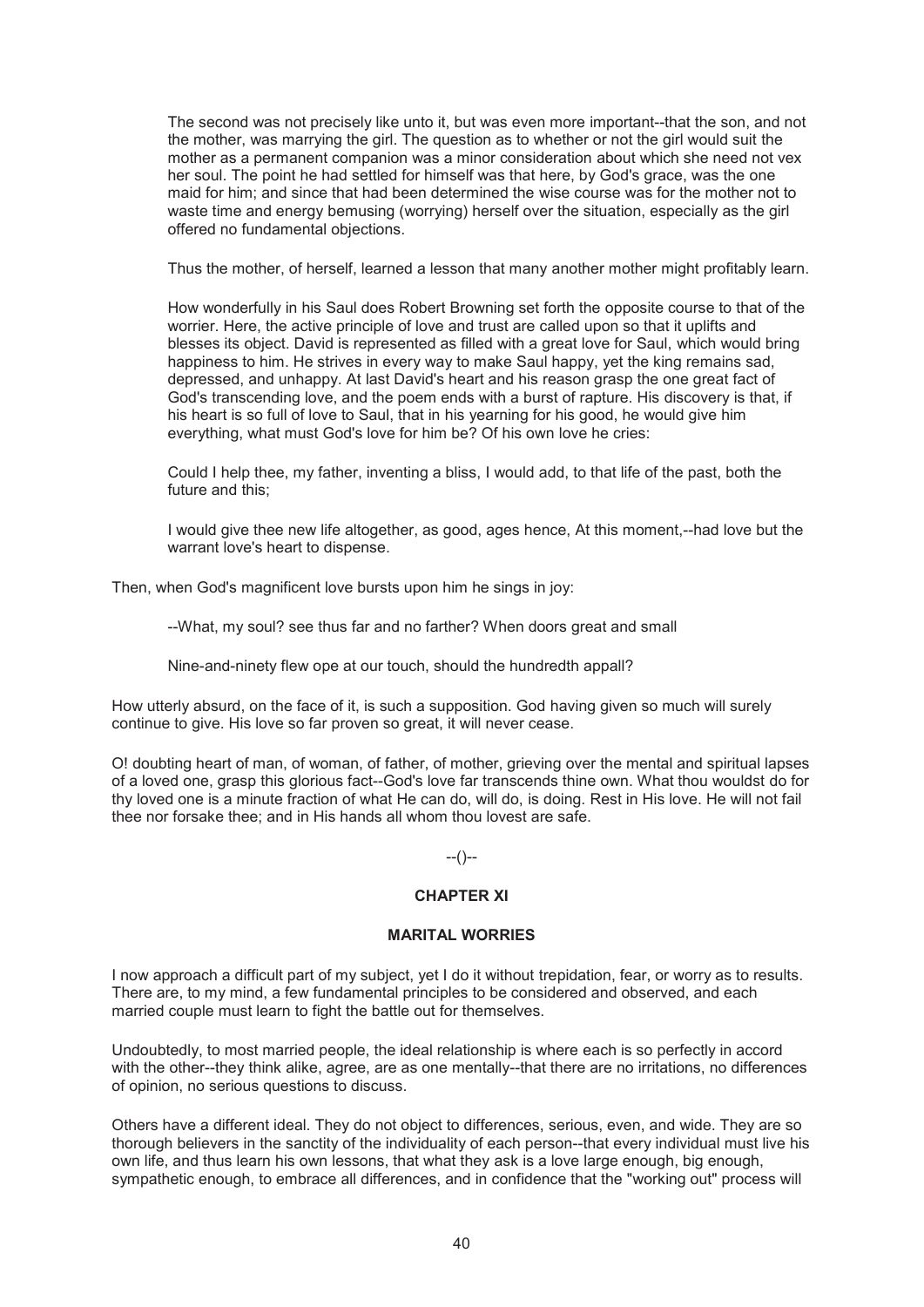The second was not precisely like unto it, but was even more important--that the son, and not the mother, was marrying the girl. The question as to whether or not the girl would suit the mother as a permanent companion was a minor consideration about which she need not vex her soul. The point he had settled for himself was that here, by God's grace, was the one maid for him; and since that had been determined the wise course was for the mother not to waste time and energy bemusing (worrying) herself over the situation, especially as the girl offered no fundamental objections.

Thus the mother, of herself, learned a lesson that many another mother might profitably learn.

How wonderfully in his Saul does Robert Browning set forth the opposite course to that of the worrier. Here, the active principle of love and trust are called upon so that it uplifts and blesses its object. David is represented as filled with a great love for Saul, which would bring happiness to him. He strives in every way to make Saul happy, yet the king remains sad, depressed, and unhappy. At last David's heart and his reason grasp the one great fact of God's transcending love, and the poem ends with a burst of rapture. His discovery is that, if his heart is so full of love to Saul, that in his yearning for his good, he would give him everything, what must God's love for him be? Of his own love he cries:

> Could I help thee, my father, inventing a bliss, I would add, to that life of the past, both the future and this;
>
> I would give thee new life altogether, as good, ages hence, At this moment,--had love but the warrant love's heart to dispense.

Then, when God's magnificent love bursts upon him he sings in joy:

> --What, my soul? see thus far and no farther? When doors great and small
>
> Nine-and-ninety flew ope at our touch, should the hundredth appall?

How utterly absurd, on the face of it, is such a supposition. God having given so much will surely continue to give. His love so far proven so great, it will never cease.

O! doubting heart of man, of woman, of father, of mother, grieving over the mental and spiritual lapses of a loved one, grasp this glorious fact--God's love far transcends thine own. What thou wouldst do for thy loved one is a minute fraction of what He can do, will do, is doing. Rest in His love. He will not fail thee nor forsake thee; and in His hands all whom thou lovest are safe.

--()--

## CHAPTER XI

### MARITAL WORRIES

I now approach a difficult part of my subject, yet I do it without trepidation, fear, or worry as to results. There are, to my mind, a few fundamental principles to be considered and observed, and each married couple must learn to fight the battle out for themselves.

Undoubtedly, to most married people, the ideal relationship is where each is so perfectly in accord with the other--they think alike, agree, are as one mentally--that there are no irritations, no differences of opinion, no serious questions to discuss.

Others have a different ideal. They do not object to differences, serious, even, and wide. They are so thorough believers in the sanctity of the individuality of each person--that every individual must live his own life, and thus learn his own lessons, that what they ask is a love large enough, big enough, sympathetic enough, to embrace all differences, and in confidence that the "working out" process will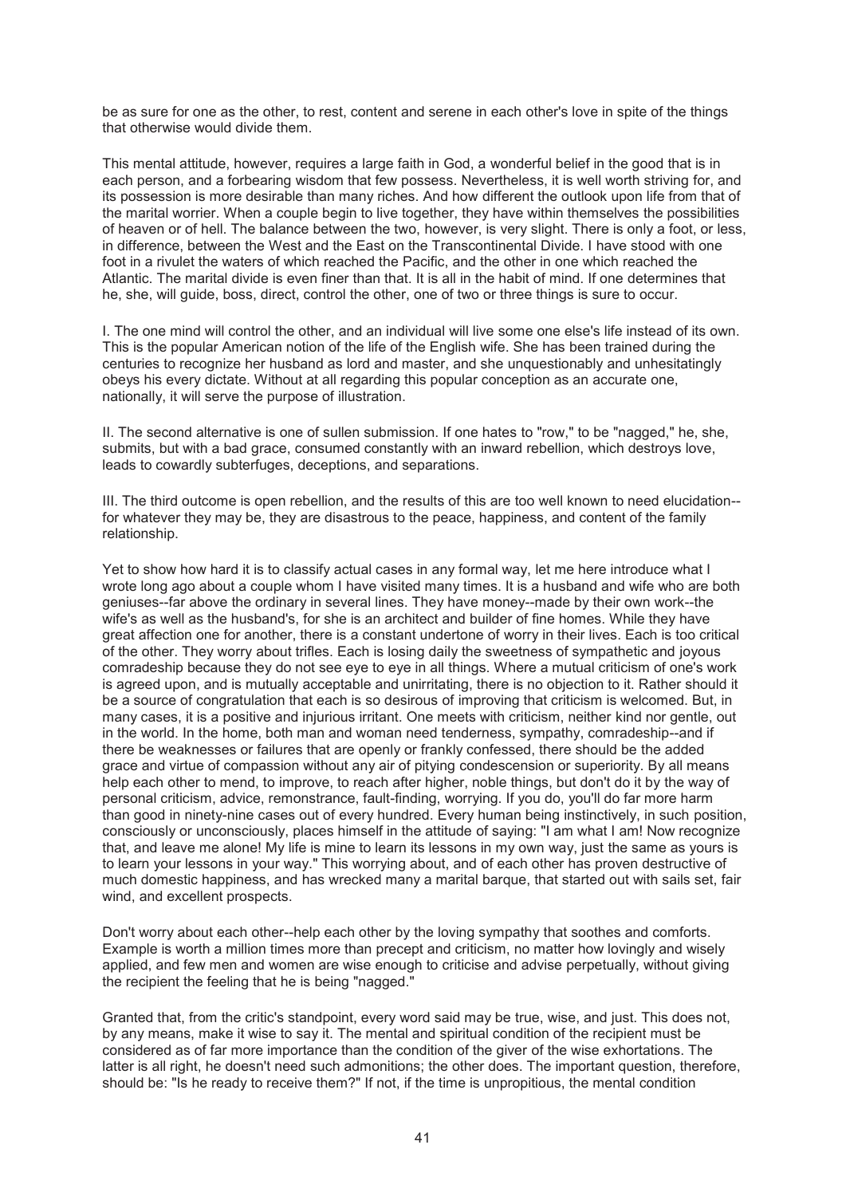be as sure for one as the other, to rest, content and serene in each other's love in spite of the things that otherwise would divide them.

This mental attitude, however, requires a large faith in God, a wonderful belief in the good that is in each person, and a forbearing wisdom that few possess. Nevertheless, it is well worth striving for, and its possession is more desirable than many riches. And how different the outlook upon life from that of the marital worrier. When a couple begin to live together, they have within themselves the possibilities of heaven or of hell. The balance between the two, however, is very slight. There is only a foot, or less, in difference, between the West and the East on the Transcontinental Divide. I have stood with one foot in a rivulet the waters of which reached the Pacific, and the other in one which reached the Atlantic. The marital divide is even finer than that. It is all in the habit of mind. If one determines that he, she, will guide, boss, direct, control the other, one of two or three things is sure to occur.

I. The one mind will control the other, and an individual will live some one else's life instead of its own. This is the popular American notion of the life of the English wife. She has been trained during the centuries to recognize her husband as lord and master, and she unquestionably and unhesitatingly obeys his every dictate. Without at all regarding this popular conception as an accurate one, nationally, it will serve the purpose of illustration.

II. The second alternative is one of sullen submission. If one hates to "row," to be "nagged," he, she, submits, but with a bad grace, consumed constantly with an inward rebellion, which destroys love, leads to cowardly subterfuges, deceptions, and separations.

III. The third outcome is open rebellion, and the results of this are too well known to need elucidation--for whatever they may be, they are disastrous to the peace, happiness, and content of the family relationship.

Yet to show how hard it is to classify actual cases in any formal way, let me here introduce what I wrote long ago about a couple whom I have visited many times. It is a husband and wife who are both geniuses--far above the ordinary in several lines. They have money--made by their own work--the wife's as well as the husband's, for she is an architect and builder of fine homes. While they have great affection one for another, there is a constant undertone of worry in their lives. Each is too critical of the other. They worry about trifles. Each is losing daily the sweetness of sympathetic and joyous comradeship because they do not see eye to eye in all things. Where a mutual criticism of one's work is agreed upon, and is mutually acceptable and unirritating, there is no objection to it. Rather should it be a source of congratulation that each is so desirous of improving that criticism is welcomed. But, in many cases, it is a positive and injurious irritant. One meets with criticism, neither kind nor gentle, out in the world. In the home, both man and woman need tenderness, sympathy, comradeship--and if there be weaknesses or failures that are openly or frankly confessed, there should be the added grace and virtue of compassion without any air of pitying condescension or superiority. By all means help each other to mend, to improve, to reach after higher, noble things, but don't do it by the way of personal criticism, advice, remonstrance, fault-finding, worrying. If you do, you'll do far more harm than good in ninety-nine cases out of every hundred. Every human being instinctively, in such position, consciously or unconsciously, places himself in the attitude of saying: "I am what I am! Now recognize that, and leave me alone! My life is mine to learn its lessons in my own way, just the same as yours is to learn your lessons in your way." This worrying about, and of each other has proven destructive of much domestic happiness, and has wrecked many a marital barque, that started out with sails set, fair wind, and excellent prospects.

Don't worry about each other--help each other by the loving sympathy that soothes and comforts. Example is worth a million times more than precept and criticism, no matter how lovingly and wisely applied, and few men and women are wise enough to criticise and advise perpetually, without giving the recipient the feeling that he is being "nagged."

Granted that, from the critic's standpoint, every word said may be true, wise, and just. This does not, by any means, make it wise to say it. The mental and spiritual condition of the recipient must be considered as of far more importance than the condition of the giver of the wise exhortations. The latter is all right, he doesn't need such admonitions; the other does. The important question, therefore, should be: "Is he ready to receive them?" If not, if the time is unpropitious, the mental condition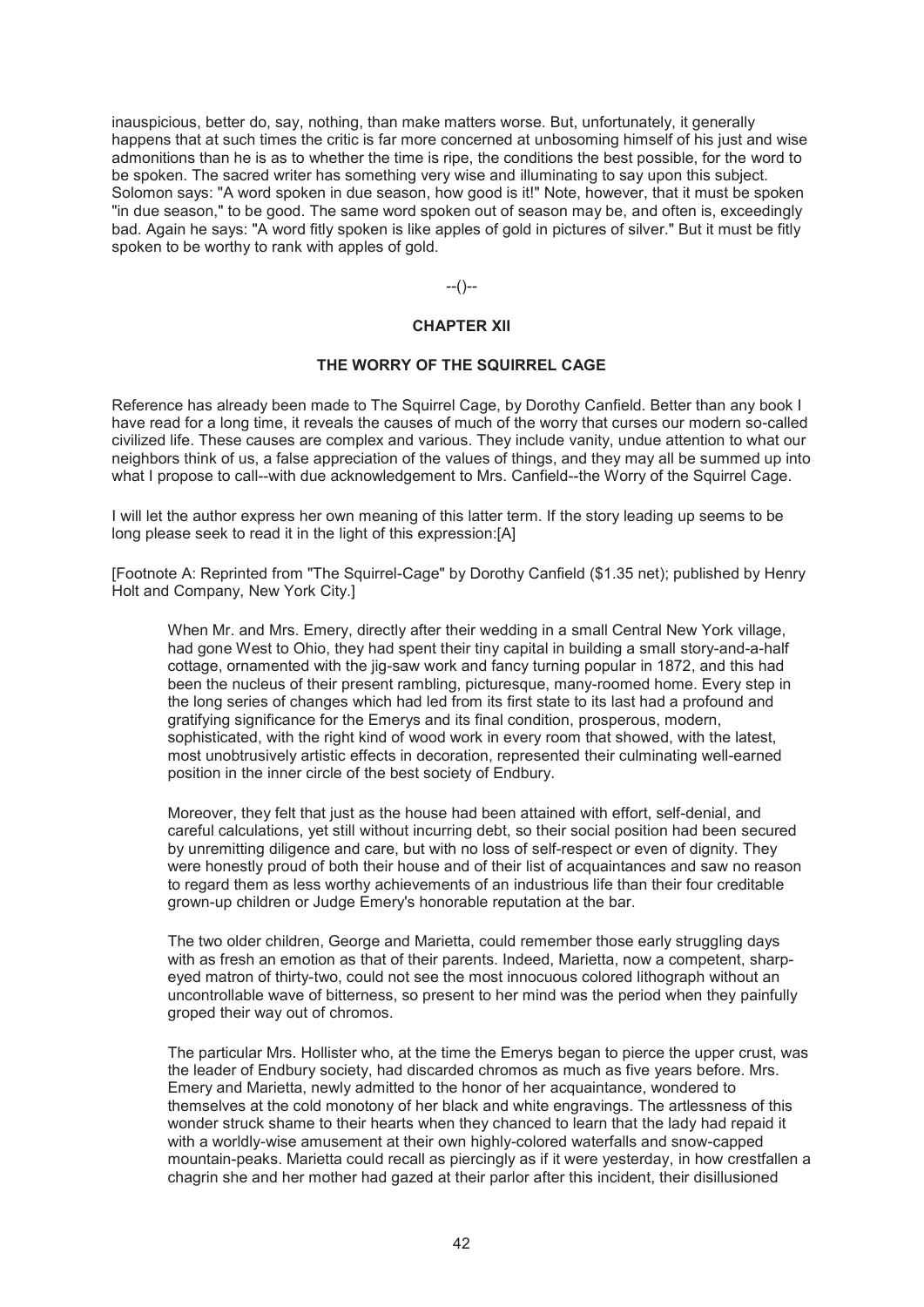inauspicious, better do, say, nothing, than make matters worse. But, unfortunately, it generally happens that at such times the critic is far more concerned at unbosoming himself of his just and wise admonitions than he is as to whether the time is ripe, the conditions the best possible, for the word to be spoken. The sacred writer has something very wise and illuminating to say upon this subject. Solomon says: "A word spoken in due season, how good is it!" Note, however, that it must be spoken "in due season," to be good. The same word spoken out of season may be, and often is, exceedingly bad. Again he says: "A word fitly spoken is like apples of gold in pictures of silver." But it must be fitly spoken to be worthy to rank with apples of gold.

--()--

## CHAPTER XII

### THE WORRY OF THE SQUIRREL CAGE

Reference has already been made to The Squirrel Cage, by Dorothy Canfield. Better than any book I have read for a long time, it reveals the causes of much of the worry that curses our modern so-called civilized life. These causes are complex and various. They include vanity, undue attention to what our neighbors think of us, a false appreciation of the values of things, and they may all be summed up into what I propose to call--with due acknowledgement to Mrs. Canfield--the Worry of the Squirrel Cage.

I will let the author express her own meaning of this latter term. If the story leading up seems to be long please seek to read it in the light of this expression:[A]

[Footnote A: Reprinted from "The Squirrel-Cage" by Dorothy Canfield ($1.35 net); published by Henry Holt and Company, New York City.]

> When Mr. and Mrs. Emery, directly after their wedding in a small Central New York village, had gone West to Ohio, they had spent their tiny capital in building a small story-and-a-half cottage, ornamented with the jig-saw work and fancy turning popular in 1872, and this had been the nucleus of their present rambling, picturesque, many-roomed home. Every step in the long series of changes which had led from its first state to its last had a profound and gratifying significance for the Emerys and its final condition, prosperous, modern, sophisticated, with the right kind of wood work in every room that showed, with the latest, most unobtrusively artistic effects in decoration, represented their culminating well-earned position in the inner circle of the best society of Endbury.
>
> Moreover, they felt that just as the house had been attained with effort, self-denial, and careful calculations, yet still without incurring debt, so their social position had been secured by unremitting diligence and care, but with no loss of self-respect or even of dignity. They were honestly proud of both their house and of their list of acquaintances and saw no reason to regard them as less worthy achievements of an industrious life than their four creditable grown-up children or Judge Emery's honorable reputation at the bar.
>
> The two older children, George and Marietta, could remember those early struggling days with as fresh an emotion as that of their parents. Indeed, Marietta, now a competent, sharp-eyed matron of thirty-two, could not see the most innocuous colored lithograph without an uncontrollable wave of bitterness, so present to her mind was the period when they painfully groped their way out of chromos.
>
> The particular Mrs. Hollister who, at the time the Emerys began to pierce the upper crust, was the leader of Endbury society, had discarded chromos as much as five years before. Mrs. Emery and Marietta, newly admitted to the honor of her acquaintance, wondered to themselves at the cold monotony of her black and white engravings. The artlessness of this wonder struck shame to their hearts when they chanced to learn that the lady had repaid it with a worldly-wise amusement at their own highly-colored waterfalls and snow-capped mountain-peaks. Marietta could recall as piercingly as if it were yesterday, in how crestfallen a chagrin she and her mother had gazed at their parlor after this incident, their disillusioned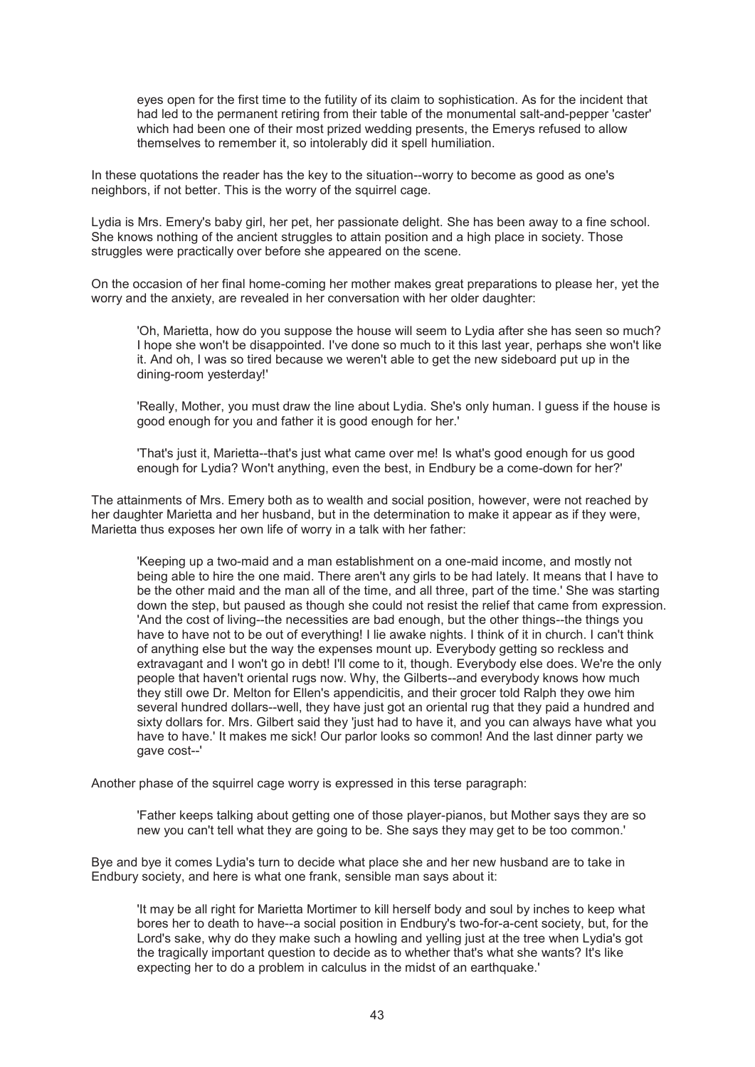> eyes open for the first time to the futility of its claim to sophistication. As for the incident that had led to the permanent retiring from their table of the monumental salt-and-pepper 'caster' which had been one of their most prized wedding presents, the Emerys refused to allow themselves to remember it, so intolerably did it spell humiliation.

In these quotations the reader has the key to the situation--worry to become as good as one's neighbors, if not better. This is the worry of the squirrel cage.

Lydia is Mrs. Emery's baby girl, her pet, her passionate delight. She has been away to a fine school. She knows nothing of the ancient struggles to attain position and a high place in society. Those struggles were practically over before she appeared on the scene.

On the occasion of her final home-coming her mother makes great preparations to please her, yet the worry and the anxiety, are revealed in her conversation with her older daughter:

> 'Oh, Marietta, how do you suppose the house will seem to Lydia after she has seen so much? I hope she won't be disappointed. I've done so much to it this last year, perhaps she won't like it. And oh, I was so tired because we weren't able to get the new sideboard put up in the dining-room yesterday!'
>
> 'Really, Mother, you must draw the line about Lydia. She's only human. I guess if the house is good enough for you and father it is good enough for her.'
>
> 'That's just it, Marietta--that's just what came over me! Is what's good enough for us good enough for Lydia? Won't anything, even the best, in Endbury be a come-down for her?'

The attainments of Mrs. Emery both as to wealth and social position, however, were not reached by her daughter Marietta and her husband, but in the determination to make it appear as if they were, Marietta thus exposes her own life of worry in a talk with her father:

> 'Keeping up a two-maid and a man establishment on a one-maid income, and mostly not being able to hire the one maid. There aren't any girls to be had lately. It means that I have to be the other maid and the man all of the time, and all three, part of the time.' She was starting down the step, but paused as though she could not resist the relief that came from expression. 'And the cost of living--the necessities are bad enough, but the other things--the things you have to have not to be out of everything! I lie awake nights. I think of it in church. I can't think of anything else but the way the expenses mount up. Everybody getting so reckless and extravagant and I won't go in debt! I'll come to it, though. Everybody else does. We're the only people that haven't oriental rugs now. Why, the Gilberts--and everybody knows how much they still owe Dr. Melton for Ellen's appendicitis, and their grocer told Ralph they owe him several hundred dollars--well, they have just got an oriental rug that they paid a hundred and sixty dollars for. Mrs. Gilbert said they 'just had to have it, and you can always have what you have to have.' It makes me sick! Our parlor looks so common! And the last dinner party we gave cost--'

Another phase of the squirrel cage worry is expressed in this terse paragraph:

> 'Father keeps talking about getting one of those player-pianos, but Mother says they are so new you can't tell what they are going to be. She says they may get to be too common.'

Bye and bye it comes Lydia's turn to decide what place she and her new husband are to take in Endbury society, and here is what one frank, sensible man says about it:

> 'It may be all right for Marietta Mortimer to kill herself body and soul by inches to keep what bores her to death to have--a social position in Endbury's two-for-a-cent society, but, for the Lord's sake, why do they make such a howling and yelling just at the tree when Lydia's got the tragically important question to decide as to whether that's what she wants? It's like expecting her to do a problem in calculus in the midst of an earthquake.'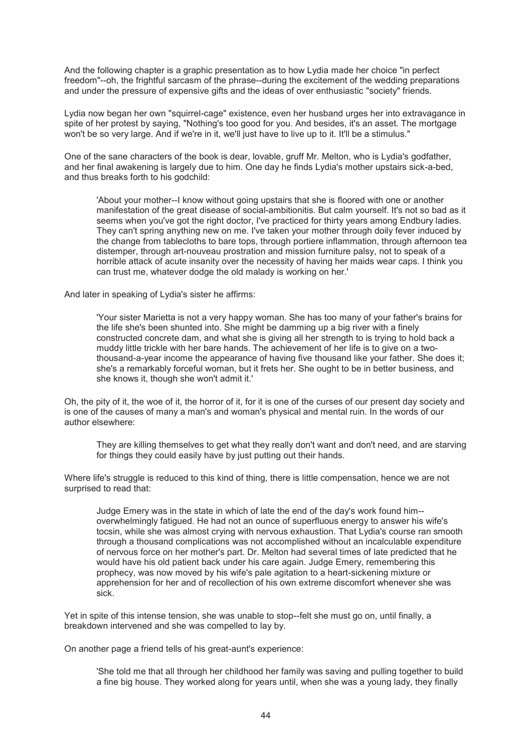And the following chapter is a graphic presentation as to how Lydia made her choice "in perfect freedom"--oh, the frightful sarcasm of the phrase--during the excitement of the wedding preparations and under the pressure of expensive gifts and the ideas of over enthusiastic "society" friends.

Lydia now began her own "squirrel-cage" existence, even her husband urges her into extravagance in spite of her protest by saying, "Nothing's too good for you. And besides, it's an asset. The mortgage won't be so very large. And if we're in it, we'll just have to live up to it. It'll be a stimulus."

One of the sane characters of the book is dear, lovable, gruff Mr. Melton, who is Lydia's godfather, and her final awakening is largely due to him. One day he finds Lydia's mother upstairs sick-a-bed, and thus breaks forth to his godchild:

> 'About your mother--I know without going upstairs that she is floored with one or another manifestation of the great disease of social-ambitionitis. But calm yourself. It's not so bad as it seems when you've got the right doctor, I've practiced for thirty years among Endbury ladies. They can't spring anything new on me. I've taken your mother through doily fever induced by the change from tablecloths to bare tops, through portiere inflammation, through afternoon tea distemper, through art-nouveau prostration and mission furniture palsy, not to speak of a horrible attack of acute insanity over the necessity of having her maids wear caps. I think you can trust me, whatever dodge the old malady is working on her.'

And later in speaking of Lydia's sister he affirms:

> 'Your sister Marietta is not a very happy woman. She has too many of your father's brains for the life she's been shunted into. She might be damming up a big river with a finely constructed concrete dam, and what she is giving all her strength to is trying to hold back a muddy little trickle with her bare hands. The achievement of her life is to give on a two-thousand-a-year income the appearance of having five thousand like your father. She does it; she's a remarkably forceful woman, but it frets her. She ought to be in better business, and she knows it, though she won't admit it.'

Oh, the pity of it, the woe of it, the horror of it, for it is one of the curses of our present day society and is one of the causes of many a man's and woman's physical and mental ruin. In the words of our author elsewhere:

> They are killing themselves to get what they really don't want and don't need, and are starving for things they could easily have by just putting out their hands.

Where life's struggle is reduced to this kind of thing, there is little compensation, hence we are not surprised to read that:

> Judge Emery was in the state in which of late the end of the day's work found him--overwhelmingly fatigued. He had not an ounce of superfluous energy to answer his wife's tocsin, while she was almost crying with nervous exhaustion. That Lydia's course ran smooth through a thousand complications was not accomplished without an incalculable expenditure of nervous force on her mother's part. Dr. Melton had several times of late predicted that he would have his old patient back under his care again. Judge Emery, remembering this prophecy, was now moved by his wife's pale agitation to a heart-sickening mixture or apprehension for her and of recollection of his own extreme discomfort whenever she was sick.

Yet in spite of this intense tension, she was unable to stop--felt she must go on, until finally, a breakdown intervened and she was compelled to lay by.

On another page a friend tells of his great-aunt's experience:

> 'She told me that all through her childhood her family was saving and pulling together to build a fine big house. They worked along for years until, when she was a young lady, they finally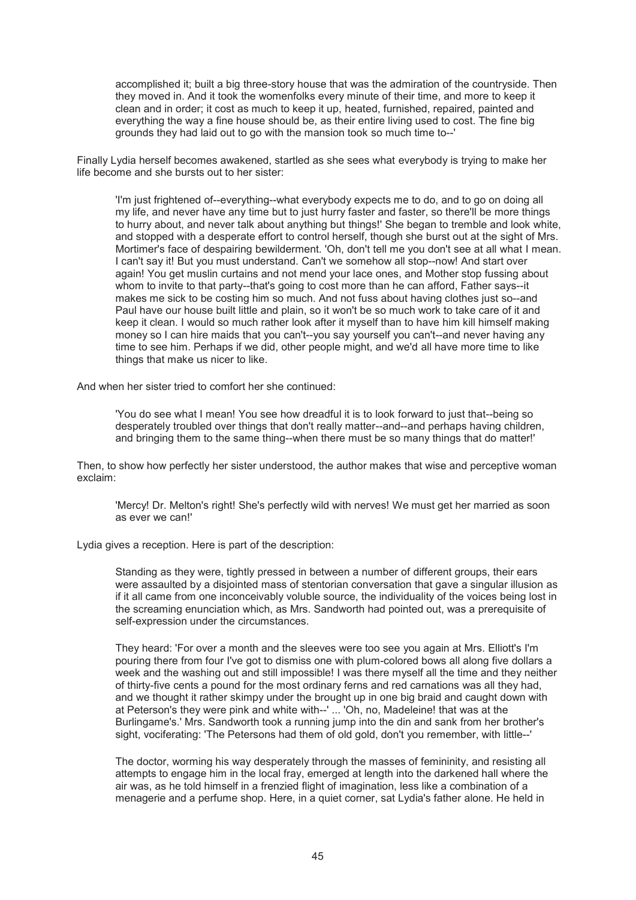> accomplished it; built a big three-story house that was the admiration of the countryside. Then they moved in. And it took the womenfolks every minute of their time, and more to keep it clean and in order; it cost as much to keep it up, heated, furnished, repaired, painted and everything the way a fine house should be, as their entire living used to cost. The fine big grounds they had laid out to go with the mansion took so much time to--'

Finally Lydia herself becomes awakened, startled as she sees what everybody is trying to make her life become and she bursts out to her sister:

> 'I'm just frightened of--everything--what everybody expects me to do, and to go on doing all my life, and never have any time but to just hurry faster and faster, so there'll be more things to hurry about, and never talk about anything but things!' She began to tremble and look white, and stopped with a desperate effort to control herself, though she burst out at the sight of Mrs. Mortimer's face of despairing bewilderment. 'Oh, don't tell me you don't see at all what I mean. I can't say it! But you must understand. Can't we somehow all stop--now! And start over again! You get muslin curtains and not mend your lace ones, and Mother stop fussing about whom to invite to that party--that's going to cost more than he can afford, Father says--it makes me sick to be costing him so much. And not fuss about having clothes just so--and Paul have our house built little and plain, so it won't be so much work to take care of it and keep it clean. I would so much rather look after it myself than to have him kill himself making money so I can hire maids that you can't--you say yourself you can't--and never having any time to see him. Perhaps if we did, other people might, and we'd all have more time to like things that make us nicer to like.

And when her sister tried to comfort her she continued:

> 'You do see what I mean! You see how dreadful it is to look forward to just that--being so desperately troubled over things that don't really matter--and--and perhaps having children, and bringing them to the same thing--when there must be so many things that do matter!'

Then, to show how perfectly her sister understood, the author makes that wise and perceptive woman exclaim:

> 'Mercy! Dr. Melton's right! She's perfectly wild with nerves! We must get her married as soon as ever we can!'

Lydia gives a reception. Here is part of the description:

> Standing as they were, tightly pressed in between a number of different groups, their ears were assaulted by a disjointed mass of stentorian conversation that gave a singular illusion as if it all came from one inconceivably voluble source, the individuality of the voices being lost in the screaming enunciation which, as Mrs. Sandworth had pointed out, was a prerequisite of self-expression under the circumstances.
>
> They heard: 'For over a month and the sleeves were too see you again at Mrs. Elliott's I'm pouring there from four I've got to dismiss one with plum-colored bows all along five dollars a week and the washing out and still impossible! I was there myself all the time and they neither of thirty-five cents a pound for the most ordinary ferns and red carnations was all they had, and we thought it rather skimpy under the brought up in one big braid and caught down with at Peterson's they were pink and white with--' ... 'Oh, no, Madeleine! that was at the Burlingame's.' Mrs. Sandworth took a running jump into the din and sank from her brother's sight, vociferating: 'The Petersons had them of old gold, don't you remember, with little--'
>
> The doctor, worming his way desperately through the masses of femininity, and resisting all attempts to engage him in the local fray, emerged at length into the darkened hall where the air was, as he told himself in a frenzied flight of imagination, less like a combination of a menagerie and a perfume shop. Here, in a quiet corner, sat Lydia's father alone. He held in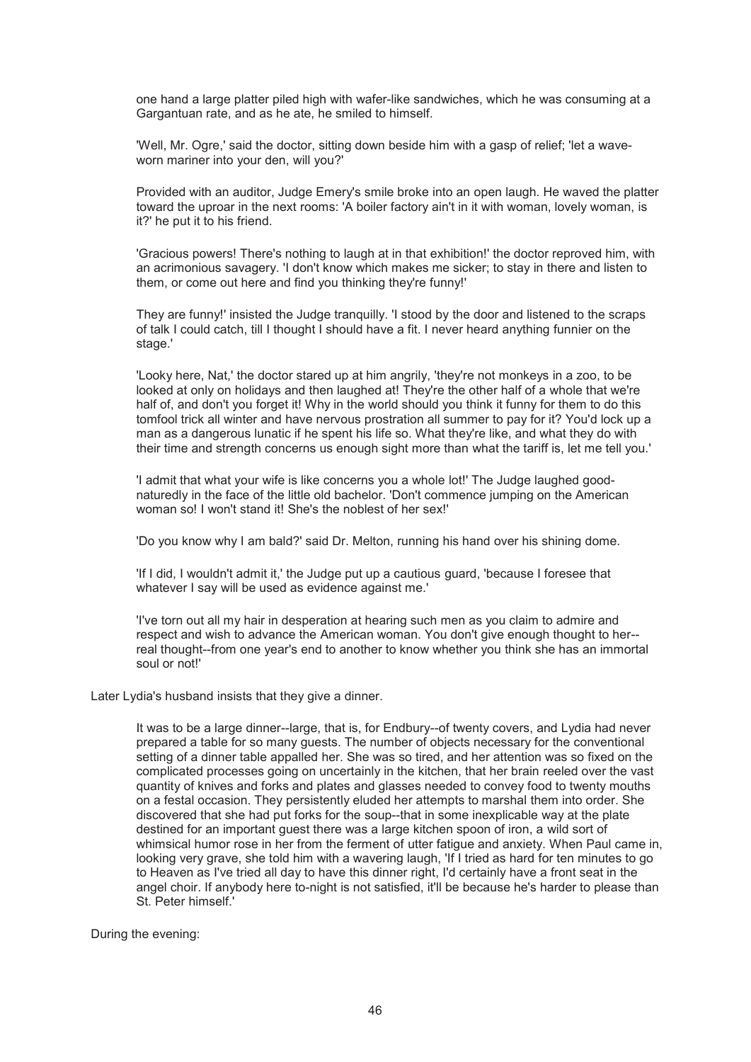one hand a large platter piled high with wafer-like sandwiches, which he was consuming at a Gargantuan rate, and as he ate, he smiled to himself.

> 'Well, Mr. Ogre,' said the doctor, sitting down beside him with a gasp of relief; 'let a wave-worn mariner into your den, will you?'
>
> Provided with an auditor, Judge Emery's smile broke into an open laugh. He waved the platter toward the uproar in the next rooms: 'A boiler factory ain't in it with woman, lovely woman, is it?' he put it to his friend.
>
> 'Gracious powers! There's nothing to laugh at in that exhibition!' the doctor reproved him, with an acrimonious savagery. 'I don't know which makes me sicker; to stay in there and listen to them, or come out here and find you thinking they're funny!'
>
> They are funny!' insisted the Judge tranquilly. 'I stood by the door and listened to the scraps of talk I could catch, till I thought I should have a fit. I never heard anything funnier on the stage.'
>
> 'Looky here, Nat,' the doctor stared up at him angrily, 'they're not monkeys in a zoo, to be looked at only on holidays and then laughed at! They're the other half of a whole that we're half of, and don't you forget it! Why in the world should you think it funny for them to do this tomfool trick all winter and have nervous prostration all summer to pay for it? You'd lock up a man as a dangerous lunatic if he spent his life so. What they're like, and what they do with their time and strength concerns us enough sight more than what the tariff is, let me tell you.'
>
> 'I admit that what your wife is like concerns you a whole lot!' The Judge laughed good-naturedly in the face of the little old bachelor. 'Don't commence jumping on the American woman so! I won't stand it! She's the noblest of her sex!'
>
> 'Do you know why I am bald?' said Dr. Melton, running his hand over his shining dome.
>
> 'If I did, I wouldn't admit it,' the Judge put up a cautious guard, 'because I foresee that whatever I say will be used as evidence against me.'
>
> 'I've torn out all my hair in desperation at hearing such men as you claim to admire and respect and wish to advance the American woman. You don't give enough thought to her--real thought--from one year's end to another to know whether you think she has an immortal soul or not!'

Later Lydia's husband insists that they give a dinner.

> It was to be a large dinner--large, that is, for Endbury--of twenty covers, and Lydia had never prepared a table for so many guests. The number of objects necessary for the conventional setting of a dinner table appalled her. She was so tired, and her attention was so fixed on the complicated processes going on uncertainly in the kitchen, that her brain reeled over the vast quantity of knives and forks and plates and glasses needed to convey food to twenty mouths on a festal occasion. They persistently eluded her attempts to marshal them into order. She discovered that she had put forks for the soup--that in some inexplicable way at the plate destined for an important guest there was a large kitchen spoon of iron, a wild sort of whimsical humor rose in her from the ferment of utter fatigue and anxiety. When Paul came in, looking very grave, she told him with a wavering laugh, 'If I tried as hard for ten minutes to go to Heaven as I've tried all day to have this dinner right, I'd certainly have a front seat in the angel choir. If anybody here to-night is not satisfied, it'll be because he's harder to please than St. Peter himself.'

During the evening: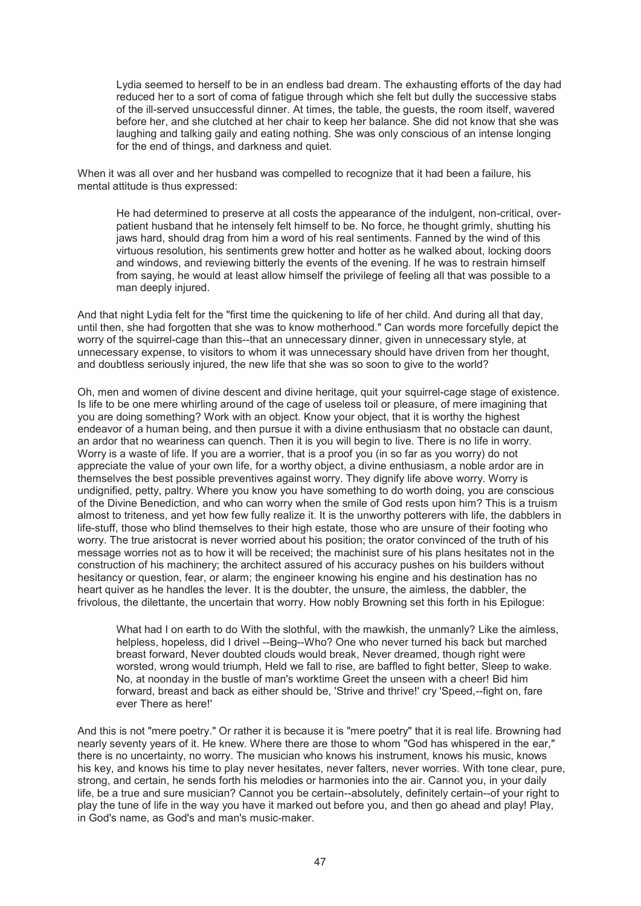> Lydia seemed to herself to be in an endless bad dream. The exhausting efforts of the day had reduced her to a sort of coma of fatigue through which she felt but dully the successive stabs of the ill-served unsuccessful dinner. At times, the table, the guests, the room itself, wavered before her, and she clutched at her chair to keep her balance. She did not know that she was laughing and talking gaily and eating nothing. She was only conscious of an intense longing for the end of things, and darkness and quiet.

When it was all over and her husband was compelled to recognize that it had been a failure, his mental attitude is thus expressed:

> He had determined to preserve at all costs the appearance of the indulgent, non-critical, over-patient husband that he intensely felt himself to be. No force, he thought grimly, shutting his jaws hard, should drag from him a word of his real sentiments. Fanned by the wind of this virtuous resolution, his sentiments grew hotter and hotter as he walked about, locking doors and windows, and reviewing bitterly the events of the evening. If he was to restrain himself from saying, he would at least allow himself the privilege of feeling all that was possible to a man deeply injured.

And that night Lydia felt for the "first time the quickening to life of her child. And during all that day, until then, she had forgotten that she was to know motherhood." Can words more forcefully depict the worry of the squirrel-cage than this--that an unnecessary dinner, given in unnecessary style, at unnecessary expense, to visitors to whom it was unnecessary should have driven from her thought, and doubtless seriously injured, the new life that she was so soon to give to the world?

Oh, men and women of divine descent and divine heritage, quit your squirrel-cage stage of existence. Is life to be one mere whirling around of the cage of useless toil or pleasure, of mere imagining that you are doing something? Work with an object. Know your object, that it is worthy the highest endeavor of a human being, and then pursue it with a divine enthusiasm that no obstacle can daunt, an ardor that no weariness can quench. Then it is you will begin to live. There is no life in worry. Worry is a waste of life. If you are a worrier, that is a proof you (in so far as you worry) do not appreciate the value of your own life, for a worthy object, a divine enthusiasm, a noble ardor are in themselves the best possible preventives against worry. They dignify life above worry. Worry is undignified, petty, paltry. Where you know you have something to do worth doing, you are conscious of the Divine Benediction, and who can worry when the smile of God rests upon him? This is a truism almost to triteness, and yet how few fully realize it. It is the unworthy potterers with life, the dabblers in life-stuff, those who blind themselves to their high estate, those who are unsure of their footing who worry. The true aristocrat is never worried about his position; the orator convinced of the truth of his message worries not as to how it will be received; the machinist sure of his plans hesitates not in the construction of his machinery; the architect assured of his accuracy pushes on his builders without hesitancy or question, fear, or alarm; the engineer knowing his engine and his destination has no heart quiver as he handles the lever. It is the doubter, the unsure, the aimless, the dabbler, the frivolous, the dilettante, the uncertain that worry. How nobly Browning set this forth in his Epilogue:

> What had I on earth to do With the slothful, with the mawkish, the unmanly? Like the aimless, helpless, hopeless, did I drivel --Being--Who? One who never turned his back but marched breast forward, Never doubted clouds would break, Never dreamed, though right were worsted, wrong would triumph, Held we fall to rise, are baffled to fight better, Sleep to wake. No, at noonday in the bustle of man's worktime Greet the unseen with a cheer! Bid him forward, breast and back as either should be, 'Strive and thrive!' cry 'Speed,--fight on, fare ever There as here!'

And this is not "mere poetry." Or rather it is because it is "mere poetry" that it is real life. Browning had nearly seventy years of it. He knew. Where there are those to whom "God has whispered in the ear," there is no uncertainty, no worry. The musician who knows his instrument, knows his music, knows his key, and knows his time to play never hesitates, never falters, never worries. With tone clear, pure, strong, and certain, he sends forth his melodies or harmonies into the air. Cannot you, in your daily life, be a true and sure musician? Cannot you be certain--absolutely, definitely certain--of your right to play the tune of life in the way you have it marked out before you, and then go ahead and play! Play, in God's name, as God's and man's music-maker.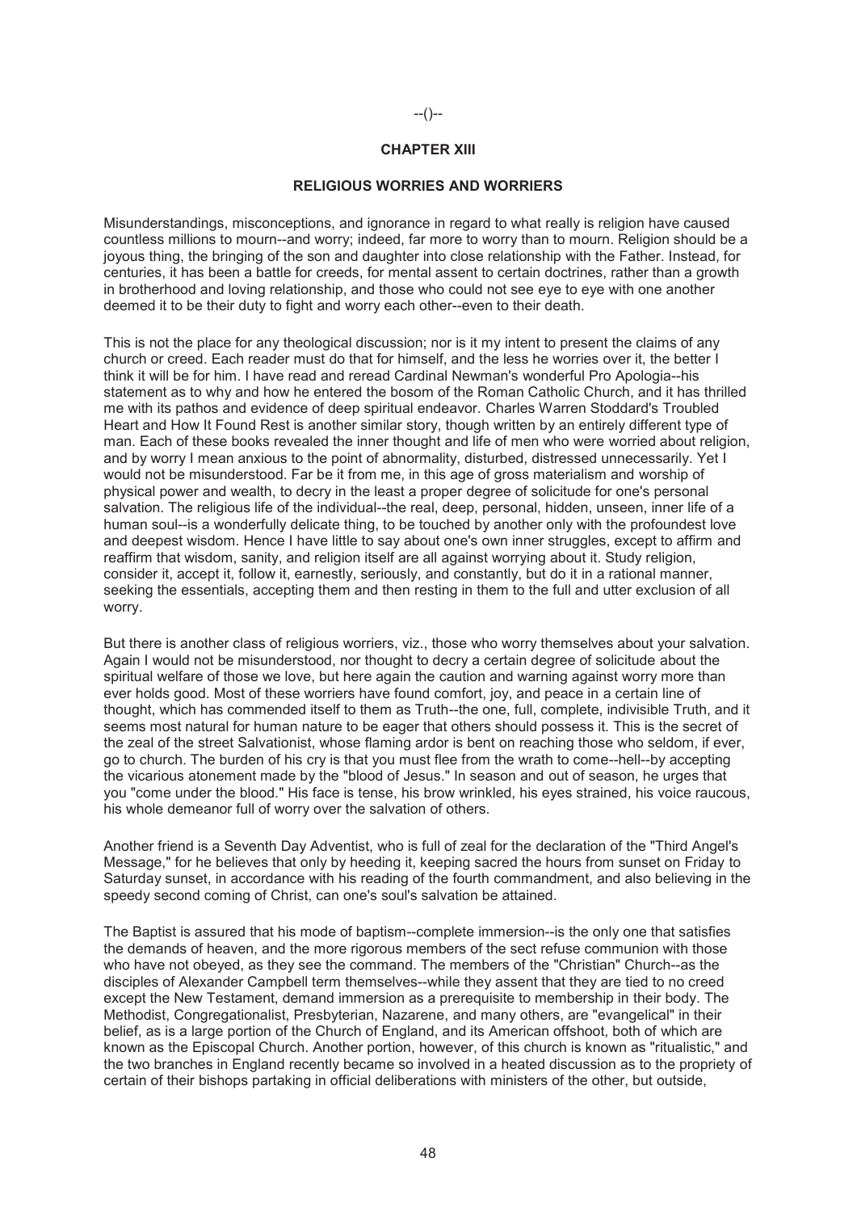--()--

## CHAPTER XIII

### RELIGIOUS WORRIES AND WORRIERS

Misunderstandings, misconceptions, and ignorance in regard to what really is religion have caused countless millions to mourn--and worry; indeed, far more to worry than to mourn. Religion should be a joyous thing, the bringing of the son and daughter into close relationship with the Father. Instead, for centuries, it has been a battle for creeds, for mental assent to certain doctrines, rather than a growth in brotherhood and loving relationship, and those who could not see eye to eye with one another deemed it to be their duty to fight and worry each other--even to their death.

This is not the place for any theological discussion; nor is it my intent to present the claims of any church or creed. Each reader must do that for himself, and the less he worries over it, the better I think it will be for him. I have read and reread Cardinal Newman's wonderful Pro Apologia--his statement as to why and how he entered the bosom of the Roman Catholic Church, and it has thrilled me with its pathos and evidence of deep spiritual endeavor. Charles Warren Stoddard's Troubled Heart and How It Found Rest is another similar story, though written by an entirely different type of man. Each of these books revealed the inner thought and life of men who were worried about religion, and by worry I mean anxious to the point of abnormality, disturbed, distressed unnecessarily. Yet I would not be misunderstood. Far be it from me, in this age of gross materialism and worship of physical power and wealth, to decry in the least a proper degree of solicitude for one's personal salvation. The religious life of the individual--the real, deep, personal, hidden, unseen, inner life of a human soul--is a wonderfully delicate thing, to be touched by another only with the profoundest love and deepest wisdom. Hence I have little to say about one's own inner struggles, except to affirm and reaffirm that wisdom, sanity, and religion itself are all against worrying about it. Study religion, consider it, accept it, follow it, earnestly, seriously, and constantly, but do it in a rational manner, seeking the essentials, accepting them and then resting in them to the full and utter exclusion of all worry.

But there is another class of religious worriers, viz., those who worry themselves about your salvation. Again I would not be misunderstood, nor thought to decry a certain degree of solicitude about the spiritual welfare of those we love, but here again the caution and warning against worry more than ever holds good. Most of these worriers have found comfort, joy, and peace in a certain line of thought, which has commended itself to them as Truth--the one, full, complete, indivisible Truth, and it seems most natural for human nature to be eager that others should possess it. This is the secret of the zeal of the street Salvationist, whose flaming ardor is bent on reaching those who seldom, if ever, go to church. The burden of his cry is that you must flee from the wrath to come--hell--by accepting the vicarious atonement made by the "blood of Jesus." In season and out of season, he urges that you "come under the blood." His face is tense, his brow wrinkled, his eyes strained, his voice raucous, his whole demeanor full of worry over the salvation of others.

Another friend is a Seventh Day Adventist, who is full of zeal for the declaration of the "Third Angel's Message," for he believes that only by heeding it, keeping sacred the hours from sunset on Friday to Saturday sunset, in accordance with his reading of the fourth commandment, and also believing in the speedy second coming of Christ, can one's soul's salvation be attained.

The Baptist is assured that his mode of baptism--complete immersion--is the only one that satisfies the demands of heaven, and the more rigorous members of the sect refuse communion with those who have not obeyed, as they see the command. The members of the "Christian" Church--as the disciples of Alexander Campbell term themselves--while they assent that they are tied to no creed except the New Testament, demand immersion as a prerequisite to membership in their body. The Methodist, Congregationalist, Presbyterian, Nazarene, and many others, are "evangelical" in their belief, as is a large portion of the Church of England, and its American offshoot, both of which are known as the Episcopal Church. Another portion, however, of this church is known as "ritualistic," and the two branches in England recently became so involved in a heated discussion as to the propriety of certain of their bishops partaking in official deliberations with ministers of the other, but outside,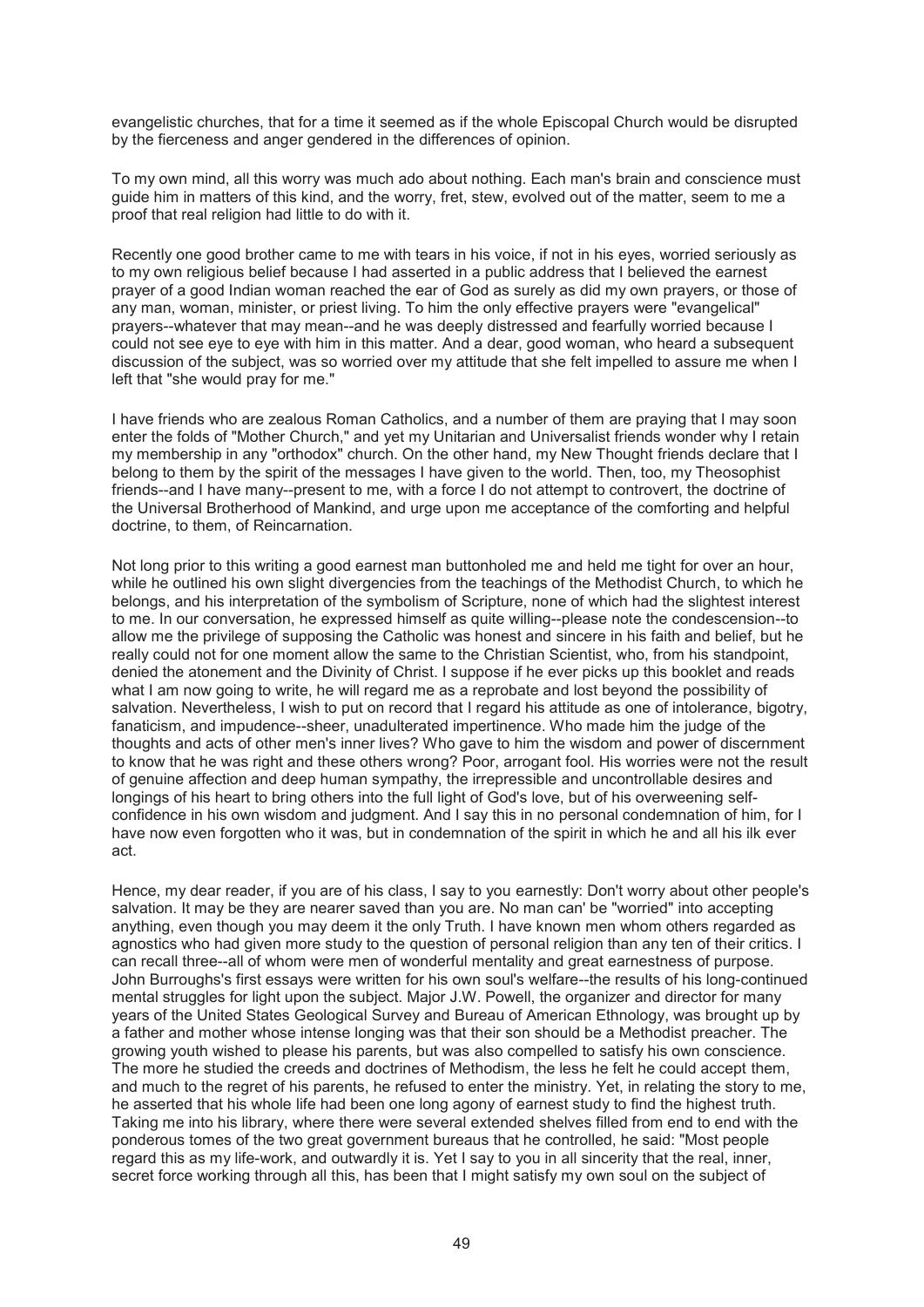evangelistic churches, that for a time it seemed as if the whole Episcopal Church would be disrupted by the fierceness and anger gendered in the differences of opinion.

To my own mind, all this worry was much ado about nothing. Each man's brain and conscience must guide him in matters of this kind, and the worry, fret, stew, evolved out of the matter, seem to me a proof that real religion had little to do with it.

Recently one good brother came to me with tears in his voice, if not in his eyes, worried seriously as to my own religious belief because I had asserted in a public address that I believed the earnest prayer of a good Indian woman reached the ear of God as surely as did my own prayers, or those of any man, woman, minister, or priest living. To him the only effective prayers were "evangelical" prayers--whatever that may mean--and he was deeply distressed and fearfully worried because I could not see eye to eye with him in this matter. And a dear, good woman, who heard a subsequent discussion of the subject, was so worried over my attitude that she felt impelled to assure me when I left that "she would pray for me."

I have friends who are zealous Roman Catholics, and a number of them are praying that I may soon enter the folds of "Mother Church," and yet my Unitarian and Universalist friends wonder why I retain my membership in any "orthodox" church. On the other hand, my New Thought friends declare that I belong to them by the spirit of the messages I have given to the world. Then, too, my Theosophist friends--and I have many--present to me, with a force I do not attempt to controvert, the doctrine of the Universal Brotherhood of Mankind, and urge upon me acceptance of the comforting and helpful doctrine, to them, of Reincarnation.

Not long prior to this writing a good earnest man buttonholed me and held me tight for over an hour, while he outlined his own slight divergencies from the teachings of the Methodist Church, to which he belongs, and his interpretation of the symbolism of Scripture, none of which had the slightest interest to me. In our conversation, he expressed himself as quite willing--please note the condescension--to allow me the privilege of supposing the Catholic was honest and sincere in his faith and belief, but he really could not for one moment allow the same to the Christian Scientist, who, from his standpoint, denied the atonement and the Divinity of Christ. I suppose if he ever picks up this booklet and reads what I am now going to write, he will regard me as a reprobate and lost beyond the possibility of salvation. Nevertheless, I wish to put on record that I regard his attitude as one of intolerance, bigotry, fanaticism, and impudence--sheer, unadulterated impertinence. Who made him the judge of the thoughts and acts of other men's inner lives? Who gave to him the wisdom and power of discernment to know that he was right and these others wrong? Poor, arrogant fool. His worries were not the result of genuine affection and deep human sympathy, the irrepressible and uncontrollable desires and longings of his heart to bring others into the full light of God's love, but of his overweening self-confidence in his own wisdom and judgment. And I say this in no personal condemnation of him, for I have now even forgotten who it was, but in condemnation of the spirit in which he and all his ilk ever act.

Hence, my dear reader, if you are of his class, I say to you earnestly: Don't worry about other people's salvation. It may be they are nearer saved than you are. No man can' be "worried" into accepting anything, even though you may deem it the only Truth. I have known men whom others regarded as agnostics who had given more study to the question of personal religion than any ten of their critics. I can recall three--all of whom were men of wonderful mentality and great earnestness of purpose. John Burroughs's first essays were written for his own soul's welfare--the results of his long-continued mental struggles for light upon the subject. Major J.W. Powell, the organizer and director for many years of the United States Geological Survey and Bureau of American Ethnology, was brought up by a father and mother whose intense longing was that their son should be a Methodist preacher. The growing youth wished to please his parents, but was also compelled to satisfy his own conscience. The more he studied the creeds and doctrines of Methodism, the less he felt he could accept them, and much to the regret of his parents, he refused to enter the ministry. Yet, in relating the story to me, he asserted that his whole life had been one long agony of earnest study to find the highest truth. Taking me into his library, where there were several extended shelves filled from end to end with the ponderous tomes of the two great government bureaus that he controlled, he said: "Most people regard this as my life-work, and outwardly it is. Yet I say to you in all sincerity that the real, inner, secret force working through all this, has been that I might satisfy my own soul on the subject of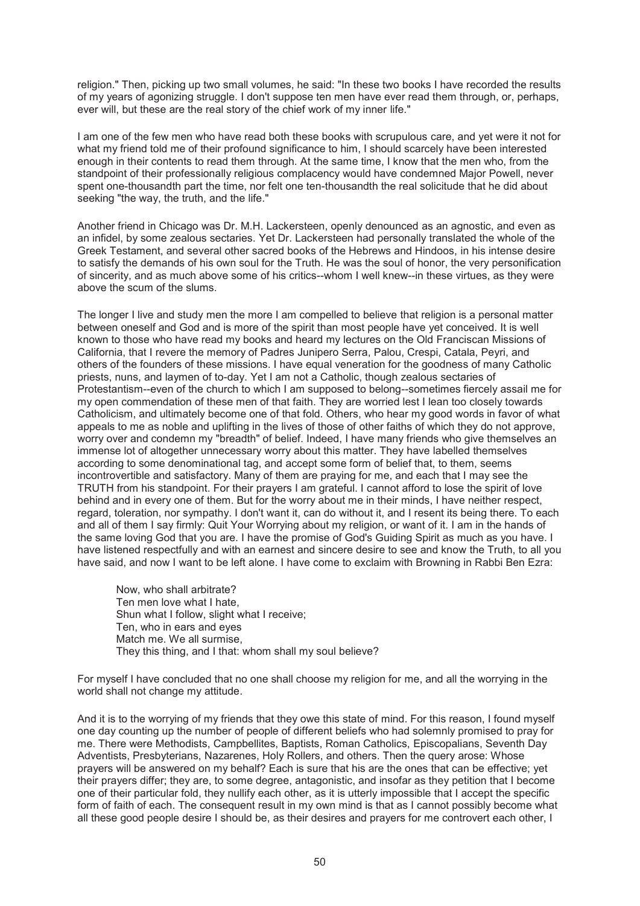religion." Then, picking up two small volumes, he said: "In these two books I have recorded the results of my years of agonizing struggle. I don't suppose ten men have ever read them through, or, perhaps, ever will, but these are the real story of the chief work of my inner life."

I am one of the few men who have read both these books with scrupulous care, and yet were it not for what my friend told me of their profound significance to him, I should scarcely have been interested enough in their contents to read them through. At the same time, I know that the men who, from the standpoint of their professionally religious complacency would have condemned Major Powell, never spent one-thousandth part the time, nor felt one ten-thousandth the real solicitude that he did about seeking "the way, the truth, and the life."

Another friend in Chicago was Dr. M.H. Lackersteen, openly denounced as an agnostic, and even as an infidel, by some zealous sectaries. Yet Dr. Lackersteen had personally translated the whole of the Greek Testament, and several other sacred books of the Hebrews and Hindoos, in his intense desire to satisfy the demands of his own soul for the Truth. He was the soul of honor, the very personification of sincerity, and as much above some of his critics--whom I well knew--in these virtues, as they were above the scum of the slums.

The longer I live and study men the more I am compelled to believe that religion is a personal matter between oneself and God and is more of the spirit than most people have yet conceived. It is well known to those who have read my books and heard my lectures on the Old Franciscan Missions of California, that I revere the memory of Padres Junipero Serra, Palou, Crespi, Catala, Peyri, and others of the founders of these missions. I have equal veneration for the goodness of many Catholic priests, nuns, and laymen of to-day. Yet I am not a Catholic, though zealous sectaries of Protestantism--even of the church to which I am supposed to belong--sometimes fiercely assail me for my open commendation of these men of that faith. They are worried lest I lean too closely towards Catholicism, and ultimately become one of that fold. Others, who hear my good words in favor of what appeals to me as noble and uplifting in the lives of those of other faiths of which they do not approve, worry over and condemn my "breadth" of belief. Indeed, I have many friends who give themselves an immense lot of altogether unnecessary worry about this matter. They have labelled themselves according to some denominational tag, and accept some form of belief that, to them, seems incontrovertible and satisfactory. Many of them are praying for me, and each that I may see the TRUTH from his standpoint. For their prayers I am grateful. I cannot afford to lose the spirit of love behind and in every one of them. But for the worry about me in their minds, I have neither respect, regard, toleration, nor sympathy. I don't want it, can do without it, and I resent its being there. To each and all of them I say firmly: Quit Your Worrying about my religion, or want of it. I am in the hands of the same loving God that you are. I have the promise of God's Guiding Spirit as much as you have. I have listened respectfully and with an earnest and sincere desire to see and know the Truth, to all you have said, and now I want to be left alone. I have come to exclaim with Browning in Rabbi Ben Ezra:

> Now, who shall arbitrate?
> Ten men love what I hate,
> Shun what I follow, slight what I receive;
> Ten, who in ears and eyes
> Match me. We all surmise,
> They this thing, and I that: whom shall my soul believe?

For myself I have concluded that no one shall choose my religion for me, and all the worrying in the world shall not change my attitude.

And it is to the worrying of my friends that they owe this state of mind. For this reason, I found myself one day counting up the number of people of different beliefs who had solemnly promised to pray for me. There were Methodists, Campbellites, Baptists, Roman Catholics, Episcopalians, Seventh Day Adventists, Presbyterians, Nazarenes, Holy Rollers, and others. Then the query arose: Whose prayers will be answered on my behalf? Each is sure that his are the ones that can be effective; yet their prayers differ; they are, to some degree, antagonistic, and insofar as they petition that I become one of their particular fold, they nullify each other, as it is utterly impossible that I accept the specific form of faith of each. The consequent result in my own mind is that as I cannot possibly become what all these good people desire I should be, as their desires and prayers for me controvert each other, I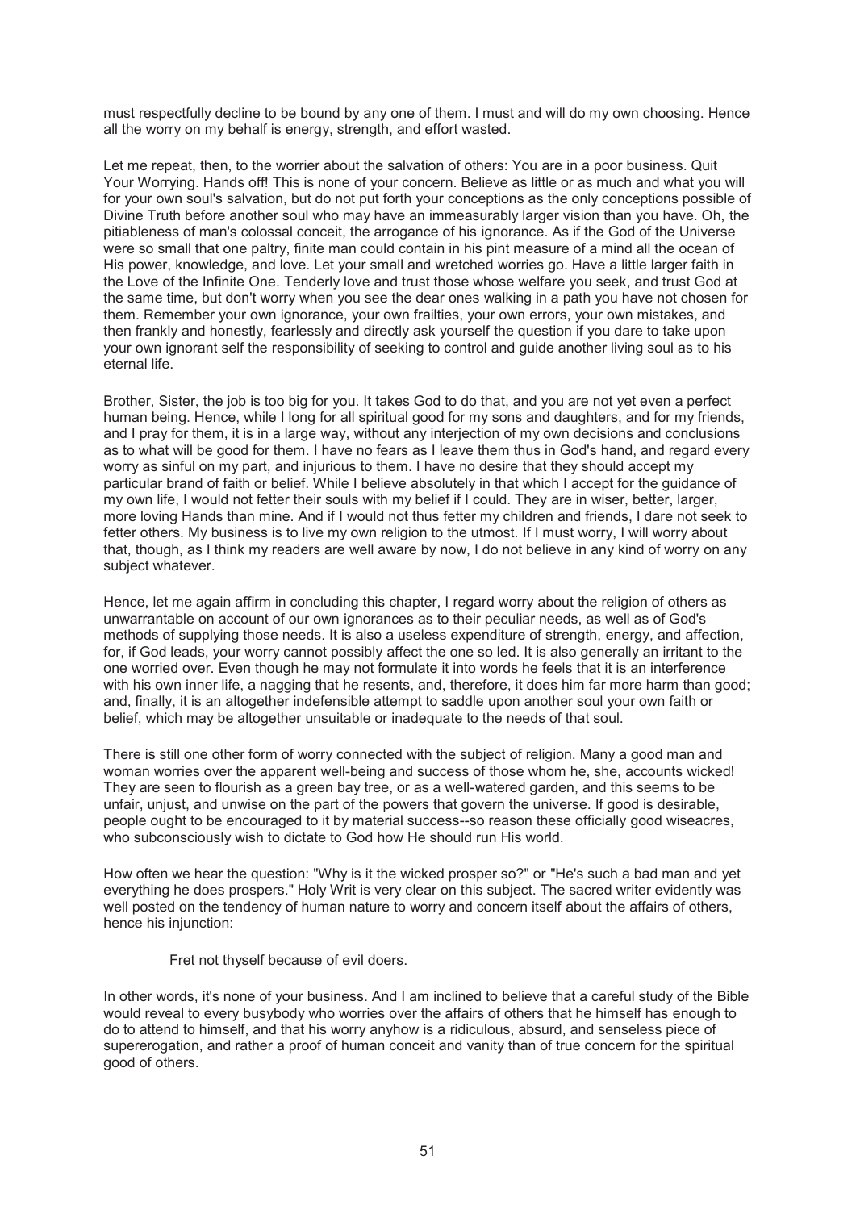must respectfully decline to be bound by any one of them. I must and will do my own choosing. Hence all the worry on my behalf is energy, strength, and effort wasted.

Let me repeat, then, to the worrier about the salvation of others: You are in a poor business. Quit Your Worrying. Hands off! This is none of your concern. Believe as little or as much and what you will for your own soul's salvation, but do not put forth your conceptions as the only conceptions possible of Divine Truth before another soul who may have an immeasurably larger vision than you have. Oh, the pitiableness of man's colossal conceit, the arrogance of his ignorance. As if the God of the Universe were so small that one paltry, finite man could contain in his pint measure of a mind all the ocean of His power, knowledge, and love. Let your small and wretched worries go. Have a little larger faith in the Love of the Infinite One. Tenderly love and trust those whose welfare you seek, and trust God at the same time, but don't worry when you see the dear ones walking in a path you have not chosen for them. Remember your own ignorance, your own frailties, your own errors, your own mistakes, and then frankly and honestly, fearlessly and directly ask yourself the question if you dare to take upon your own ignorant self the responsibility of seeking to control and guide another living soul as to his eternal life.

Brother, Sister, the job is too big for you. It takes God to do that, and you are not yet even a perfect human being. Hence, while I long for all spiritual good for my sons and daughters, and for my friends, and I pray for them, it is in a large way, without any interjection of my own decisions and conclusions as to what will be good for them. I have no fears as I leave them thus in God's hand, and regard every worry as sinful on my part, and injurious to them. I have no desire that they should accept my particular brand of faith or belief. While I believe absolutely in that which I accept for the guidance of my own life, I would not fetter their souls with my belief if I could. They are in wiser, better, larger, more loving Hands than mine. And if I would not thus fetter my children and friends, I dare not seek to fetter others. My business is to live my own religion to the utmost. If I must worry, I will worry about that, though, as I think my readers are well aware by now, I do not believe in any kind of worry on any subject whatever.

Hence, let me again affirm in concluding this chapter, I regard worry about the religion of others as unwarrantable on account of our own ignorances as to their peculiar needs, as well as of God's methods of supplying those needs. It is also a useless expenditure of strength, energy, and affection, for, if God leads, your worry cannot possibly affect the one so led. It is also generally an irritant to the one worried over. Even though he may not formulate it into words he feels that it is an interference with his own inner life, a nagging that he resents, and, therefore, it does him far more harm than good; and, finally, it is an altogether indefensible attempt to saddle upon another soul your own faith or belief, which may be altogether unsuitable or inadequate to the needs of that soul.

There is still one other form of worry connected with the subject of religion. Many a good man and woman worries over the apparent well-being and success of those whom he, she, accounts wicked! They are seen to flourish as a green bay tree, or as a well-watered garden, and this seems to be unfair, unjust, and unwise on the part of the powers that govern the universe. If good is desirable, people ought to be encouraged to it by material success--so reason these officially good wiseacres, who subconsciously wish to dictate to God how He should run His world.

How often we hear the question: "Why is it the wicked prosper so?" or "He's such a bad man and yet everything he does prospers." Holy Writ is very clear on this subject. The sacred writer evidently was well posted on the tendency of human nature to worry and concern itself about the affairs of others, hence his injunction:

> Fret not thyself because of evil doers.

In other words, it's none of your business. And I am inclined to believe that a careful study of the Bible would reveal to every busybody who worries over the affairs of others that he himself has enough to do to attend to himself, and that his worry anyhow is a ridiculous, absurd, and senseless piece of supererogation, and rather a proof of human conceit and vanity than of true concern for the spiritual good of others.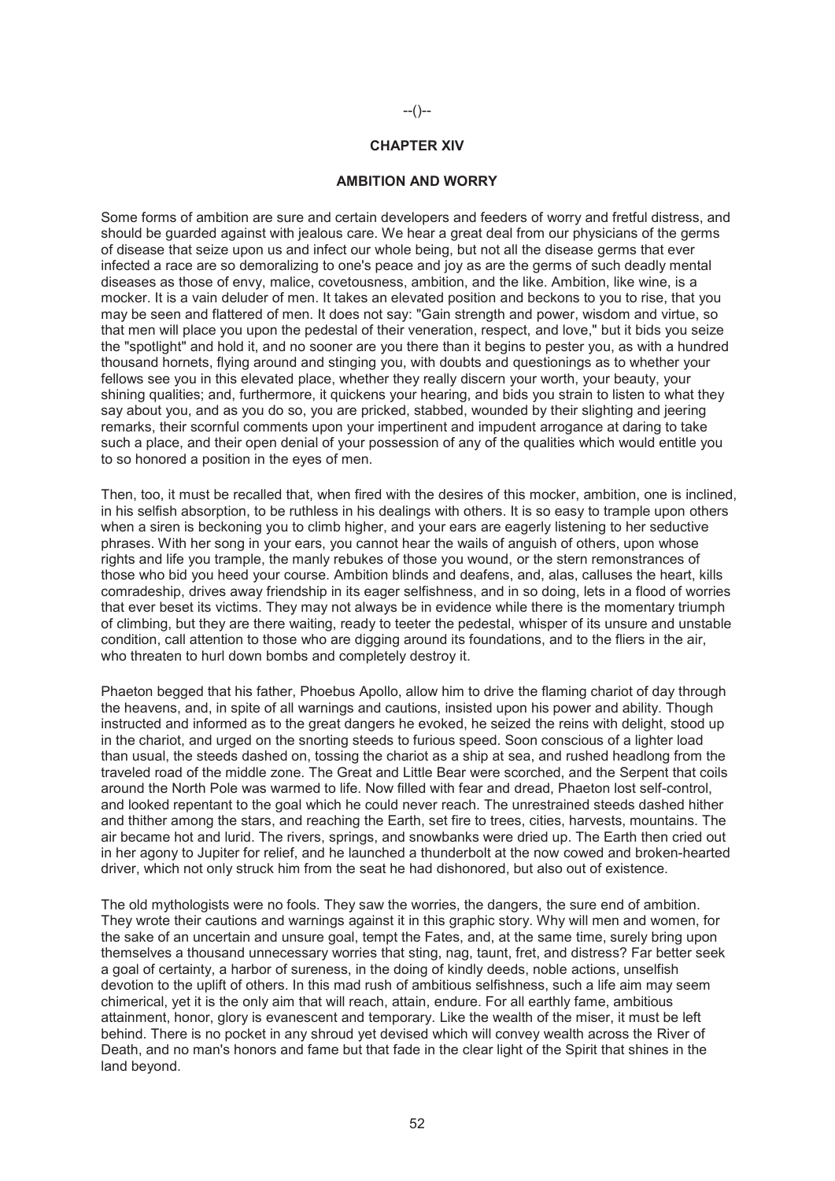--()--

## CHAPTER XIV

### AMBITION AND WORRY

Some forms of ambition are sure and certain developers and feeders of worry and fretful distress, and should be guarded against with jealous care. We hear a great deal from our physicians of the germs of disease that seize upon us and infect our whole being, but not all the disease germs that ever infected a race are so demoralizing to one's peace and joy as are the germs of such deadly mental diseases as those of envy, malice, covetousness, ambition, and the like. Ambition, like wine, is a mocker. It is a vain deluder of men. It takes an elevated position and beckons to you to rise, that you may be seen and flattered of men. It does not say: "Gain strength and power, wisdom and virtue, so that men will place you upon the pedestal of their veneration, respect, and love," but it bids you seize the "spotlight" and hold it, and no sooner are you there than it begins to pester you, as with a hundred thousand hornets, flying around and stinging you, with doubts and questionings as to whether your fellows see you in this elevated place, whether they really discern your worth, your beauty, your shining qualities; and, furthermore, it quickens your hearing, and bids you strain to listen to what they say about you, and as you do so, you are pricked, stabbed, wounded by their slighting and jeering remarks, their scornful comments upon your impertinent and impudent arrogance at daring to take such a place, and their open denial of your possession of any of the qualities which would entitle you to so honored a position in the eyes of men.

Then, too, it must be recalled that, when fired with the desires of this mocker, ambition, one is inclined, in his selfish absorption, to be ruthless in his dealings with others. It is so easy to trample upon others when a siren is beckoning you to climb higher, and your ears are eagerly listening to her seductive phrases. With her song in your ears, you cannot hear the wails of anguish of others, upon whose rights and life you trample, the manly rebukes of those you wound, or the stern remonstrances of those who bid you heed your course. Ambition blinds and deafens, and, alas, calluses the heart, kills comradeship, drives away friendship in its eager selfishness, and in so doing, lets in a flood of worries that ever beset its victims. They may not always be in evidence while there is the momentary triumph of climbing, but they are there waiting, ready to teeter the pedestal, whisper of its unsure and unstable condition, call attention to those who are digging around its foundations, and to the fliers in the air, who threaten to hurl down bombs and completely destroy it.

Phaeton begged that his father, Phoebus Apollo, allow him to drive the flaming chariot of day through the heavens, and, in spite of all warnings and cautions, insisted upon his power and ability. Though instructed and informed as to the great dangers he evoked, he seized the reins with delight, stood up in the chariot, and urged on the snorting steeds to furious speed. Soon conscious of a lighter load than usual, the steeds dashed on, tossing the chariot as a ship at sea, and rushed headlong from the traveled road of the middle zone. The Great and Little Bear were scorched, and the Serpent that coils around the North Pole was warmed to life. Now filled with fear and dread, Phaeton lost self-control, and looked repentant to the goal which he could never reach. The unrestrained steeds dashed hither and thither among the stars, and reaching the Earth, set fire to trees, cities, harvests, mountains. The air became hot and lurid. The rivers, springs, and snowbanks were dried up. The Earth then cried out in her agony to Jupiter for relief, and he launched a thunderbolt at the now cowed and broken-hearted driver, which not only struck him from the seat he had dishonored, but also out of existence.

The old mythologists were no fools. They saw the worries, the dangers, the sure end of ambition. They wrote their cautions and warnings against it in this graphic story. Why will men and women, for the sake of an uncertain and unsure goal, tempt the Fates, and, at the same time, surely bring upon themselves a thousand unnecessary worries that sting, nag, taunt, fret, and distress? Far better seek a goal of certainty, a harbor of sureness, in the doing of kindly deeds, noble actions, unselfish devotion to the uplift of others. In this mad rush of ambitious selfishness, such a life aim may seem chimerical, yet it is the only aim that will reach, attain, endure. For all earthly fame, ambitious attainment, honor, glory is evanescent and temporary. Like the wealth of the miser, it must be left behind. There is no pocket in any shroud yet devised which will convey wealth across the River of Death, and no man's honors and fame but that fade in the clear light of the Spirit that shines in the land beyond.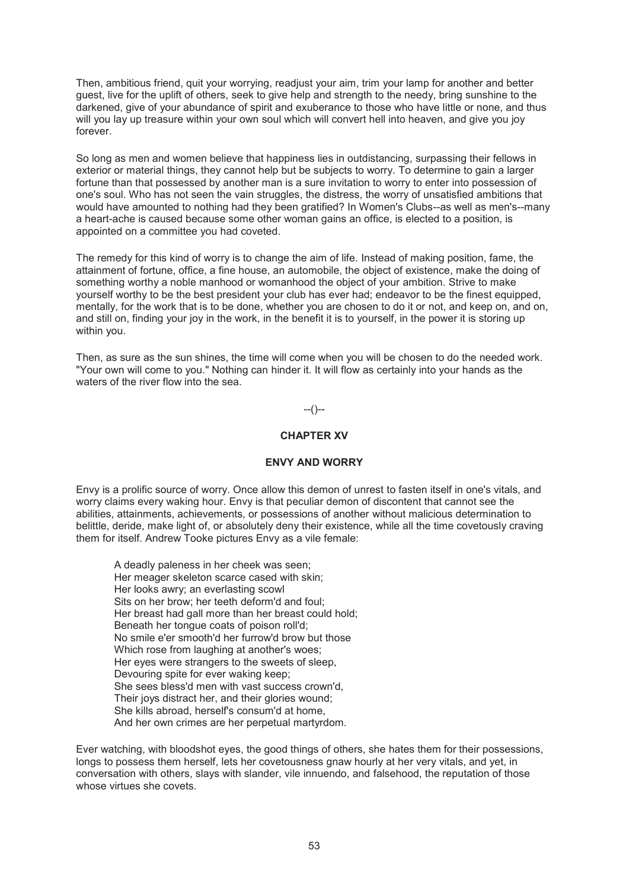Then, ambitious friend, quit your worrying, readjust your aim, trim your lamp for another and better guest, live for the uplift of others, seek to give help and strength to the needy, bring sunshine to the darkened, give of your abundance of spirit and exuberance to those who have little or none, and thus will you lay up treasure within your own soul which will convert hell into heaven, and give you joy forever.

So long as men and women believe that happiness lies in outdistancing, surpassing their fellows in exterior or material things, they cannot help but be subjects to worry. To determine to gain a larger fortune than that possessed by another man is a sure invitation to worry to enter into possession of one's soul. Who has not seen the vain struggles, the distress, the worry of unsatisfied ambitions that would have amounted to nothing had they been gratified? In Women's Clubs--as well as men's--many a heart-ache is caused because some other woman gains an office, is elected to a position, is appointed on a committee you had coveted.

The remedy for this kind of worry is to change the aim of life. Instead of making position, fame, the attainment of fortune, office, a fine house, an automobile, the object of existence, make the doing of something worthy a noble manhood or womanhood the object of your ambition. Strive to make yourself worthy to be the best president your club has ever had; endeavor to be the finest equipped, mentally, for the work that is to be done, whether you are chosen to do it or not, and keep on, and on, and still on, finding your joy in the work, in the benefit it is to yourself, in the power it is storing up within you.

Then, as sure as the sun shines, the time will come when you will be chosen to do the needed work. "Your own will come to you." Nothing can hinder it. It will flow as certainly into your hands as the waters of the river flow into the sea.

--()--

## CHAPTER XV

## ENVY AND WORRY

Envy is a prolific source of worry. Once allow this demon of unrest to fasten itself in one's vitals, and worry claims every waking hour. Envy is that peculiar demon of discontent that cannot see the abilities, attainments, achievements, or possessions of another without malicious determination to belittle, deride, make light of, or absolutely deny their existence, while all the time covetously craving them for itself. Andrew Tooke pictures Envy as a vile female:

> A deadly paleness in her cheek was seen;
> Her meager skeleton scarce cased with skin;
> Her looks awry; an everlasting scowl
> Sits on her brow; her teeth deform'd and foul;
> Her breast had gall more than her breast could hold;
> Beneath her tongue coats of poison roll'd;
> No smile e'er smooth'd her furrow'd brow but those
> Which rose from laughing at another's woes;
> Her eyes were strangers to the sweets of sleep,
> Devouring spite for ever waking keep;
> She sees bless'd men with vast success crown'd,
> Their joys distract her, and their glories wound;
> She kills abroad, herself's consum'd at home,
> And her own crimes are her perpetual martyrdom.

Ever watching, with bloodshot eyes, the good things of others, she hates them for their possessions, longs to possess them herself, lets her covetousness gnaw hourly at her very vitals, and yet, in conversation with others, slays with slander, vile innuendo, and falsehood, the reputation of those whose virtues she covets.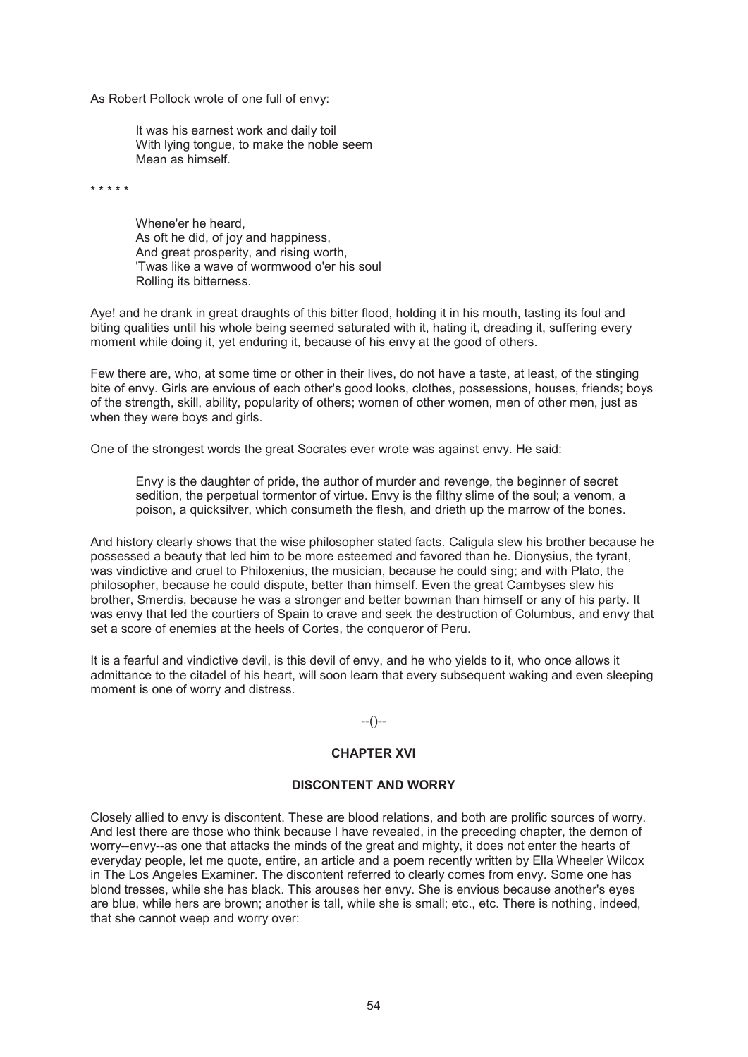As Robert Pollock wrote of one full of envy:

> It was his earnest work and daily toil
> With lying tongue, to make the noble seem
> Mean as himself.

* * * * *

> Whene'er he heard,
> As oft he did, of joy and happiness,
> And great prosperity, and rising worth,
> 'Twas like a wave of wormwood o'er his soul
> Rolling its bitterness.

Aye! and he drank in great draughts of this bitter flood, holding it in his mouth, tasting its foul and biting qualities until his whole being seemed saturated with it, hating it, dreading it, suffering every moment while doing it, yet enduring it, because of his envy at the good of others.

Few there are, who, at some time or other in their lives, do not have a taste, at least, of the stinging bite of envy. Girls are envious of each other's good looks, clothes, possessions, houses, friends; boys of the strength, skill, ability, popularity of others; women of other women, men of other men, just as when they were boys and girls.

One of the strongest words the great Socrates ever wrote was against envy. He said:

> Envy is the daughter of pride, the author of murder and revenge, the beginner of secret sedition, the perpetual tormentor of virtue. Envy is the filthy slime of the soul; a venom, a poison, a quicksilver, which consumeth the flesh, and drieth up the marrow of the bones.

And history clearly shows that the wise philosopher stated facts. Caligula slew his brother because he possessed a beauty that led him to be more esteemed and favored than he. Dionysius, the tyrant, was vindictive and cruel to Philoxenius, the musician, because he could sing; and with Plato, the philosopher, because he could dispute, better than himself. Even the great Cambyses slew his brother, Smerdis, because he was a stronger and better bowman than himself or any of his party. It was envy that led the courtiers of Spain to crave and seek the destruction of Columbus, and envy that set a score of enemies at the heels of Cortes, the conqueror of Peru.

It is a fearful and vindictive devil, is this devil of envy, and he who yields to it, who once allows it admittance to the citadel of his heart, will soon learn that every subsequent waking and even sleeping moment is one of worry and distress.

--()--

## CHAPTER XVI

### DISCONTENT AND WORRY

Closely allied to envy is discontent. These are blood relations, and both are prolific sources of worry. And lest there are those who think because I have revealed, in the preceding chapter, the demon of worry--envy--as one that attacks the minds of the great and mighty, it does not enter the hearts of everyday people, let me quote, entire, an article and a poem recently written by Ella Wheeler Wilcox in The Los Angeles Examiner. The discontent referred to clearly comes from envy. Some one has blond tresses, while she has black. This arouses her envy. She is envious because another's eyes are blue, while hers are brown; another is tall, while she is small; etc., etc. There is nothing, indeed, that she cannot weep and worry over: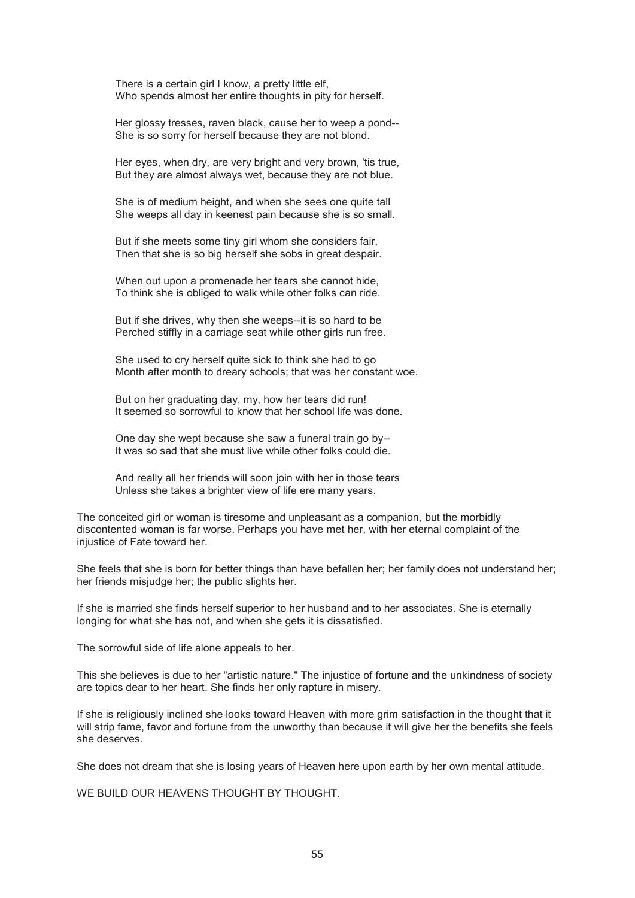There is a certain girl I know, a pretty little elf,  
Who spends almost her entire thoughts in pity for herself.

Her glossy tresses, raven black, cause her to weep a pond--  
She is so sorry for herself because they are not blond.

Her eyes, when dry, are very bright and very brown, 'tis true,  
But they are almost always wet, because they are not blue.

She is of medium height, and when she sees one quite tall  
She weeps all day in keenest pain because she is so small.

But if she meets some tiny girl whom she considers fair,  
Then that she is so big herself she sobs in great despair.

When out upon a promenade her tears she cannot hide,  
To think she is obliged to walk while other folks can ride.

But if she drives, why then she weeps--it is so hard to be  
Perched stiffly in a carriage seat while other girls run free.

She used to cry herself quite sick to think she had to go  
Month after month to dreary schools; that was her constant woe.

But on her graduating day, my, how her tears did run!  
It seemed so sorrowful to know that her school life was done.

One day she wept because she saw a funeral train go by--  
It was so sad that she must live while other folks could die.

And really all her friends will soon join with her in those tears  
Unless she takes a brighter view of life ere many years.

The conceited girl or woman is tiresome and unpleasant as a companion, but the morbidly discontented woman is far worse. Perhaps you have met her, with her eternal complaint of the injustice of Fate toward her.

She feels that she is born for better things than have befallen her; her family does not understand her; her friends misjudge her; the public slights her.

If she is married she finds herself superior to her husband and to her associates. She is eternally longing for what she has not, and when she gets it is dissatisfied.

The sorrowful side of life alone appeals to her.

This she believes is due to her "artistic nature." The injustice of fortune and the unkindness of society are topics dear to her heart. She finds her only rapture in misery.

If she is religiously inclined she looks toward Heaven with more grim satisfaction in the thought that it will strip fame, favor and fortune from the unworthy than because it will give her the benefits she feels she deserves.

She does not dream that she is losing years of Heaven here upon earth by her own mental attitude.

WE BUILD OUR HEAVENS THOUGHT BY THOUGHT.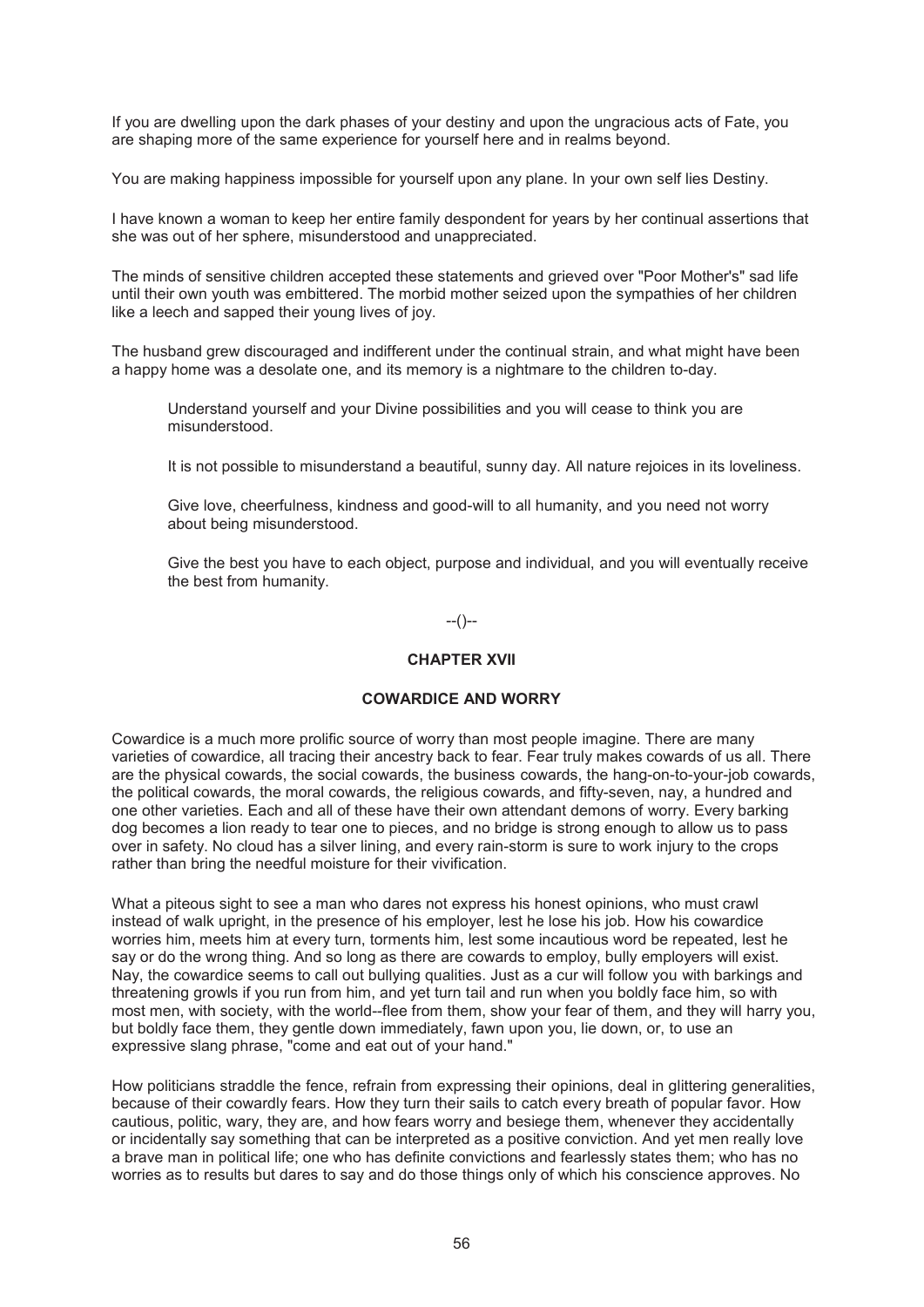If you are dwelling upon the dark phases of your destiny and upon the ungracious acts of Fate, you are shaping more of the same experience for yourself here and in realms beyond.

You are making happiness impossible for yourself upon any plane. In your own self lies Destiny.

I have known a woman to keep her entire family despondent for years by her continual assertions that she was out of her sphere, misunderstood and unappreciated.

The minds of sensitive children accepted these statements and grieved over "Poor Mother's" sad life until their own youth was embittered. The morbid mother seized upon the sympathies of her children like a leech and sapped their young lives of joy.

The husband grew discouraged and indifferent under the continual strain, and what might have been a happy home was a desolate one, and its memory is a nightmare to the children to-day.

> Understand yourself and your Divine possibilities and you will cease to think you are misunderstood.
>
> It is not possible to misunderstand a beautiful, sunny day. All nature rejoices in its loveliness.
>
> Give love, cheerfulness, kindness and good-will to all humanity, and you need not worry about being misunderstood.
>
> Give the best you have to each object, purpose and individual, and you will eventually receive the best from humanity.

--()--

## CHAPTER XVII

### COWARDICE AND WORRY

Cowardice is a much more prolific source of worry than most people imagine. There are many varieties of cowardice, all tracing their ancestry back to fear. Fear truly makes cowards of us all. There are the physical cowards, the social cowards, the business cowards, the hang-on-to-your-job cowards, the political cowards, the moral cowards, the religious cowards, and fifty-seven, nay, a hundred and one other varieties. Each and all of these have their own attendant demons of worry. Every barking dog becomes a lion ready to tear one to pieces, and no bridge is strong enough to allow us to pass over in safety. No cloud has a silver lining, and every rain-storm is sure to work injury to the crops rather than bring the needful moisture for their vivification.

What a piteous sight to see a man who dares not express his honest opinions, who must crawl instead of walk upright, in the presence of his employer, lest he lose his job. How his cowardice worries him, meets him at every turn, torments him, lest some incautious word be repeated, lest he say or do the wrong thing. And so long as there are cowards to employ, bully employers will exist. Nay, the cowardice seems to call out bullying qualities. Just as a cur will follow you with barkings and threatening growls if you run from him, and yet turn tail and run when you boldly face him, so with most men, with society, with the world--flee from them, show your fear of them, and they will harry you, but boldly face them, they gentle down immediately, fawn upon you, lie down, or, to use an expressive slang phrase, "come and eat out of your hand."

How politicians straddle the fence, refrain from expressing their opinions, deal in glittering generalities, because of their cowardly fears. How they turn their sails to catch every breath of popular favor. How cautious, politic, wary, they are, and how fears worry and besiege them, whenever they accidentally or incidentally say something that can be interpreted as a positive conviction. And yet men really love a brave man in political life; one who has definite convictions and fearlessly states them; who has no worries as to results but dares to say and do those things only of which his conscience approves. No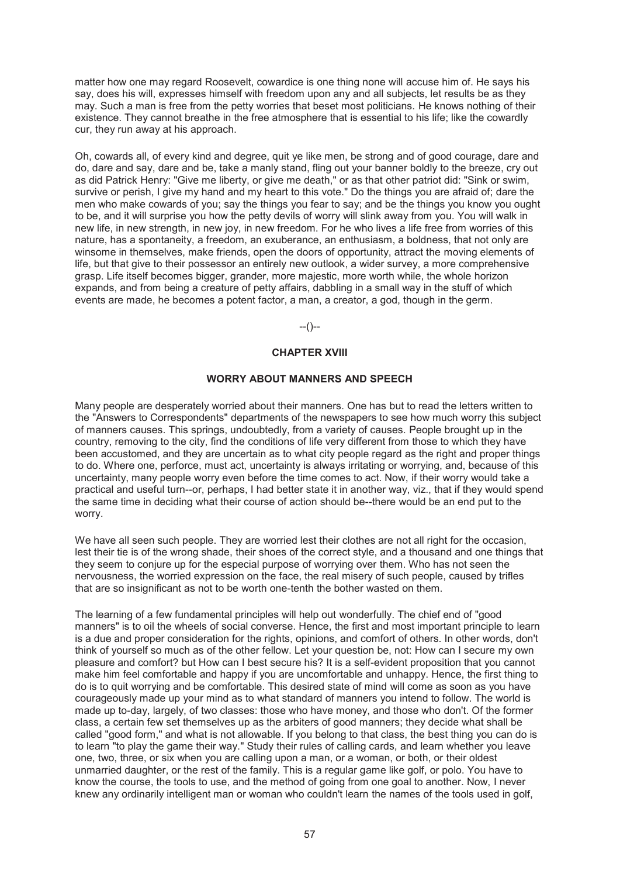matter how one may regard Roosevelt, cowardice is one thing none will accuse him of. He says his say, does his will, expresses himself with freedom upon any and all subjects, let results be as they may. Such a man is free from the petty worries that beset most politicians. He knows nothing of their existence. They cannot breathe in the free atmosphere that is essential to his life; like the cowardly cur, they run away at his approach.

Oh, cowards all, of every kind and degree, quit ye like men, be strong and of good courage, dare and do, dare and say, dare and be, take a manly stand, fling out your banner boldly to the breeze, cry out as did Patrick Henry: "Give me liberty, or give me death," or as that other patriot did: "Sink or swim, survive or perish, I give my hand and my heart to this vote." Do the things you are afraid of; dare the men who make cowards of you; say the things you fear to say; and be the things you know you ought to be, and it will surprise you how the petty devils of worry will slink away from you. You will walk in new life, in new strength, in new joy, in new freedom. For he who lives a life free from worries of this nature, has a spontaneity, a freedom, an exuberance, an enthusiasm, a boldness, that not only are winsome in themselves, make friends, open the doors of opportunity, attract the moving elements of life, but that give to their possessor an entirely new outlook, a wider survey, a more comprehensive grasp. Life itself becomes bigger, grander, more majestic, more worth while, the whole horizon expands, and from being a creature of petty affairs, dabbling in a small way in the stuff of which events are made, he becomes a potent factor, a man, a creator, a god, though in the germ.

--()--

## CHAPTER XVIII

### WORRY ABOUT MANNERS AND SPEECH

Many people are desperately worried about their manners. One has but to read the letters written to the "Answers to Correspondents" departments of the newspapers to see how much worry this subject of manners causes. This springs, undoubtedly, from a variety of causes. People brought up in the country, removing to the city, find the conditions of life very different from those to which they have been accustomed, and they are uncertain as to what city people regard as the right and proper things to do. Where one, perforce, must act, uncertainty is always irritating or worrying, and, because of this uncertainty, many people worry even before the time comes to act. Now, if their worry would take a practical and useful turn--or, perhaps, I had better state it in another way, viz., that if they would spend the same time in deciding what their course of action should be--there would be an end put to the worry.

We have all seen such people. They are worried lest their clothes are not all right for the occasion, lest their tie is of the wrong shade, their shoes of the correct style, and a thousand and one things that they seem to conjure up for the especial purpose of worrying over them. Who has not seen the nervousness, the worried expression on the face, the real misery of such people, caused by trifles that are so insignificant as not to be worth one-tenth the bother wasted on them.

The learning of a few fundamental principles will help out wonderfully. The chief end of "good manners" is to oil the wheels of social converse. Hence, the first and most important principle to learn is a due and proper consideration for the rights, opinions, and comfort of others. In other words, don't think of yourself so much as of the other fellow. Let your question be, not: How can I secure my own pleasure and comfort? but How can I best secure his? It is a self-evident proposition that you cannot make him feel comfortable and happy if you are uncomfortable and unhappy. Hence, the first thing to do is to quit worrying and be comfortable. This desired state of mind will come as soon as you have courageously made up your mind as to what standard of manners you intend to follow. The world is made up to-day, largely, of two classes: those who have money, and those who don't. Of the former class, a certain few set themselves up as the arbiters of good manners; they decide what shall be called "good form," and what is not allowable. If you belong to that class, the best thing you can do is to learn "to play the game their way." Study their rules of calling cards, and learn whether you leave one, two, three, or six when you are calling upon a man, or a woman, or both, or their oldest unmarried daughter, or the rest of the family. This is a regular game like golf, or polo. You have to know the course, the tools to use, and the method of going from one goal to another. Now, I never knew any ordinarily intelligent man or woman who couldn't learn the names of the tools used in golf,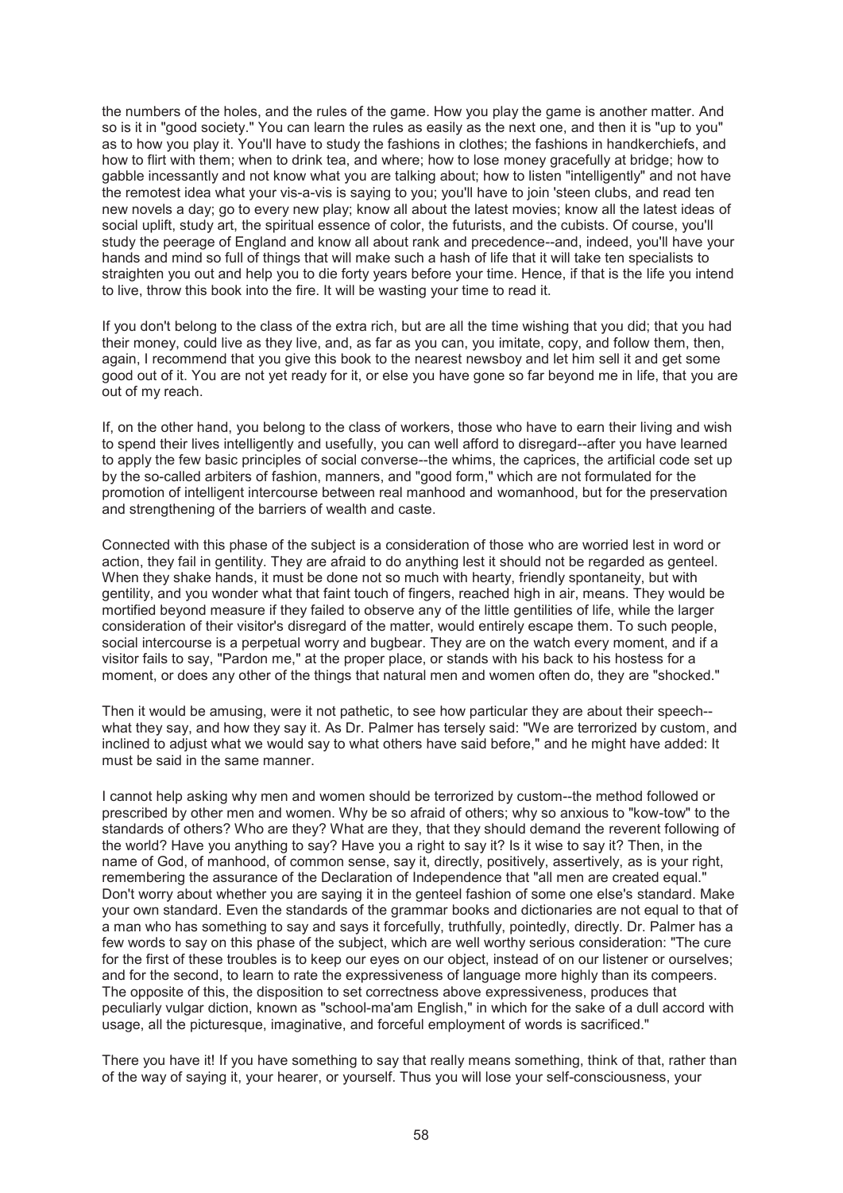the numbers of the holes, and the rules of the game. How you play the game is another matter. And so is it in "good society." You can learn the rules as easily as the next one, and then it is "up to you" as to how you play it. You'll have to study the fashions in clothes; the fashions in handkerchiefs, and how to flirt with them; when to drink tea, and where; how to lose money gracefully at bridge; how to gabble incessantly and not know what you are talking about; how to listen "intelligently" and not have the remotest idea what your vis-a-vis is saying to you; you'll have to join 'steen clubs, and read ten new novels a day; go to every new play; know all about the latest movies; know all the latest ideas of social uplift, study art, the spiritual essence of color, the futurists, and the cubists. Of course, you'll study the peerage of England and know all about rank and precedence--and, indeed, you'll have your hands and mind so full of things that will make such a hash of life that it will take ten specialists to straighten you out and help you to die forty years before your time. Hence, if that is the life you intend to live, throw this book into the fire. It will be wasting your time to read it.

If you don't belong to the class of the extra rich, but are all the time wishing that you did; that you had their money, could live as they live, and, as far as you can, you imitate, copy, and follow them, then, again, I recommend that you give this book to the nearest newsboy and let him sell it and get some good out of it. You are not yet ready for it, or else you have gone so far beyond me in life, that you are out of my reach.

If, on the other hand, you belong to the class of workers, those who have to earn their living and wish to spend their lives intelligently and usefully, you can well afford to disregard--after you have learned to apply the few basic principles of social converse--the whims, the caprices, the artificial code set up by the so-called arbiters of fashion, manners, and "good form," which are not formulated for the promotion of intelligent intercourse between real manhood and womanhood, but for the preservation and strengthening of the barriers of wealth and caste.

Connected with this phase of the subject is a consideration of those who are worried lest in word or action, they fail in gentility. They are afraid to do anything lest it should not be regarded as genteel. When they shake hands, it must be done not so much with hearty, friendly spontaneity, but with gentility, and you wonder what that faint touch of fingers, reached high in air, means. They would be mortified beyond measure if they failed to observe any of the little gentilities of life, while the larger consideration of their visitor's disregard of the matter, would entirely escape them. To such people, social intercourse is a perpetual worry and bugbear. They are on the watch every moment, and if a visitor fails to say, "Pardon me," at the proper place, or stands with his back to his hostess for a moment, or does any other of the things that natural men and women often do, they are "shocked."

Then it would be amusing, were it not pathetic, to see how particular they are about their speech--what they say, and how they say it. As Dr. Palmer has tersely said: "We are terrorized by custom, and inclined to adjust what we would say to what others have said before," and he might have added: It must be said in the same manner.

I cannot help asking why men and women should be terrorized by custom--the method followed or prescribed by other men and women. Why be so afraid of others; why so anxious to "kow-tow" to the standards of others? Who are they? What are they, that they should demand the reverent following of the world? Have you anything to say? Have you a right to say it? Is it wise to say it? Then, in the name of God, of manhood, of common sense, say it, directly, positively, assertively, as is your right, remembering the assurance of the Declaration of Independence that "all men are created equal." Don't worry about whether you are saying it in the genteel fashion of some one else's standard. Make your own standard. Even the standards of the grammar books and dictionaries are not equal to that of a man who has something to say and says it forcefully, truthfully, pointedly, directly. Dr. Palmer has a few words to say on this phase of the subject, which are well worthy serious consideration: "The cure for the first of these troubles is to keep our eyes on our object, instead of on our listener or ourselves; and for the second, to learn to rate the expressiveness of language more highly than its compeers. The opposite of this, the disposition to set correctness above expressiveness, produces that peculiarly vulgar diction, known as "school-ma'am English," in which for the sake of a dull accord with usage, all the picturesque, imaginative, and forceful employment of words is sacrificed."

There you have it! If you have something to say that really means something, think of that, rather than of the way of saying it, your hearer, or yourself. Thus you will lose your self-consciousness, your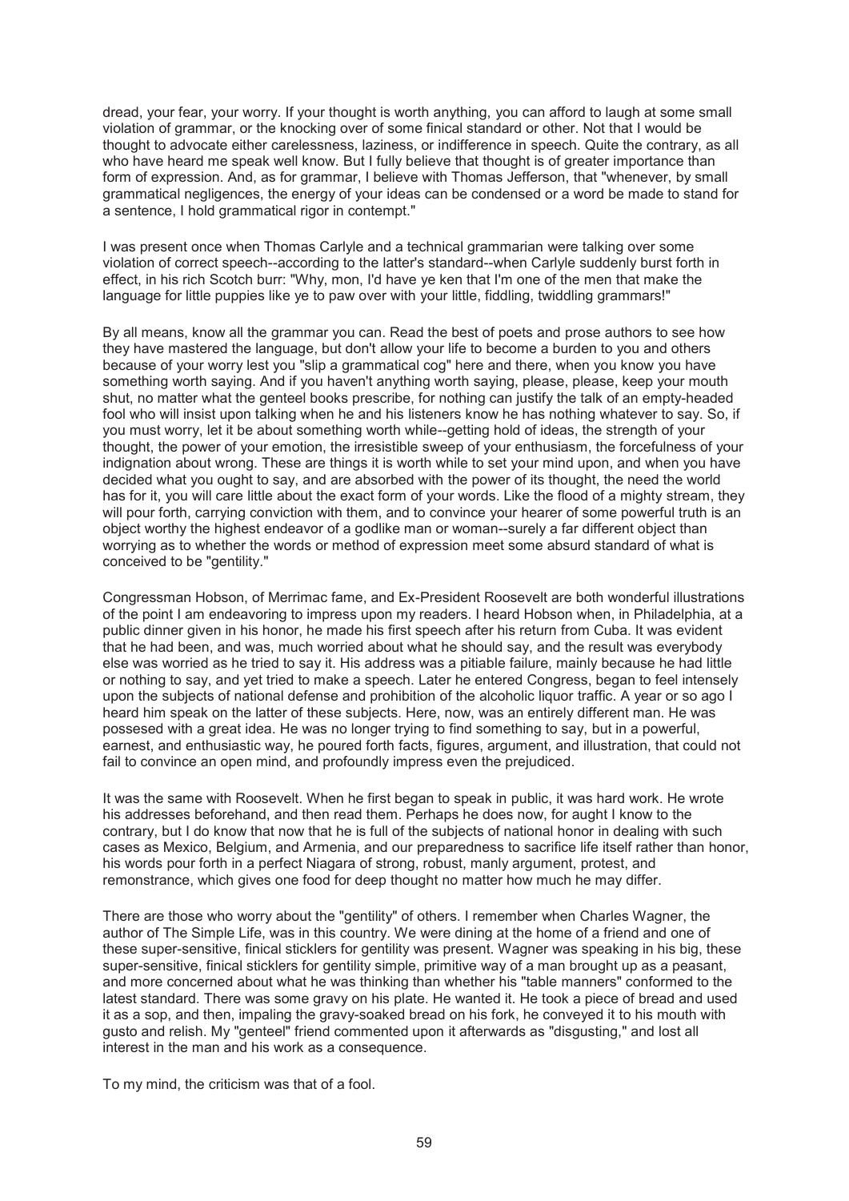dread, your fear, your worry. If your thought is worth anything, you can afford to laugh at some small violation of grammar, or the knocking over of some finical standard or other. Not that I would be thought to advocate either carelessness, laziness, or indifference in speech. Quite the contrary, as all who have heard me speak well know. But I fully believe that thought is of greater importance than form of expression. And, as for grammar, I believe with Thomas Jefferson, that "whenever, by small grammatical negligences, the energy of your ideas can be condensed or a word be made to stand for a sentence, I hold grammatical rigor in contempt."

I was present once when Thomas Carlyle and a technical grammarian were talking over some violation of correct speech--according to the latter's standard--when Carlyle suddenly burst forth in effect, in his rich Scotch burr: "Why, mon, I'd have ye ken that I'm one of the men that make the language for little puppies like ye to paw over with your little, fiddling, twiddling grammars!"

By all means, know all the grammar you can. Read the best of poets and prose authors to see how they have mastered the language, but don't allow your life to become a burden to you and others because of your worry lest you "slip a grammatical cog" here and there, when you know you have something worth saying. And if you haven't anything worth saying, please, please, keep your mouth shut, no matter what the genteel books prescribe, for nothing can justify the talk of an empty-headed fool who will insist upon talking when he and his listeners know he has nothing whatever to say. So, if you must worry, let it be about something worth while--getting hold of ideas, the strength of your thought, the power of your emotion, the irresistible sweep of your enthusiasm, the forcefulness of your indignation about wrong. These are things it is worth while to set your mind upon, and when you have decided what you ought to say, and are absorbed with the power of its thought, the need the world has for it, you will care little about the exact form of your words. Like the flood of a mighty stream, they will pour forth, carrying conviction with them, and to convince your hearer of some powerful truth is an object worthy the highest endeavor of a godlike man or woman--surely a far different object than worrying as to whether the words or method of expression meet some absurd standard of what is conceived to be "gentility."

Congressman Hobson, of Merrimac fame, and Ex-President Roosevelt are both wonderful illustrations of the point I am endeavoring to impress upon my readers. I heard Hobson when, in Philadelphia, at a public dinner given in his honor, he made his first speech after his return from Cuba. It was evident that he had been, and was, much worried about what he should say, and the result was everybody else was worried as he tried to say it. His address was a pitiable failure, mainly because he had little or nothing to say, and yet tried to make a speech. Later he entered Congress, began to feel intensely upon the subjects of national defense and prohibition of the alcoholic liquor traffic. A year or so ago I heard him speak on the latter of these subjects. Here, now, was an entirely different man. He was possesed with a great idea. He was no longer trying to find something to say, but in a powerful, earnest, and enthusiastic way, he poured forth facts, figures, argument, and illustration, that could not fail to convince an open mind, and profoundly impress even the prejudiced.

It was the same with Roosevelt. When he first began to speak in public, it was hard work. He wrote his addresses beforehand, and then read them. Perhaps he does now, for aught I know to the contrary, but I do know that now that he is full of the subjects of national honor in dealing with such cases as Mexico, Belgium, and Armenia, and our preparedness to sacrifice life itself rather than honor, his words pour forth in a perfect Niagara of strong, robust, manly argument, protest, and remonstrance, which gives one food for deep thought no matter how much he may differ.

There are those who worry about the "gentility" of others. I remember when Charles Wagner, the author of The Simple Life, was in this country. We were dining at the home of a friend and one of these super-sensitive, finical sticklers for gentility was present. Wagner was speaking in his big, these super-sensitive, finical sticklers for gentility simple, primitive way of a man brought up as a peasant, and more concerned about what he was thinking than whether his "table manners" conformed to the latest standard. There was some gravy on his plate. He wanted it. He took a piece of bread and used it as a sop, and then, impaling the gravy-soaked bread on his fork, he conveyed it to his mouth with gusto and relish. My "genteel" friend commented upon it afterwards as "disgusting," and lost all interest in the man and his work as a consequence.

To my mind, the criticism was that of a fool.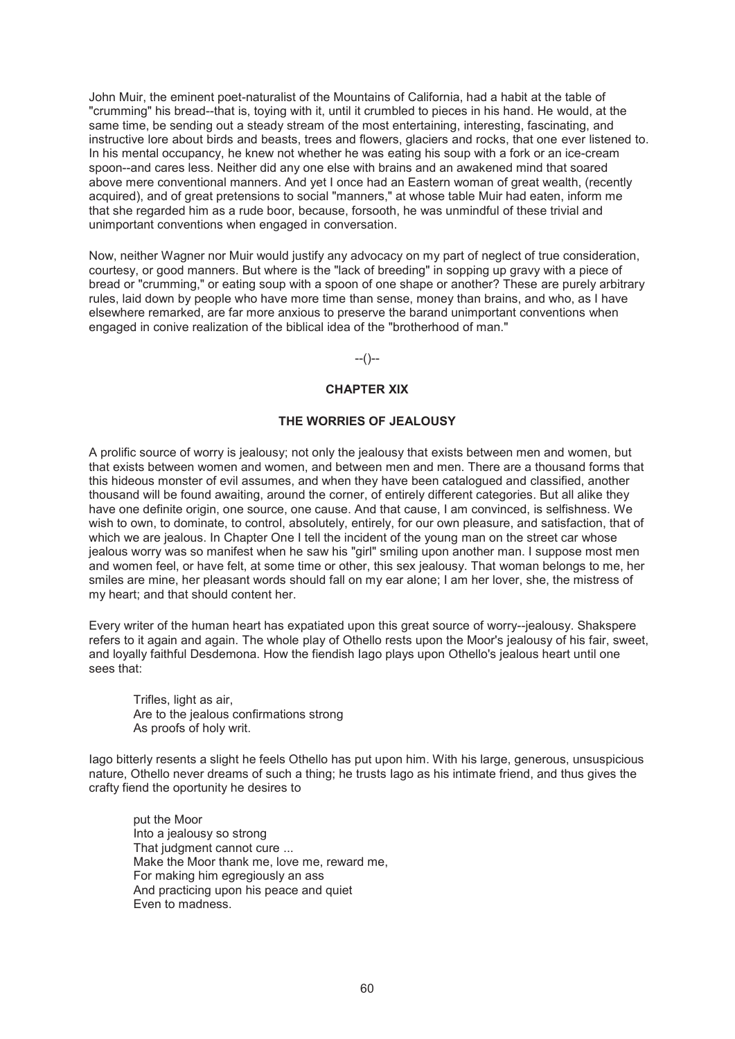John Muir, the eminent poet-naturalist of the Mountains of California, had a habit at the table of "crumming" his bread--that is, toying with it, until it crumbled to pieces in his hand. He would, at the same time, be sending out a steady stream of the most entertaining, interesting, fascinating, and instructive lore about birds and beasts, trees and flowers, glaciers and rocks, that one ever listened to. In his mental occupancy, he knew not whether he was eating his soup with a fork or an ice-cream spoon--and cares less. Neither did any one else with brains and an awakened mind that soared above mere conventional manners. And yet I once had an Eastern woman of great wealth, (recently acquired), and of great pretensions to social "manners," at whose table Muir had eaten, inform me that she regarded him as a rude boor, because, forsooth, he was unmindful of these trivial and unimportant conventions when engaged in conversation.

Now, neither Wagner nor Muir would justify any advocacy on my part of neglect of true consideration, courtesy, or good manners. But where is the "lack of breeding" in sopping up gravy with a piece of bread or "crumming," or eating soup with a spoon of one shape or another? These are purely arbitrary rules, laid down by people who have more time than sense, money than brains, and who, as I have elsewhere remarked, are far more anxious to preserve the barand unimportant conventions when engaged in conive realization of the biblical idea of the "brotherhood of man."

--()--

## CHAPTER XIX

### THE WORRIES OF JEALOUSY

A prolific source of worry is jealousy; not only the jealousy that exists between men and women, but that exists between women and women, and between men and men. There are a thousand forms that this hideous monster of evil assumes, and when they have been catalogued and classified, another thousand will be found awaiting, around the corner, of entirely different categories. But all alike they have one definite origin, one source, one cause. And that cause, I am convinced, is selfishness. We wish to own, to dominate, to control, absolutely, entirely, for our own pleasure, and satisfaction, that of which we are jealous. In Chapter One I tell the incident of the young man on the street car whose jealous worry was so manifest when he saw his "girl" smiling upon another man. I suppose most men and women feel, or have felt, at some time or other, this sex jealousy. That woman belongs to me, her smiles are mine, her pleasant words should fall on my ear alone; I am her lover, she, the mistress of my heart; and that should content her.

Every writer of the human heart has expatiated upon this great source of worry--jealousy. Shakspere refers to it again and again. The whole play of Othello rests upon the Moor's jealousy of his fair, sweet, and loyally faithful Desdemona. How the fiendish Iago plays upon Othello's jealous heart until one sees that:

> Trifles, light as air,
> Are to the jealous confirmations strong
> As proofs of holy writ.

Iago bitterly resents a slight he feels Othello has put upon him. With his large, generous, unsuspicious nature, Othello never dreams of such a thing; he trusts Iago as his intimate friend, and thus gives the crafty fiend the oportunity he desires to

> put the Moor
> Into a jealousy so strong
> That judgment cannot cure ...
> Make the Moor thank me, love me, reward me,
> For making him egregiously an ass
> And practicing upon his peace and quiet
> Even to madness.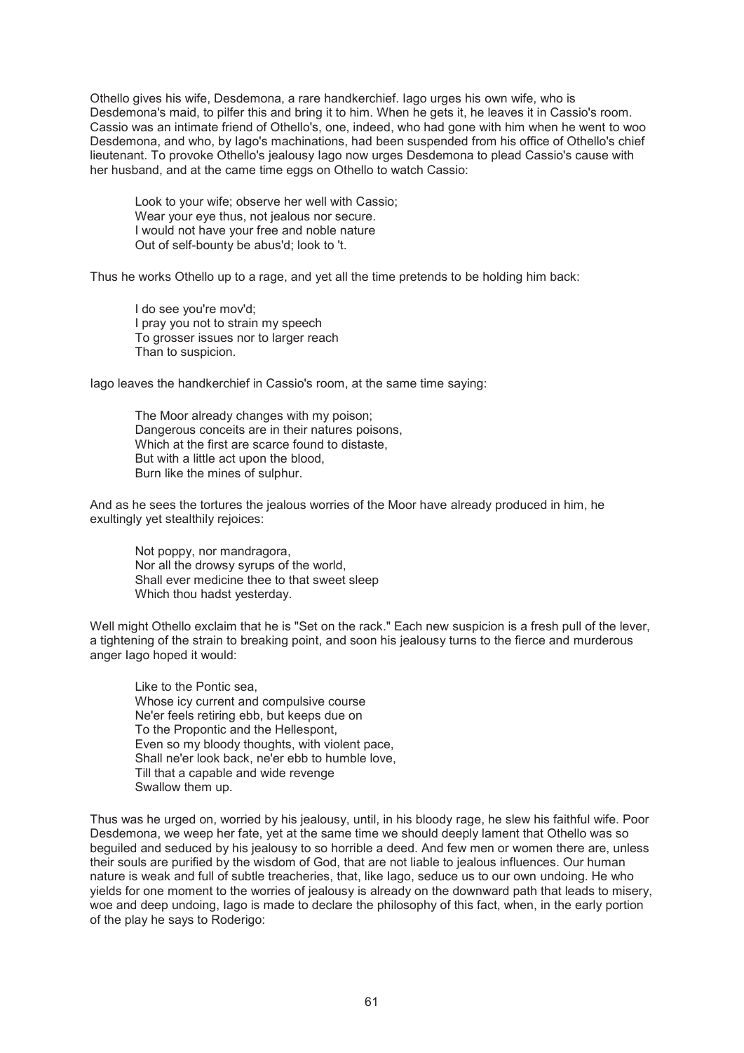Othello gives his wife, Desdemona, a rare handkerchief. Iago urges his own wife, who is Desdemona's maid, to pilfer this and bring it to him. When he gets it, he leaves it in Cassio's room. Cassio was an intimate friend of Othello's, one, indeed, who had gone with him when he went to woo Desdemona, and who, by Iago's machinations, had been suspended from his office of Othello's chief lieutenant. To provoke Othello's jealousy Iago now urges Desdemona to plead Cassio's cause with her husband, and at the came time eggs on Othello to watch Cassio:

> Look to your wife; observe her well with Cassio;
> Wear your eye thus, not jealous nor secure.
> I would not have your free and noble nature
> Out of self-bounty be abus'd; look to 't.

Thus he works Othello up to a rage, and yet all the time pretends to be holding him back:

> I do see you're mov'd;
> I pray you not to strain my speech
> To grosser issues nor to larger reach
> Than to suspicion.

Iago leaves the handkerchief in Cassio's room, at the same time saying:

> The Moor already changes with my poison;
> Dangerous conceits are in their natures poisons,
> Which at the first are scarce found to distaste,
> But with a little act upon the blood,
> Burn like the mines of sulphur.

And as he sees the tortures the jealous worries of the Moor have already produced in him, he exultingly yet stealthily rejoices:

> Not poppy, nor mandragora,
> Nor all the drowsy syrups of the world,
> Shall ever medicine thee to that sweet sleep
> Which thou hadst yesterday.

Well might Othello exclaim that he is "Set on the rack." Each new suspicion is a fresh pull of the lever, a tightening of the strain to breaking point, and soon his jealousy turns to the fierce and murderous anger Iago hoped it would:

> Like to the Pontic sea,
> Whose icy current and compulsive course
> Ne'er feels retiring ebb, but keeps due on
> To the Propontic and the Hellespont,
> Even so my bloody thoughts, with violent pace,
> Shall ne'er look back, ne'er ebb to humble love,
> Till that a capable and wide revenge
> Swallow them up.

Thus was he urged on, worried by his jealousy, until, in his bloody rage, he slew his faithful wife. Poor Desdemona, we weep her fate, yet at the same time we should deeply lament that Othello was so beguiled and seduced by his jealousy to so horrible a deed. And few men or women there are, unless their souls are purified by the wisdom of God, that are not liable to jealous influences. Our human nature is weak and full of subtle treacheries, that, like Iago, seduce us to our own undoing. He who yields for one moment to the worries of jealousy is already on the downward path that leads to misery, woe and deep undoing, Iago is made to declare the philosophy of this fact, when, in the early portion of the play he says to Roderigo: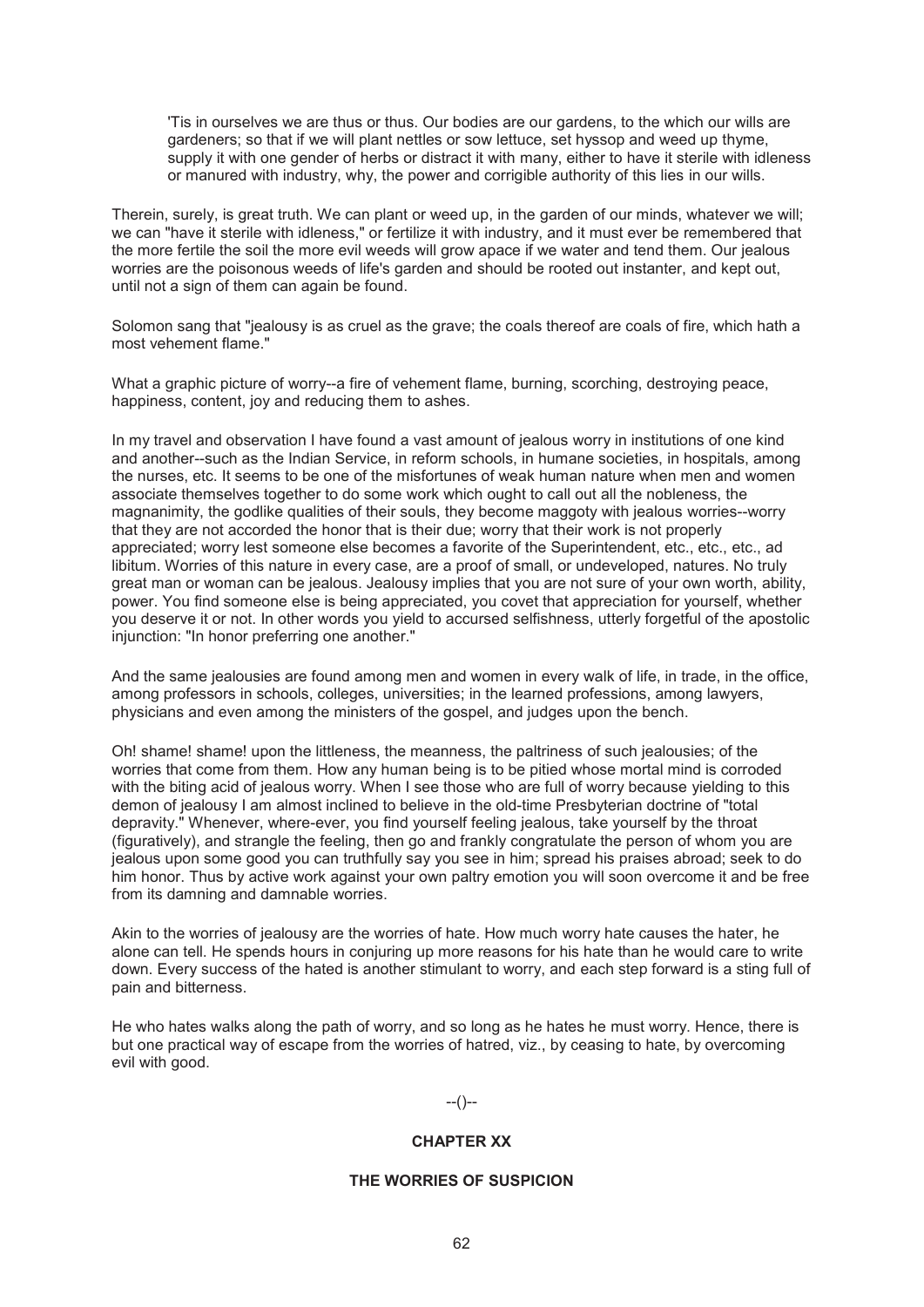> 'Tis in ourselves we are thus or thus. Our bodies are our gardens, to the which our wills are gardeners; so that if we will plant nettles or sow lettuce, set hyssop and weed up thyme, supply it with one gender of herbs or distract it with many, either to have it sterile with idleness or manured with industry, why, the power and corrigible authority of this lies in our wills.

Therein, surely, is great truth. We can plant or weed up, in the garden of our minds, whatever we will; we can "have it sterile with idleness," or fertilize it with industry, and it must ever be remembered that the more fertile the soil the more evil weeds will grow apace if we water and tend them. Our jealous worries are the poisonous weeds of life's garden and should be rooted out instanter, and kept out, until not a sign of them can again be found.

Solomon sang that "jealousy is as cruel as the grave; the coals thereof are coals of fire, which hath a most vehement flame."

What a graphic picture of worry--a fire of vehement flame, burning, scorching, destroying peace, happiness, content, joy and reducing them to ashes.

In my travel and observation I have found a vast amount of jealous worry in institutions of one kind and another--such as the Indian Service, in reform schools, in humane societies, in hospitals, among the nurses, etc. It seems to be one of the misfortunes of weak human nature when men and women associate themselves together to do some work which ought to call out all the nobleness, the magnanimity, the godlike qualities of their souls, they become maggoty with jealous worries--worry that they are not accorded the honor that is their due; worry that their work is not properly appreciated; worry lest someone else becomes a favorite of the Superintendent, etc., etc., etc., ad libitum. Worries of this nature in every case, are a proof of small, or undeveloped, natures. No truly great man or woman can be jealous. Jealousy implies that you are not sure of your own worth, ability, power. You find someone else is being appreciated, you covet that appreciation for yourself, whether you deserve it or not. In other words you yield to accursed selfishness, utterly forgetful of the apostolic injunction: "In honor preferring one another."

And the same jealousies are found among men and women in every walk of life, in trade, in the office, among professors in schools, colleges, universities; in the learned professions, among lawyers, physicians and even among the ministers of the gospel, and judges upon the bench.

Oh! shame! shame! upon the littleness, the meanness, the paltriness of such jealousies; of the worries that come from them. How any human being is to be pitied whose mortal mind is corroded with the biting acid of jealous worry. When I see those who are full of worry because yielding to this demon of jealousy I am almost inclined to believe in the old-time Presbyterian doctrine of "total depravity." Whenever, where-ever, you find yourself feeling jealous, take yourself by the throat (figuratively), and strangle the feeling, then go and frankly congratulate the person of whom you are jealous upon some good you can truthfully say you see in him; spread his praises abroad; seek to do him honor. Thus by active work against your own paltry emotion you will soon overcome it and be free from its damning and damnable worries.

Akin to the worries of jealousy are the worries of hate. How much worry hate causes the hater, he alone can tell. He spends hours in conjuring up more reasons for his hate than he would care to write down. Every success of the hated is another stimulant to worry, and each step forward is a sting full of pain and bitterness.

He who hates walks along the path of worry, and so long as he hates he must worry. Hence, there is but one practical way of escape from the worries of hatred, viz., by ceasing to hate, by overcoming evil with good.

--()--

## CHAPTER XX

### THE WORRIES OF SUSPICION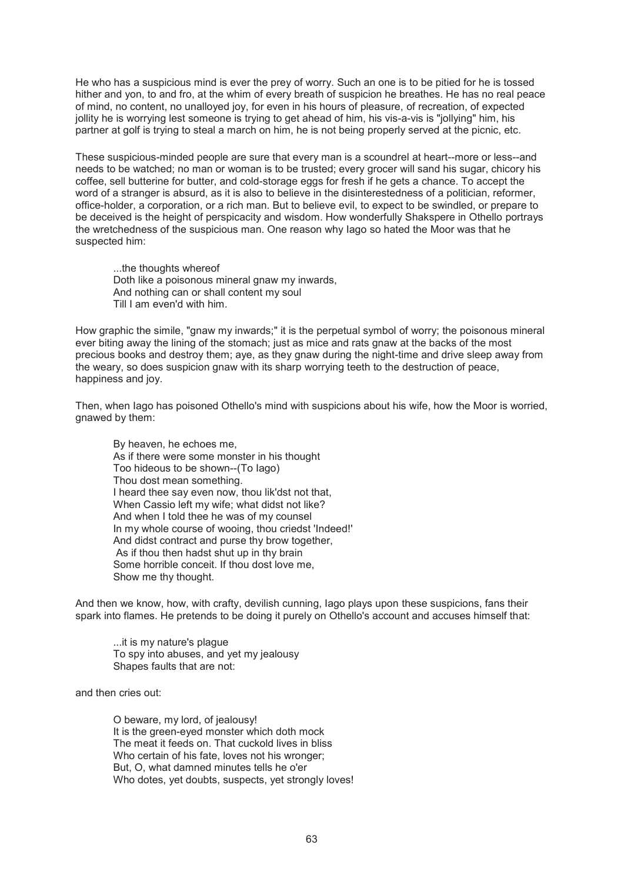He who has a suspicious mind is ever the prey of worry. Such an one is to be pitied for he is tossed hither and yon, to and fro, at the whim of every breath of suspicion he breathes. He has no real peace of mind, no content, no unalloyed joy, for even in his hours of pleasure, of recreation, of expected jollity he is worrying lest someone is trying to get ahead of him, his vis-a-vis is "jollying" him, his partner at golf is trying to steal a march on him, he is not being properly served at the picnic, etc.

These suspicious-minded people are sure that every man is a scoundrel at heart--more or less--and needs to be watched; no man or woman is to be trusted; every grocer will sand his sugar, chicory his coffee, sell butterine for butter, and cold-storage eggs for fresh if he gets a chance. To accept the word of a stranger is absurd, as it is also to believe in the disinterestedness of a politician, reformer, office-holder, a corporation, or a rich man. But to believe evil, to expect to be swindled, or prepare to be deceived is the height of perspicacity and wisdom. How wonderfully Shakspere in Othello portrays the wretchedness of the suspicious man. One reason why Iago so hated the Moor was that he suspected him:

> ...the thoughts whereof
> Doth like a poisonous mineral gnaw my inwards,
> And nothing can or shall content my soul
> Till I am even'd with him.

How graphic the simile, "gnaw my inwards;" it is the perpetual symbol of worry; the poisonous mineral ever biting away the lining of the stomach; just as mice and rats gnaw at the backs of the most precious books and destroy them; aye, as they gnaw during the night-time and drive sleep away from the weary, so does suspicion gnaw with its sharp worrying teeth to the destruction of peace, happiness and joy.

Then, when Iago has poisoned Othello's mind with suspicions about his wife, how the Moor is worried, gnawed by them:

> By heaven, he echoes me,
> As if there were some monster in his thought
> Too hideous to be shown--(To Iago)
> Thou dost mean something.
> I heard thee say even now, thou lik'dst not that,
> When Cassio left my wife; what didst not like?
> And when I told thee he was of my counsel
> In my whole course of wooing, thou criedst 'Indeed!'
> And didst contract and purse thy brow together,
> As if thou then hadst shut up in thy brain
> Some horrible conceit. If thou dost love me,
> Show me thy thought.

And then we know, how, with crafty, devilish cunning, Iago plays upon these suspicions, fans their spark into flames. He pretends to be doing it purely on Othello's account and accuses himself that:

> ...it is my nature's plague
> To spy into abuses, and yet my jealousy
> Shapes faults that are not:

and then cries out:

> O beware, my lord, of jealousy!
> It is the green-eyed monster which doth mock
> The meat it feeds on. That cuckold lives in bliss
> Who certain of his fate, loves not his wronger;
> But, O, what damned minutes tells he o'er
> Who dotes, yet doubts, suspects, yet strongly loves!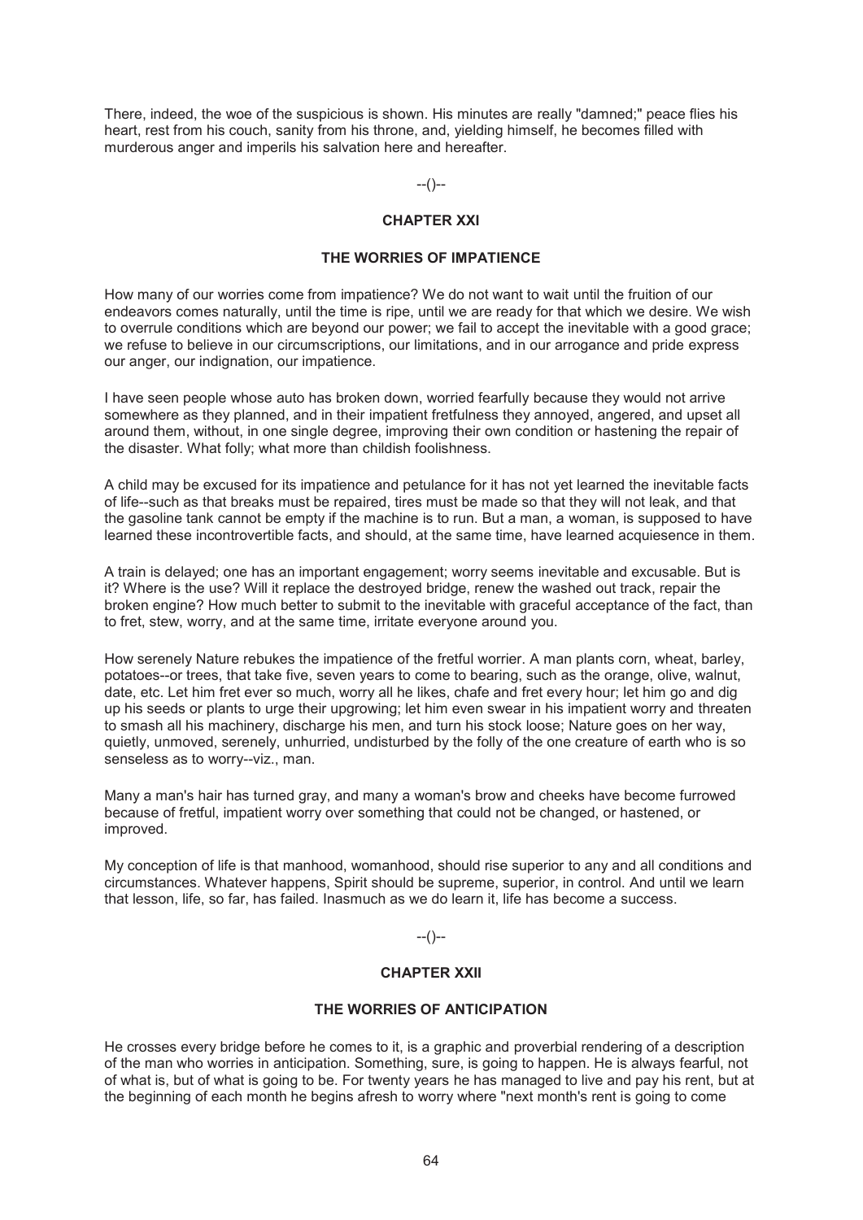There, indeed, the woe of the suspicious is shown. His minutes are really "damned;" peace flies his heart, rest from his couch, sanity from his throne, and, yielding himself, he becomes filled with murderous anger and imperils his salvation here and hereafter.

--()--

## CHAPTER XXI

### THE WORRIES OF IMPATIENCE

How many of our worries come from impatience? We do not want to wait until the fruition of our endeavors comes naturally, until the time is ripe, until we are ready for that which we desire. We wish to overrule conditions which are beyond our power; we fail to accept the inevitable with a good grace; we refuse to believe in our circumscriptions, our limitations, and in our arrogance and pride express our anger, our indignation, our impatience.

I have seen people whose auto has broken down, worried fearfully because they would not arrive somewhere as they planned, and in their impatient fretfulness they annoyed, angered, and upset all around them, without, in one single degree, improving their own condition or hastening the repair of the disaster. What folly; what more than childish foolishness.

A child may be excused for its impatience and petulance for it has not yet learned the inevitable facts of life--such as that breaks must be repaired, tires must be made so that they will not leak, and that the gasoline tank cannot be empty if the machine is to run. But a man, a woman, is supposed to have learned these incontrovertible facts, and should, at the same time, have learned acquiescence in them.

A train is delayed; one has an important engagement; worry seems inevitable and excusable. But is it? Where is the use? Will it replace the destroyed bridge, renew the washed out track, repair the broken engine? How much better to submit to the inevitable with graceful acceptance of the fact, than to fret, stew, worry, and at the same time, irritate everyone around you.

How serenely Nature rebukes the impatience of the fretful worrier. A man plants corn, wheat, barley, potatoes--or trees, that take five, seven years to come to bearing, such as the orange, olive, walnut, date, etc. Let him fret ever so much, worry all he likes, chafe and fret every hour; let him go and dig up his seeds or plants to urge their upgrowing; let him even swear in his impatient worry and threaten to smash all his machinery, discharge his men, and turn his stock loose; Nature goes on her way, quietly, unmoved, serenely, unhurried, undisturbed by the folly of the one creature of earth who is so senseless as to worry--viz., man.

Many a man's hair has turned gray, and many a woman's brow and cheeks have become furrowed because of fretful, impatient worry over something that could not be changed, or hastened, or improved.

My conception of life is that manhood, womanhood, should rise superior to any and all conditions and circumstances. Whatever happens, Spirit should be supreme, superior, in control. And until we learn that lesson, life, so far, has failed. Inasmuch as we do learn it, life has become a success.

--()--

## CHAPTER XXII

### THE WORRIES OF ANTICIPATION

He crosses every bridge before he comes to it, is a graphic and proverbial rendering of a description of the man who worries in anticipation. Something, sure, is going to happen. He is always fearful, not of what is, but of what is going to be. For twenty years he has managed to live and pay his rent, but at the beginning of each month he begins afresh to worry where "next month's rent is going to come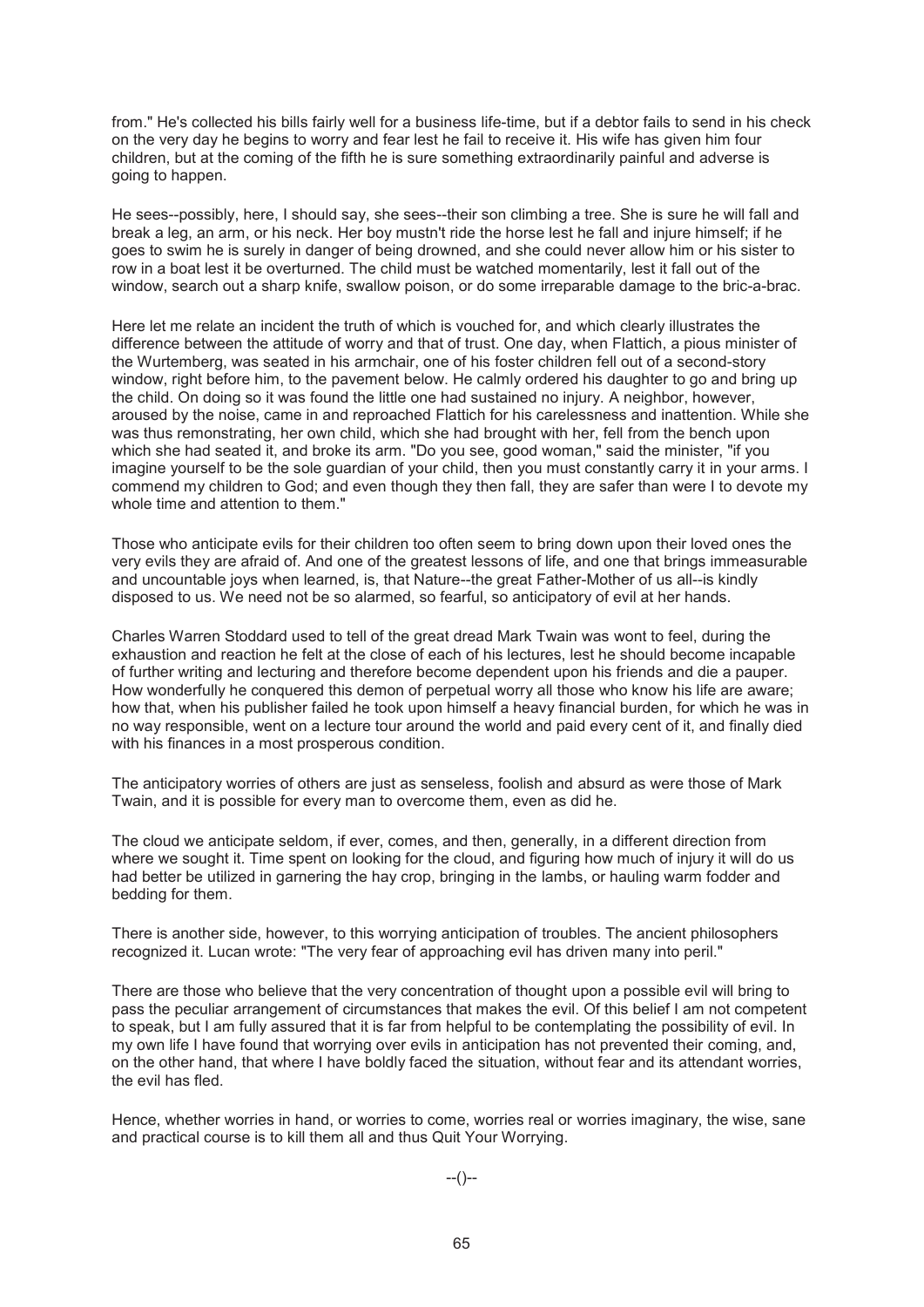from." He's collected his bills fairly well for a business life-time, but if a debtor fails to send in his check on the very day he begins to worry and fear lest he fail to receive it. His wife has given him four children, but at the coming of the fifth he is sure something extraordinarily painful and adverse is going to happen.

He sees--possibly, here, I should say, she sees--their son climbing a tree. She is sure he will fall and break a leg, an arm, or his neck. Her boy mustn't ride the horse lest he fall and injure himself; if he goes to swim he is surely in danger of being drowned, and she could never allow him or his sister to row in a boat lest it be overturned. The child must be watched momentarily, lest it fall out of the window, search out a sharp knife, swallow poison, or do some irreparable damage to the bric-a-brac.

Here let me relate an incident the truth of which is vouched for, and which clearly illustrates the difference between the attitude of worry and that of trust. One day, when Flattich, a pious minister of the Wurtemberg, was seated in his armchair, one of his foster children fell out of a second-story window, right before him, to the pavement below. He calmly ordered his daughter to go and bring up the child. On doing so it was found the little one had sustained no injury. A neighbor, however, aroused by the noise, came in and reproached Flattich for his carelessness and inattention. While she was thus remonstrating, her own child, which she had brought with her, fell from the bench upon which she had seated it, and broke its arm. "Do you see, good woman," said the minister, "if you imagine yourself to be the sole guardian of your child, then you must constantly carry it in your arms. I commend my children to God; and even though they then fall, they are safer than were I to devote my whole time and attention to them."

Those who anticipate evils for their children too often seem to bring down upon their loved ones the very evils they are afraid of. And one of the greatest lessons of life, and one that brings immeasurable and uncountable joys when learned, is, that Nature--the great Father-Mother of us all--is kindly disposed to us. We need not be so alarmed, so fearful, so anticipatory of evil at her hands.

Charles Warren Stoddard used to tell of the great dread Mark Twain was wont to feel, during the exhaustion and reaction he felt at the close of each of his lectures, lest he should become incapable of further writing and lecturing and therefore become dependent upon his friends and die a pauper. How wonderfully he conquered this demon of perpetual worry all those who know his life are aware; how that, when his publisher failed he took upon himself a heavy financial burden, for which he was in no way responsible, went on a lecture tour around the world and paid every cent of it, and finally died with his finances in a most prosperous condition.

The anticipatory worries of others are just as senseless, foolish and absurd as were those of Mark Twain, and it is possible for every man to overcome them, even as did he.

The cloud we anticipate seldom, if ever, comes, and then, generally, in a different direction from where we sought it. Time spent on looking for the cloud, and figuring how much of injury it will do us had better be utilized in garnering the hay crop, bringing in the lambs, or hauling warm fodder and bedding for them.

There is another side, however, to this worrying anticipation of troubles. The ancient philosophers recognized it. Lucan wrote: "The very fear of approaching evil has driven many into peril."

There are those who believe that the very concentration of thought upon a possible evil will bring to pass the peculiar arrangement of circumstances that makes the evil. Of this belief I am not competent to speak, but I am fully assured that it is far from helpful to be contemplating the possibility of evil. In my own life I have found that worrying over evils in anticipation has not prevented their coming, and, on the other hand, that where I have boldly faced the situation, without fear and its attendant worries, the evil has fled.

Hence, whether worries in hand, or worries to come, worries real or worries imaginary, the wise, sane and practical course is to kill them all and thus Quit Your Worrying.

--()--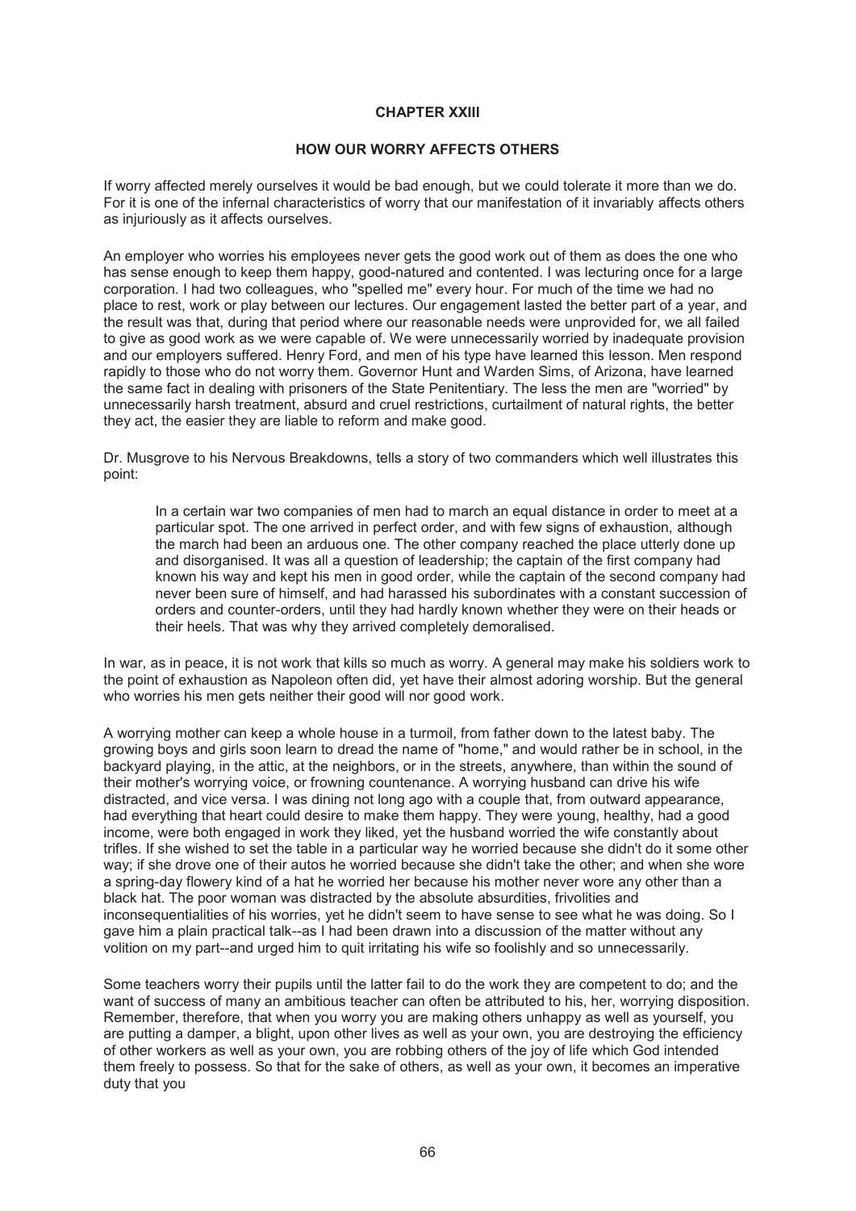# CHAPTER XXIII

## HOW OUR WORRY AFFECTS OTHERS

If worry affected merely ourselves it would be bad enough, but we could tolerate it more than we do. For it is one of the infernal characteristics of worry that our manifestation of it invariably affects others as injuriously as it affects ourselves.

An employer who worries his employees never gets the good work out of them as does the one who has sense enough to keep them happy, good-natured and contented. I was lecturing once for a large corporation. I had two colleagues, who "spelled me" every hour. For much of the time we had no place to rest, work or play between our lectures. Our engagement lasted the better part of a year, and the result was that, during that period where our reasonable needs were unprovided for, we all failed to give as good work as we were capable of. We were unnecessarily worried by inadequate provision and our employers suffered. Henry Ford, and men of his type have learned this lesson. Men respond rapidly to those who do not worry them. Governor Hunt and Warden Sims, of Arizona, have learned the same fact in dealing with prisoners of the State Penitentiary. The less the men are "worried" by unnecessarily harsh treatment, absurd and cruel restrictions, curtailment of natural rights, the better they act, the easier they are liable to reform and make good.

Dr. Musgrove to his Nervous Breakdowns, tells a story of two commanders which well illustrates this point:

> In a certain war two companies of men had to march an equal distance in order to meet at a particular spot. The one arrived in perfect order, and with few signs of exhaustion, although the march had been an arduous one. The other company reached the place utterly done up and disorganised. It was all a question of leadership; the captain of the first company had known his way and kept his men in good order, while the captain of the second company had never been sure of himself, and had harassed his subordinates with a constant succession of orders and counter-orders, until they had hardly known whether they were on their heads or their heels. That was why they arrived completely demoralised.

In war, as in peace, it is not work that kills so much as worry. A general may make his soldiers work to the point of exhaustion as Napoleon often did, yet have their almost adoring worship. But the general who worries his men gets neither their good will nor good work.

A worrying mother can keep a whole house in a turmoil, from father down to the latest baby. The growing boys and girls soon learn to dread the name of "home," and would rather be in school, in the backyard playing, in the attic, at the neighbors, or in the streets, anywhere, than within the sound of their mother's worrying voice, or frowning countenance. A worrying husband can drive his wife distracted, and vice versa. I was dining not long ago with a couple that, from outward appearance, had everything that heart could desire to make them happy. They were young, healthy, had a good income, were both engaged in work they liked, yet the husband worried the wife constantly about trifles. If she wished to set the table in a particular way he worried because she didn't do it some other way; if she drove one of their autos he worried because she didn't take the other; and when she wore a spring-day flowery kind of a hat he worried her because his mother never wore any other than a black hat. The poor woman was distracted by the absolute absurdities, frivolities and inconsequentialities of his worries, yet he didn't seem to have sense to see what he was doing. So I gave him a plain practical talk--as I had been drawn into a discussion of the matter without any volition on my part--and urged him to quit irritating his wife so foolishly and so unnecessarily.

Some teachers worry their pupils until the latter fail to do the work they are competent to do; and the want of success of many an ambitious teacher can often be attributed to his, her, worrying disposition. Remember, therefore, that when you worry you are making others unhappy as well as yourself, you are putting a damper, a blight, upon other lives as well as your own, you are destroying the efficiency of other workers as well as your own, you are robbing others of the joy of life which God intended them freely to possess. So that for the sake of others, as well as your own, it becomes an imperative duty that you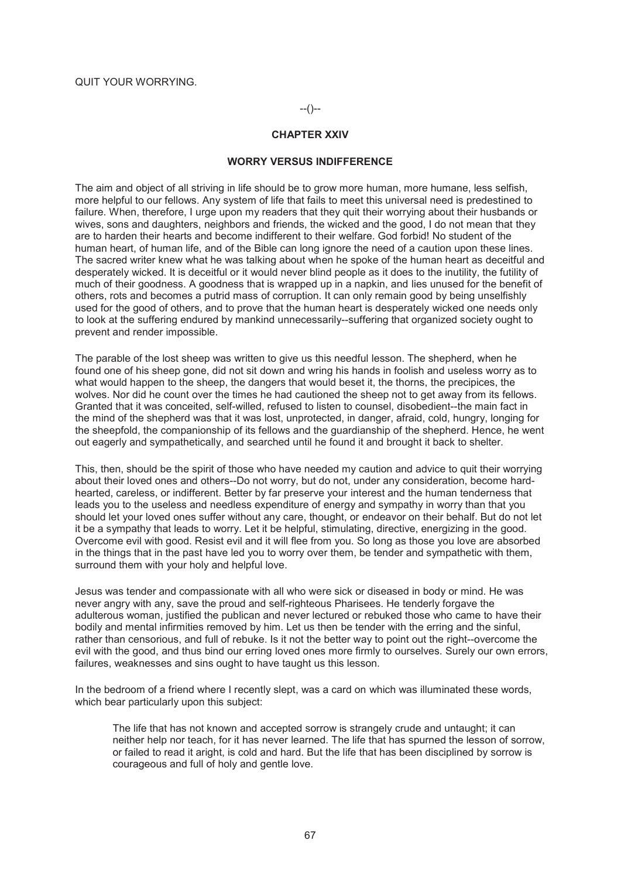QUIT YOUR WORRYING.

--()--

## CHAPTER XXIV

### WORRY VERSUS INDIFFERENCE

The aim and object of all striving in life should be to grow more human, more humane, less selfish, more helpful to our fellows. Any system of life that fails to meet this universal need is predestined to failure. When, therefore, I urge upon my readers that they quit their worrying about their husbands or wives, sons and daughters, neighbors and friends, the wicked and the good, I do not mean that they are to harden their hearts and become indifferent to their welfare. God forbid! No student of the human heart, of human life, and of the Bible can long ignore the need of a caution upon these lines. The sacred writer knew what he was talking about when he spoke of the human heart as deceitful and desperately wicked. It is deceitful or it would never blind people as it does to the inutility, the futility of much of their goodness. A goodness that is wrapped up in a napkin, and lies unused for the benefit of others, rots and becomes a putrid mass of corruption. It can only remain good by being unselfishly used for the good of others, and to prove that the human heart is desperately wicked one needs only to look at the suffering endured by mankind unnecessarily--suffering that organized society ought to prevent and render impossible.

The parable of the lost sheep was written to give us this needful lesson. The shepherd, when he found one of his sheep gone, did not sit down and wring his hands in foolish and useless worry as to what would happen to the sheep, the dangers that would beset it, the thorns, the precipices, the wolves. Nor did he count over the times he had cautioned the sheep not to get away from its fellows. Granted that it was conceited, self-willed, refused to listen to counsel, disobedient--the main fact in the mind of the shepherd was that it was lost, unprotected, in danger, afraid, cold, hungry, longing for the sheepfold, the companionship of its fellows and the guardianship of the shepherd. Hence, he went out eagerly and sympathetically, and searched until he found it and brought it back to shelter.

This, then, should be the spirit of those who have needed my caution and advice to quit their worrying about their loved ones and others--Do not worry, but do not, under any consideration, become hard-hearted, careless, or indifferent. Better by far preserve your interest and the human tenderness that leads you to the useless and needless expenditure of energy and sympathy in worry than that you should let your loved ones suffer without any care, thought, or endeavor on their behalf. But do not let it be a sympathy that leads to worry. Let it be helpful, stimulating, directive, energizing in the good. Overcome evil with good. Resist evil and it will flee from you. So long as those you love are absorbed in the things that in the past have led you to worry over them, be tender and sympathetic with them, surround them with your holy and helpful love.

Jesus was tender and compassionate with all who were sick or diseased in body or mind. He was never angry with any, save the proud and self-righteous Pharisees. He tenderly forgave the adulterous woman, justified the publican and never lectured or rebuked those who came to have their bodily and mental infirmities removed by him. Let us then be tender with the erring and the sinful, rather than censorious, and full of rebuke. Is it not the better way to point out the right--overcome the evil with the good, and thus bind our erring loved ones more firmly to ourselves. Surely our own errors, failures, weaknesses and sins ought to have taught us this lesson.

In the bedroom of a friend where I recently slept, was a card on which was illuminated these words, which bear particularly upon this subject:

> The life that has not known and accepted sorrow is strangely crude and untaught; it can neither help nor teach, for it has never learned. The life that has spurned the lesson of sorrow, or failed to read it aright, is cold and hard. But the life that has been disciplined by sorrow is courageous and full of holy and gentle love.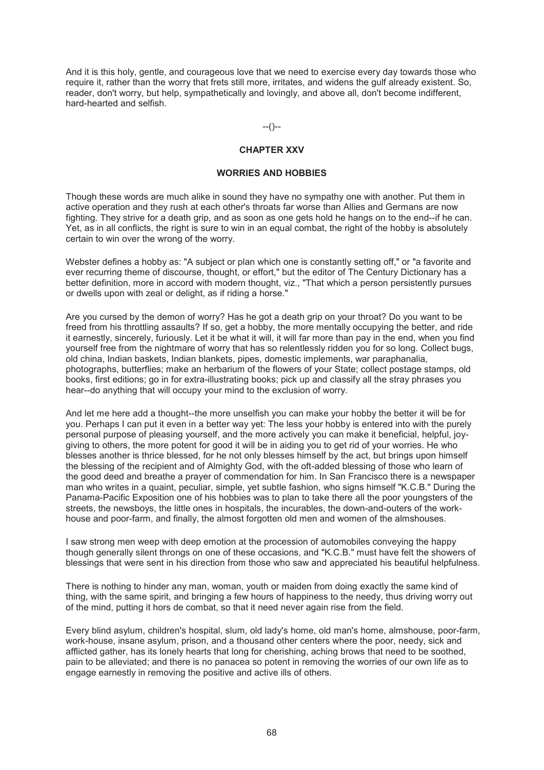And it is this holy, gentle, and courageous love that we need to exercise every day towards those who require it, rather than the worry that frets still more, irritates, and widens the gulf already existent. So, reader, don't worry, but help, sympathetically and lovingly, and above all, don't become indifferent, hard-hearted and selfish.

--()--

## CHAPTER XXV

### WORRIES AND HOBBIES

Though these words are much alike in sound they have no sympathy one with another. Put them in active operation and they rush at each other's throats far worse than Allies and Germans are now fighting. They strive for a death grip, and as soon as one gets hold he hangs on to the end--if he can. Yet, as in all conflicts, the right is sure to win in an equal combat, the right of the hobby is absolutely certain to win over the wrong of the worry.

Webster defines a hobby as: "A subject or plan which one is constantly setting off," or "a favorite and ever recurring theme of discourse, thought, or effort," but the editor of The Century Dictionary has a better definition, more in accord with modern thought, viz., "That which a person persistently pursues or dwells upon with zeal or delight, as if riding a horse."

Are you cursed by the demon of worry? Has he got a death grip on your throat? Do you want to be freed from his throttling assaults? If so, get a hobby, the more mentally occupying the better, and ride it earnestly, sincerely, furiously. Let it be what it will, it will far more than pay in the end, when you find yourself free from the nightmare of worry that has so relentlessly ridden you for so long. Collect bugs, old china, Indian baskets, Indian blankets, pipes, domestic implements, war paraphanalia, photographs, butterflies; make an herbarium of the flowers of your State; collect postage stamps, old books, first editions; go in for extra-illustrating books; pick up and classify all the stray phrases you hear--do anything that will occupy your mind to the exclusion of worry.

And let me here add a thought--the more unselfish you can make your hobby the better it will be for you. Perhaps I can put it even in a better way yet: The less your hobby is entered into with the purely personal purpose of pleasing yourself, and the more actively you can make it beneficial, helpful, joy-giving to others, the more potent for good it will be in aiding you to get rid of your worries. He who blesses another is thrice blessed, for he not only blesses himself by the act, but brings upon himself the blessing of the recipient and of Almighty God, with the oft-added blessing of those who learn of the good deed and breathe a prayer of commendation for him. In San Francisco there is a newspaper man who writes in a quaint, peculiar, simple, yet subtle fashion, who signs himself "K.C.B." During the Panama-Pacific Exposition one of his hobbies was to plan to take there all the poor youngsters of the streets, the newsboys, the little ones in hospitals, the incurables, the down-and-outers of the work-house and poor-farm, and finally, the almost forgotten old men and women of the almshouses.

I saw strong men weep with deep emotion at the procession of automobiles conveying the happy though generally silent throngs on one of these occasions, and "K.C.B." must have felt the showers of blessings that were sent in his direction from those who saw and appreciated his beautiful helpfulness.

There is nothing to hinder any man, woman, youth or maiden from doing exactly the same kind of thing, with the same spirit, and bringing a few hours of happiness to the needy, thus driving worry out of the mind, putting it hors de combat, so that it need never again rise from the field.

Every blind asylum, children's hospital, slum, old lady's home, old man's home, almshouse, poor-farm, work-house, insane asylum, prison, and a thousand other centers where the poor, needy, sick and afflicted gather, has its lonely hearts that long for cherishing, aching brows that need to be soothed, pain to be alleviated; and there is no panacea so potent in removing the worries of our own life as to engage earnestly in removing the positive and active ills of others.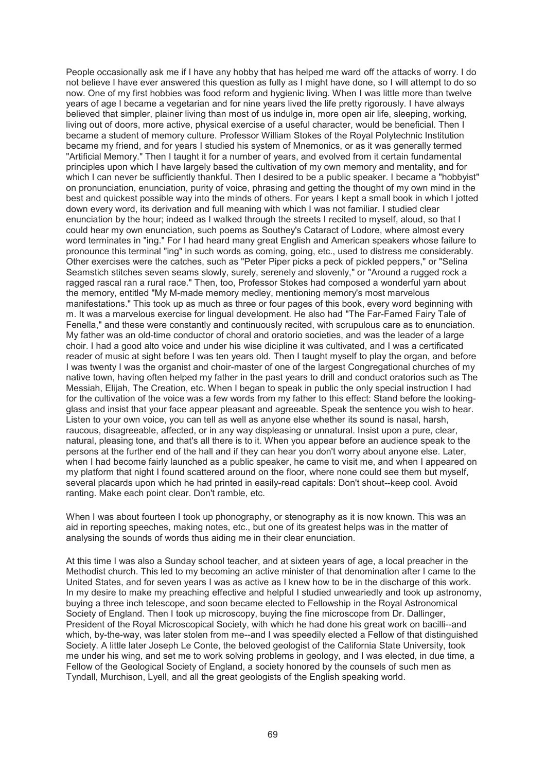People occasionally ask me if I have any hobby that has helped me ward off the attacks of worry. I do not believe I have ever answered this question as fully as I might have done, so I will attempt to do so now. One of my first hobbies was food reform and hygienic living. When I was little more than twelve years of age I became a vegetarian and for nine years lived the life pretty rigorously. I have always believed that simpler, plainer living than most of us indulge in, more open air life, sleeping, working, living out of doors, more active, physical exercise of a useful character, would be beneficial. Then I became a student of memory culture. Professor William Stokes of the Royal Polytechnic Institution became my friend, and for years I studied his system of Mnemonics, or as it was generally termed "Artificial Memory." Then I taught it for a number of years, and evolved from it certain fundamental principles upon which I have largely based the cultivation of my own memory and mentality, and for which I can never be sufficiently thankful. Then I desired to be a public speaker. I became a "hobbyist" on pronunciation, enunciation, purity of voice, phrasing and getting the thought of my own mind in the best and quickest possible way into the minds of others. For years I kept a small book in which I jotted down every word, its derivation and full meaning with which I was not familiar. I studied clear enunciation by the hour; indeed as I walked through the streets I recited to myself, aloud, so that I could hear my own enunciation, such poems as Southey's Cataract of Lodore, where almost every word terminates in "ing." For I had heard many great English and American speakers whose failure to pronounce this terminal "ing" in such words as coming, going, etc., used to distress me considerably. Other exercises were the catches, such as "Peter Piper picks a peck of pickled peppers," or "Selina Seamstich stitches seven seams slowly, surely, serenely and slovenly," or "Around a rugged rock a ragged rascal ran a rural race." Then, too, Professor Stokes had composed a wonderful yarn about the memory, entitled "My M-made memory medley, mentioning memory's most marvelous manifestations." This took up as much as three or four pages of this book, every word beginning with m. It was a marvelous exercise for lingual development. He also had "The Far-Famed Fairy Tale of Fenella," and these were constantly and continuously recited, with scrupulous care as to enunciation. My father was an old-time conductor of choral and oratorio societies, and was the leader of a large choir. I had a good alto voice and under his wise dicipline it was cultivated, and I was a certificated reader of music at sight before I was ten years old. Then I taught myself to play the organ, and before I was twenty I was the organist and choir-master of one of the largest Congregational churches of my native town, having often helped my father in the past years to drill and conduct oratorios such as The Messiah, Elijah, The Creation, etc. When I began to speak in public the only special instruction I had for the cultivation of the voice was a few words from my father to this effect: Stand before the looking-glass and insist that your face appear pleasant and agreeable. Speak the sentence you wish to hear. Listen to your own voice, you can tell as well as anyone else whether its sound is nasal, harsh, raucous, disagreeable, affected, or in any way displeasing or unnatural. Insist upon a pure, clear, natural, pleasing tone, and that's all there is to it. When you appear before an audience speak to the persons at the further end of the hall and if they can hear you you don't worry about anyone else. Later, when I had become fairly launched as a public speaker, he came to visit me, and when I appeared on my platform that night I found scattered around on the floor, where none could see them but myself, several placards upon which he had printed in easily-read capitals: Don't shout--keep cool. Avoid ranting. Make each point clear. Don't ramble, etc.

When I was about fourteen I took up phonography, or stenography as it is now known. This was an aid in reporting speeches, making notes, etc., but one of its greatest helps was in the matter of analysing the sounds of words thus aiding me in their clear enunciation.

At this time I was also a Sunday school teacher, and at sixteen years of age, a local preacher in the Methodist church. This led to my becoming an active minister of that denomination after I came to the United States, and for seven years I was as active as I knew how to be in the discharge of this work. In my desire to make my preaching effective and helpful I studied unweariedly and took up astronomy, buying a three inch telescope, and soon became elected to Fellowship in the Royal Astronomical Society of England. Then I took up microscopy, buying the fine microscope from Dr. Dallinger, President of the Royal Microscopical Society, with which he had done his great work on bacilli--and which, by-the-way, was later stolen from me--and I was speedily elected a Fellow of that distinguished Society. A little later Joseph Le Conte, the beloved geologist of the California State University, took me under his wing, and set me to work solving problems in geology, and I was elected, in due time, a Fellow of the Geological Society of England, a society honored by the counsels of such men as Tyndall, Murchison, Lyell, and all the great geologists of the English speaking world.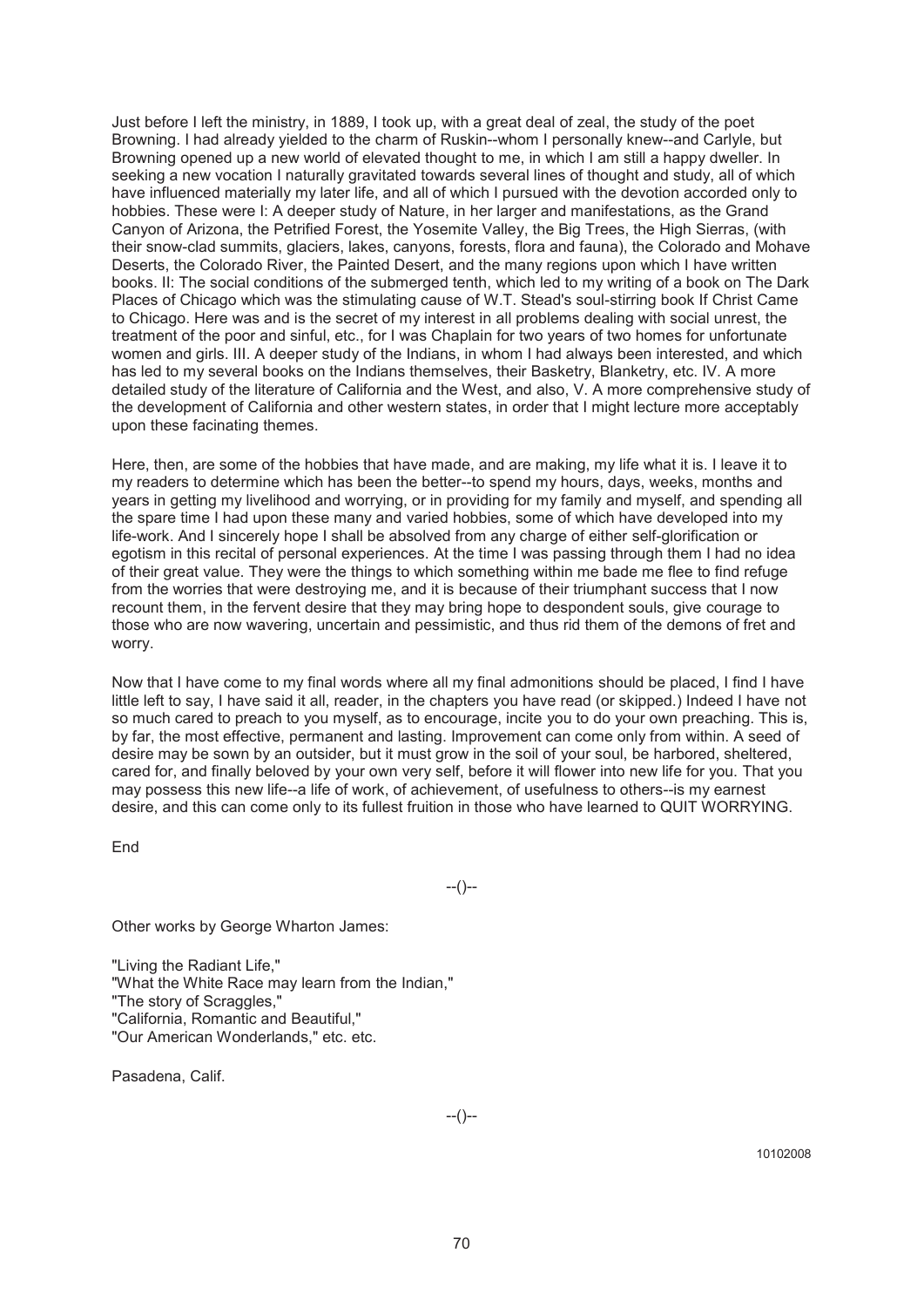Just before I left the ministry, in 1889, I took up, with a great deal of zeal, the study of the poet Browning. I had already yielded to the charm of Ruskin--whom I personally knew--and Carlyle, but Browning opened up a new world of elevated thought to me, in which I am still a happy dweller. In seeking a new vocation I naturally gravitated towards several lines of thought and study, all of which have influenced materially my later life, and all of which I pursued with the devotion accorded only to hobbies. These were I: A deeper study of Nature, in her larger and manifestations, as the Grand Canyon of Arizona, the Petrified Forest, the Yosemite Valley, the Big Trees, the High Sierras, (with their snow-clad summits, glaciers, lakes, canyons, forests, flora and fauna), the Colorado and Mohave Deserts, the Colorado River, the Painted Desert, and the many regions upon which I have written books. II: The social conditions of the submerged tenth, which led to my writing of a book on The Dark Places of Chicago which was the stimulating cause of W.T. Stead's soul-stirring book If Christ Came to Chicago. Here was and is the secret of my interest in all problems dealing with social unrest, the treatment of the poor and sinful, etc., for I was Chaplain for two years of two homes for unfortunate women and girls. III. A deeper study of the Indians, in whom I had always been interested, and which has led to my several books on the Indians themselves, their Basketry, Blanketry, etc. IV. A more detailed study of the literature of California and the West, and also, V. A more comprehensive study of the development of California and other western states, in order that I might lecture more acceptably upon these facinating themes.

Here, then, are some of the hobbies that have made, and are making, my life what it is. I leave it to my readers to determine which has been the better--to spend my hours, days, weeks, months and years in getting my livelihood and worrying, or in providing for my family and myself, and spending all the spare time I had upon these many and varied hobbies, some of which have developed into my life-work. And I sincerely hope I shall be absolved from any charge of either self-glorification or egotism in this recital of personal experiences. At the time I was passing through them I had no idea of their great value. They were the things to which something within me bade me flee to find refuge from the worries that were destroying me, and it is because of their triumphant success that I now recount them, in the fervent desire that they may bring hope to despondent souls, give courage to those who are now wavering, uncertain and pessimistic, and thus rid them of the demons of fret and worry.

Now that I have come to my final words where all my final admonitions should be placed, I find I have little left to say, I have said it all, reader, in the chapters you have read (or skipped.) Indeed I have not so much cared to preach to you myself, as to encourage, incite you to do your own preaching. This is, by far, the most effective, permanent and lasting. Improvement can come only from within. A seed of desire may be sown by an outsider, but it must grow in the soil of your soul, be harbored, sheltered, cared for, and finally beloved by your own very self, before it will flower into new life for you. That you may possess this new life--a life of work, of achievement, of usefulness to others--is my earnest desire, and this can come only to its fullest fruition in those who have learned to QUIT WORRYING.

End

--()--

Other works by George Wharton James:

"Living the Radiant Life,"
"What the White Race may learn from the Indian,"
"The story of Scraggles,"
"California, Romantic and Beautiful,"
"Our American Wonderlands," etc. etc.

Pasadena, Calif.

--()--

10102008